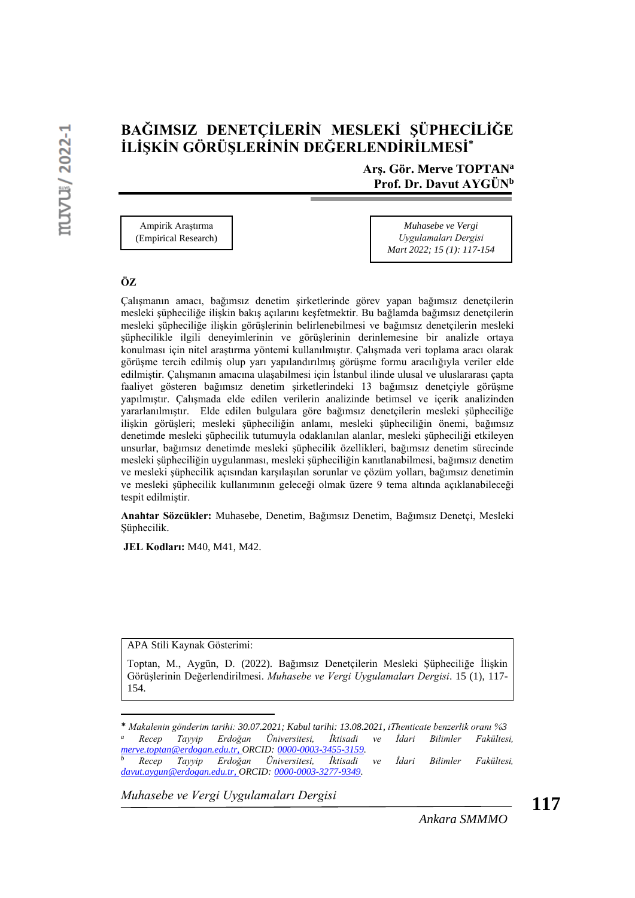# BAĞIMSIZ DENETÇİLERİN MESLEKİ ŞÜPHECİLİĞE İLİŞKİN GÖRÜŞLERİNİN DEĞERLENDİRİLMESİ*

**Arş. Gör. Merve TOPTAN[a]**
**Prof. Dr. Davut AYGÜN[b]**

Ampirik Araştırma
(Empirical Research)

*Muhasebe ve Vergi Uygulamaları Dergisi*
*Mart 2022; 15 (1): 117-154*

## ÖZ

Çalışmanın amacı, bağımsız denetim şirketlerinde görev yapan bağımsız denetçilerin mesleki şüpheciliğe ilişkin bakış açılarını keşfetmektir. Bu bağlamda bağımsız denetçilerin mesleki şüpheciliğe ilişkin görüşlerinin belirlenebilmesi ve bağımsız denetçilerin mesleki şüphecilikle ilgili deneyimlerinin ve görüşlerinin derinlemesine bir analizle ortaya konulması için nitel araştırma yöntemi kullanılmıştır. Çalışmada veri toplama aracı olarak görüşme tercih edilmiş olup yarı yapılandırılmış görüşme formu aracılığıyla veriler elde edilmiştir. Çalışmanın amacına ulaşabilmesi için İstanbul ilinde ulusal ve uluslararası çapta faaliyet gösteren bağımsız denetim şirketlerindeki 13 bağımsız denetçiyle görüşme yapılmıştır. Çalışmada elde edilen verilerin analizinde betimsel ve içerik analizinden yararlanılmıştır. Elde edilen bulgulara göre bağımsız denetçilerin mesleki şüpheciliğe ilişkin görüşleri; mesleki şüpheciliğin anlamı, mesleki şüpheciliğin önemi, bağımsız denetimde mesleki şüphecilik tutumuyla odaklanılan alanlar, mesleki şüpheciliği etkileyen unsurlar, bağımsız denetimde mesleki şüphecilik özellikleri, bağımsız denetim sürecinde mesleki şüpheciliğin uygulanması, mesleki şüpheciliğin kanıtlanabilmesi, bağımsız denetim ve mesleki şüphecilik açısından karşılaşılan sorunlar ve çözüm yolları, bağımsız denetimin ve mesleki şüphecilik kullanımının geleceği olmak üzere 9 tema altında açıklanabileceği tespit edilmiştir.

**Anahtar Sözcükler:** Muhasebe, Denetim, Bağımsız Denetim, Bağımsız Denetçi, Mesleki Şüphecilik.

**JEL Kodları:** M40, M41, M42.

APA Stili Kaynak Gösterimi:

Toptan, M., Aygün, D. (2022). Bağımsız Denetçilerin Mesleki Şüpheciliğe İlişkin Görüşlerinin Değerlendirilmesi. *Muhasebe ve Vergi Uygulamaları Dergisi*. 15 (1), 117-154.

---

\* *Makalenin gönderim tarihi: 30.07.2021; Kabul tarihi: 13.08.2021, iThenticate benzerlik oranı %3*

[a] *Recep Tayyip Erdoğan Üniversitesi, İktisadi ve İdari Bilimler Fakültesi,* merve.toptan@erdogan.edu.tr, ORCID: 0000-0003-3455-3159.

[b] *Recep Tayyip Erdoğan Üniversitesi, İktisadi ve İdari Bilimler Fakültesi,* davut.aygun@erdogan.edu.tr, ORCID: 0000-0003-3277-9349.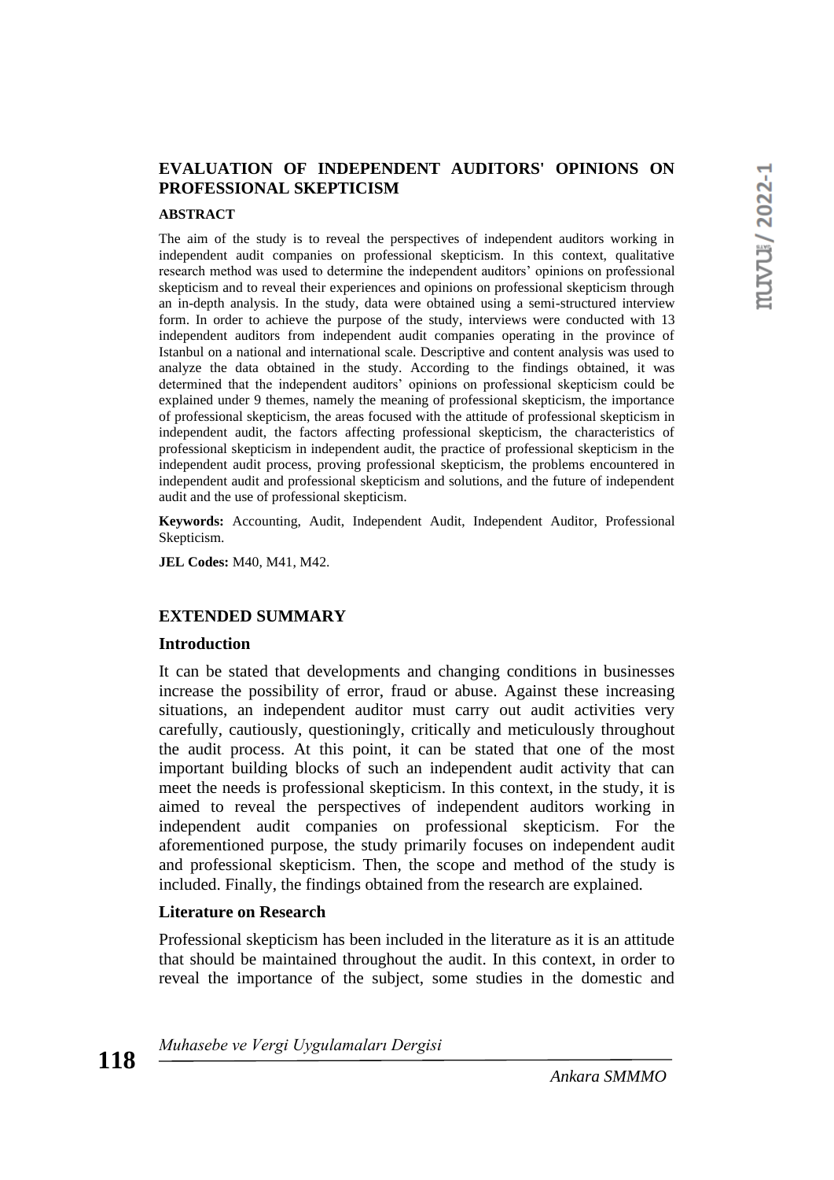## EVALUATION OF INDEPENDENT AUDITORS' OPINIONS ON PROFESSIONAL SKEPTICISM

### ABSTRACT

The aim of the study is to reveal the perspectives of independent auditors working in independent audit companies on professional skepticism. In this context, qualitative research method was used to determine the independent auditors' opinions on professional skepticism and to reveal their experiences and opinions on professional skepticism through an in-depth analysis. In the study, data were obtained using a semi-structured interview form. In order to achieve the purpose of the study, interviews were conducted with 13 independent auditors from independent audit companies operating in the province of Istanbul on a national and international scale. Descriptive and content analysis was used to analyze the data obtained in the study. According to the findings obtained, it was determined that the independent auditors' opinions on professional skepticism could be explained under 9 themes, namely the meaning of professional skepticism, the importance of professional skepticism, the areas focused with the attitude of professional skepticism in independent audit, the factors affecting professional skepticism, the characteristics of professional skepticism in independent audit, the practice of professional skepticism in the independent audit process, proving professional skepticism, the problems encountered in independent audit and professional skepticism and solutions, and the future of independent audit and the use of professional skepticism.

**Keywords:** Accounting, Audit, Independent Audit, Independent Auditor, Professional Skepticism.

**JEL Codes:** M40, M41, M42.

### EXTENDED SUMMARY

#### Introduction

It can be stated that developments and changing conditions in businesses increase the possibility of error, fraud or abuse. Against these increasing situations, an independent auditor must carry out audit activities very carefully, cautiously, questioningly, critically and meticulously throughout the audit process. At this point, it can be stated that one of the most important building blocks of such an independent audit activity that can meet the needs is professional skepticism. In this context, in the study, it is aimed to reveal the perspectives of independent auditors working in independent audit companies on professional skepticism. For the aforementioned purpose, the study primarily focuses on independent audit and professional skepticism. Then, the scope and method of the study is included. Finally, the findings obtained from the research are explained.

#### Literature on Research

Professional skepticism has been included in the literature as it is an attitude that should be maintained throughout the audit. In this context, in order to reveal the importance of the subject, some studies in the domestic and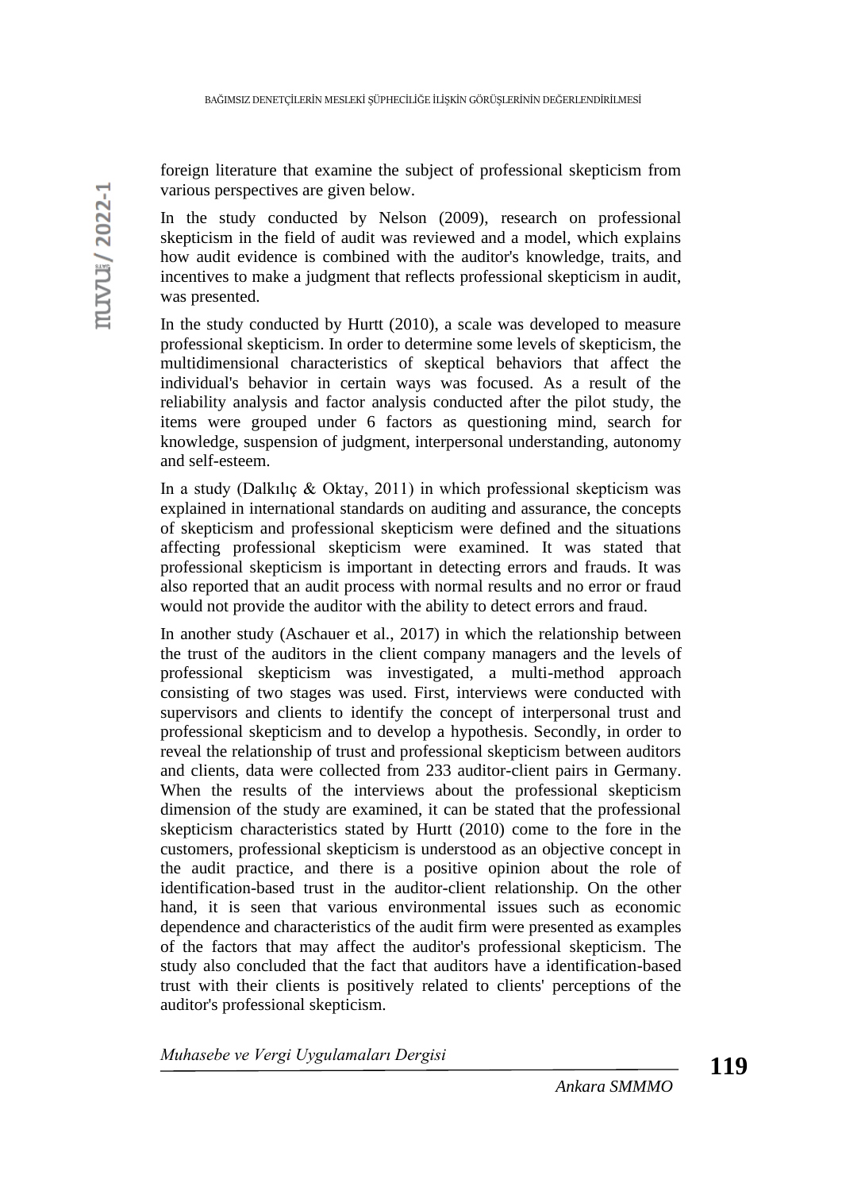foreign literature that examine the subject of professional skepticism from various perspectives are given below.

In the study conducted by Nelson (2009), research on professional skepticism in the field of audit was reviewed and a model, which explains how audit evidence is combined with the auditor's knowledge, traits, and incentives to make a judgment that reflects professional skepticism in audit, was presented.

In the study conducted by Hurtt (2010), a scale was developed to measure professional skepticism. In order to determine some levels of skepticism, the multidimensional characteristics of skeptical behaviors that affect the individual's behavior in certain ways was focused. As a result of the reliability analysis and factor analysis conducted after the pilot study, the items were grouped under 6 factors as questioning mind, search for knowledge, suspension of judgment, interpersonal understanding, autonomy and self-esteem.

In a study (Dalkılıç & Oktay, 2011) in which professional skepticism was explained in international standards on auditing and assurance, the concepts of skepticism and professional skepticism were defined and the situations affecting professional skepticism were examined. It was stated that professional skepticism is important in detecting errors and frauds. It was also reported that an audit process with normal results and no error or fraud would not provide the auditor with the ability to detect errors and fraud.

In another study (Aschauer et al., 2017) in which the relationship between the trust of the auditors in the client company managers and the levels of professional skepticism was investigated, a multi-method approach consisting of two stages was used. First, interviews were conducted with supervisors and clients to identify the concept of interpersonal trust and professional skepticism and to develop a hypothesis. Secondly, in order to reveal the relationship of trust and professional skepticism between auditors and clients, data were collected from 233 auditor-client pairs in Germany. When the results of the interviews about the professional skepticism dimension of the study are examined, it can be stated that the professional skepticism characteristics stated by Hurtt (2010) come to the fore in the customers, professional skepticism is understood as an objective concept in the audit practice, and there is a positive opinion about the role of identification-based trust in the auditor-client relationship. On the other hand, it is seen that various environmental issues such as economic dependence and characteristics of the audit firm were presented as examples of the factors that may affect the auditor's professional skepticism. The study also concluded that the fact that auditors have a identification-based trust with their clients is positively related to clients' perceptions of the auditor's professional skepticism.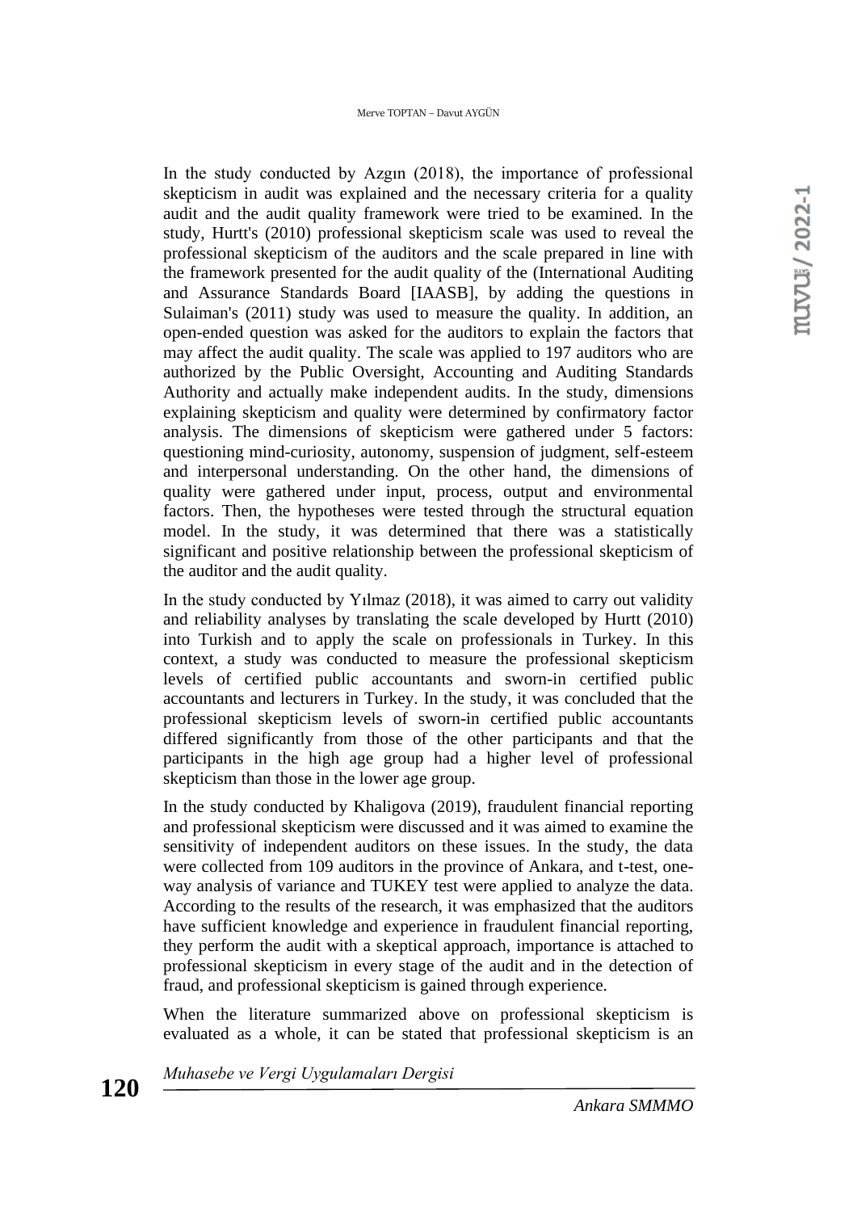In the study conducted by Azgın (2018), the importance of professional skepticism in audit was explained and the necessary criteria for a quality audit and the audit quality framework were tried to be examined. In the study, Hurtt's (2010) professional skepticism scale was used to reveal the professional skepticism of the auditors and the scale prepared in line with the framework presented for the audit quality of the (International Auditing and Assurance Standards Board [IAASB], by adding the questions in Sulaiman's (2011) study was used to measure the quality. In addition, an open-ended question was asked for the auditors to explain the factors that may affect the audit quality. The scale was applied to 197 auditors who are authorized by the Public Oversight, Accounting and Auditing Standards Authority and actually make independent audits. In the study, dimensions explaining skepticism and quality were determined by confirmatory factor analysis. The dimensions of skepticism were gathered under 5 factors: questioning mind-curiosity, autonomy, suspension of judgment, self-esteem and interpersonal understanding. On the other hand, the dimensions of quality were gathered under input, process, output and environmental factors. Then, the hypotheses were tested through the structural equation model. In the study, it was determined that there was a statistically significant and positive relationship between the professional skepticism of the auditor and the audit quality.

In the study conducted by Yılmaz (2018), it was aimed to carry out validity and reliability analyses by translating the scale developed by Hurtt (2010) into Turkish and to apply the scale on professionals in Turkey. In this context, a study was conducted to measure the professional skepticism levels of certified public accountants and sworn-in certified public accountants and lecturers in Turkey. In the study, it was concluded that the professional skepticism levels of sworn-in certified public accountants differed significantly from those of the other participants and that the participants in the high age group had a higher level of professional skepticism than those in the lower age group.

In the study conducted by Khaligova (2019), fraudulent financial reporting and professional skepticism were discussed and it was aimed to examine the sensitivity of independent auditors on these issues. In the study, the data were collected from 109 auditors in the province of Ankara, and t-test, one-way analysis of variance and TUKEY test were applied to analyze the data. According to the results of the research, it was emphasized that the auditors have sufficient knowledge and experience in fraudulent financial reporting, they perform the audit with a skeptical approach, importance is attached to professional skepticism in every stage of the audit and in the detection of fraud, and professional skepticism is gained through experience.

When the literature summarized above on professional skepticism is evaluated as a whole, it can be stated that professional skepticism is an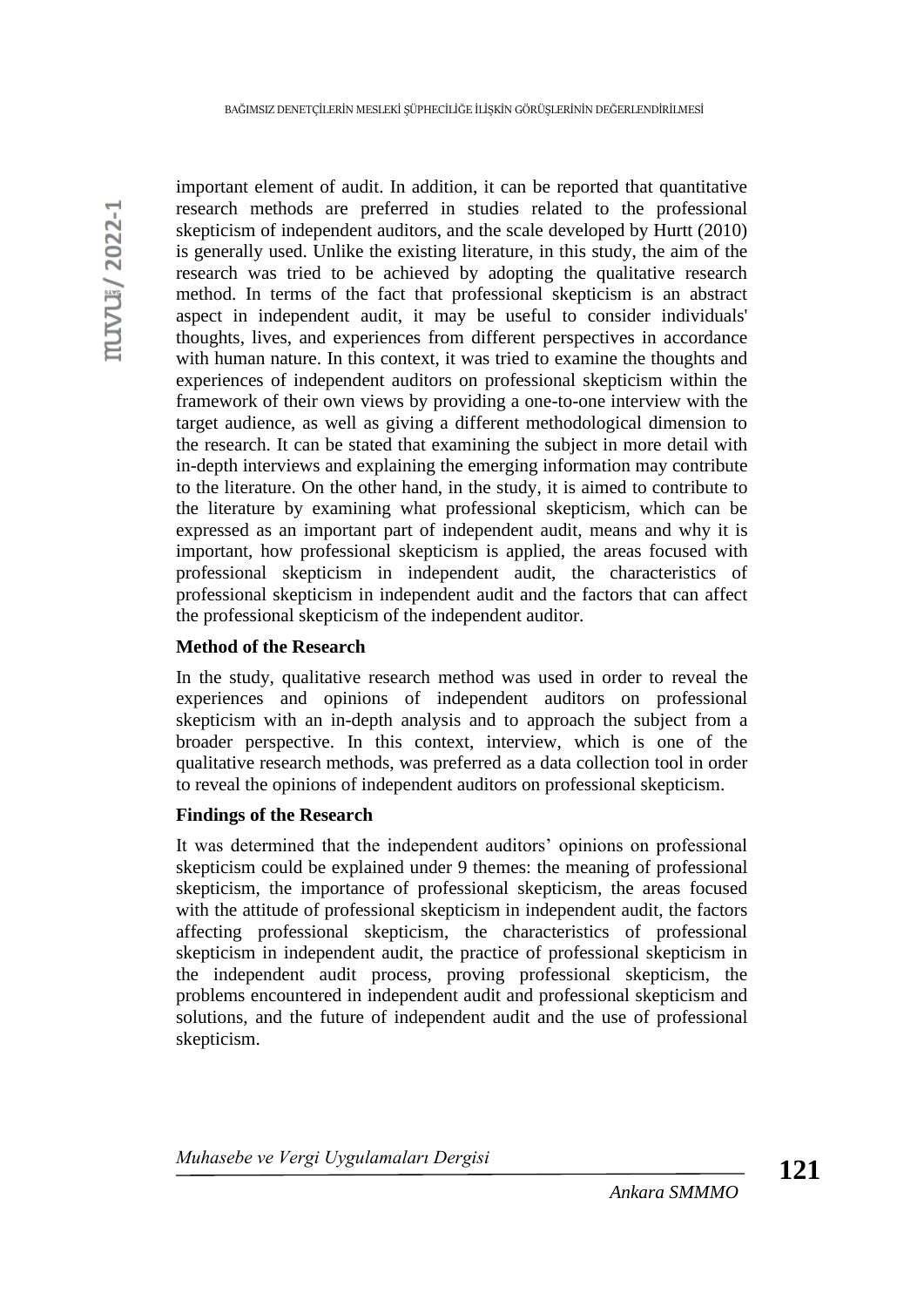important element of audit. In addition, it can be reported that quantitative research methods are preferred in studies related to the professional skepticism of independent auditors, and the scale developed by Hurtt (2010) is generally used. Unlike the existing literature, in this study, the aim of the research was tried to be achieved by adopting the qualitative research method. In terms of the fact that professional skepticism is an abstract aspect in independent audit, it may be useful to consider individuals' thoughts, lives, and experiences from different perspectives in accordance with human nature. In this context, it was tried to examine the thoughts and experiences of independent auditors on professional skepticism within the framework of their own views by providing a one-to-one interview with the target audience, as well as giving a different methodological dimension to the research. It can be stated that examining the subject in more detail with in-depth interviews and explaining the emerging information may contribute to the literature. On the other hand, in the study, it is aimed to contribute to the literature by examining what professional skepticism, which can be expressed as an important part of independent audit, means and why it is important, how professional skepticism is applied, the areas focused with professional skepticism in independent audit, the characteristics of professional skepticism in independent audit and the factors that can affect the professional skepticism of the independent auditor.

**Method of the Research**

In the study, qualitative research method was used in order to reveal the experiences and opinions of independent auditors on professional skepticism with an in-depth analysis and to approach the subject from a broader perspective. In this context, interview, which is one of the qualitative research methods, was preferred as a data collection tool in order to reveal the opinions of independent auditors on professional skepticism.

**Findings of the Research**

It was determined that the independent auditors' opinions on professional skepticism could be explained under 9 themes: the meaning of professional skepticism, the importance of professional skepticism, the areas focused with the attitude of professional skepticism in independent audit, the factors affecting professional skepticism, the characteristics of professional skepticism in independent audit, the practice of professional skepticism in the independent audit process, proving professional skepticism, the problems encountered in independent audit and professional skepticism and solutions, and the future of independent audit and the use of professional skepticism.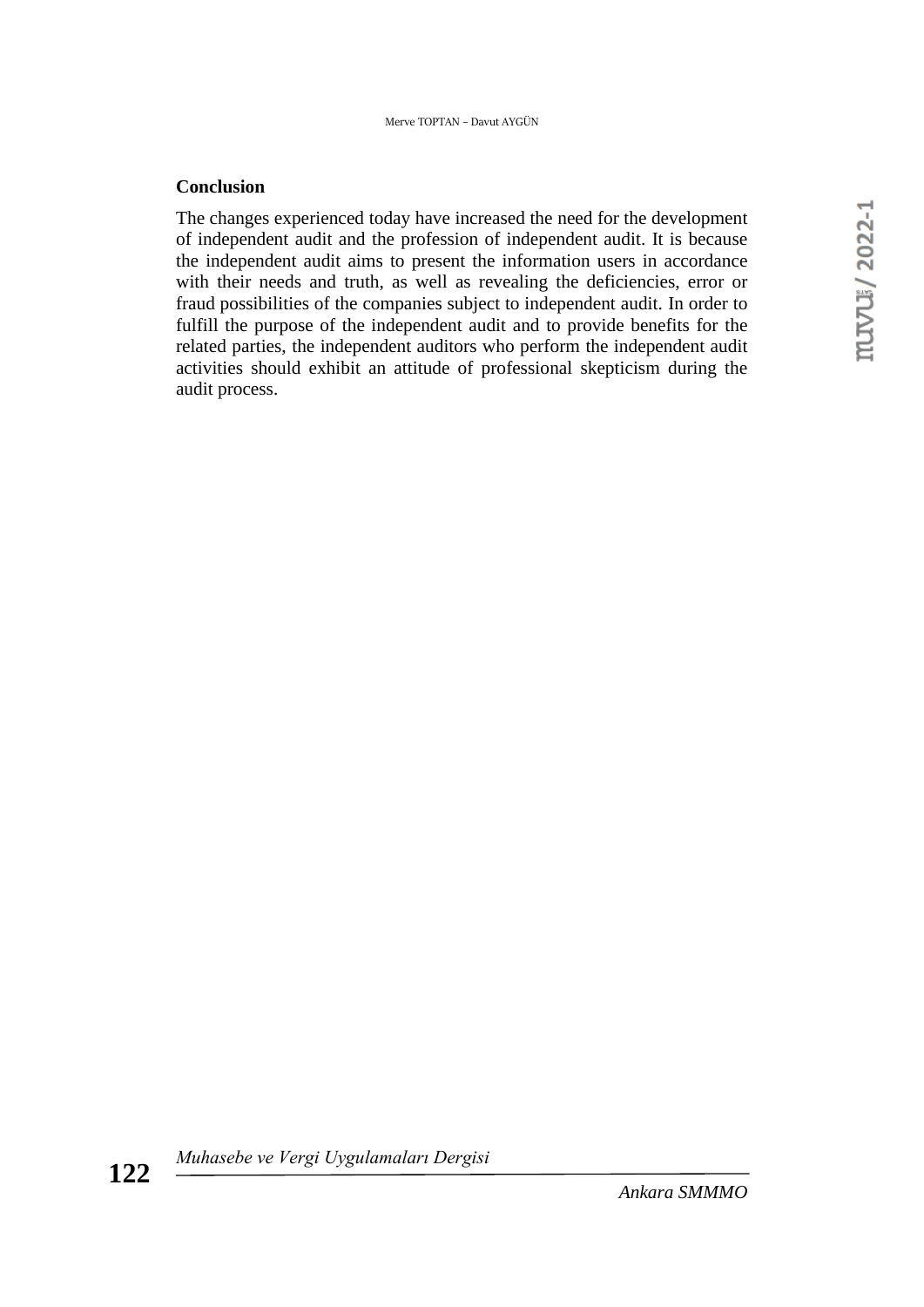## Conclusion

The changes experienced today have increased the need for the development of independent audit and the profession of independent audit. It is because the independent audit aims to present the information users in accordance with their needs and truth, as well as revealing the deficiencies, error or fraud possibilities of the companies subject to independent audit. In order to fulfill the purpose of the independent audit and to provide benefits for the related parties, the independent auditors who perform the independent audit activities should exhibit an attitude of professional skepticism during the audit process.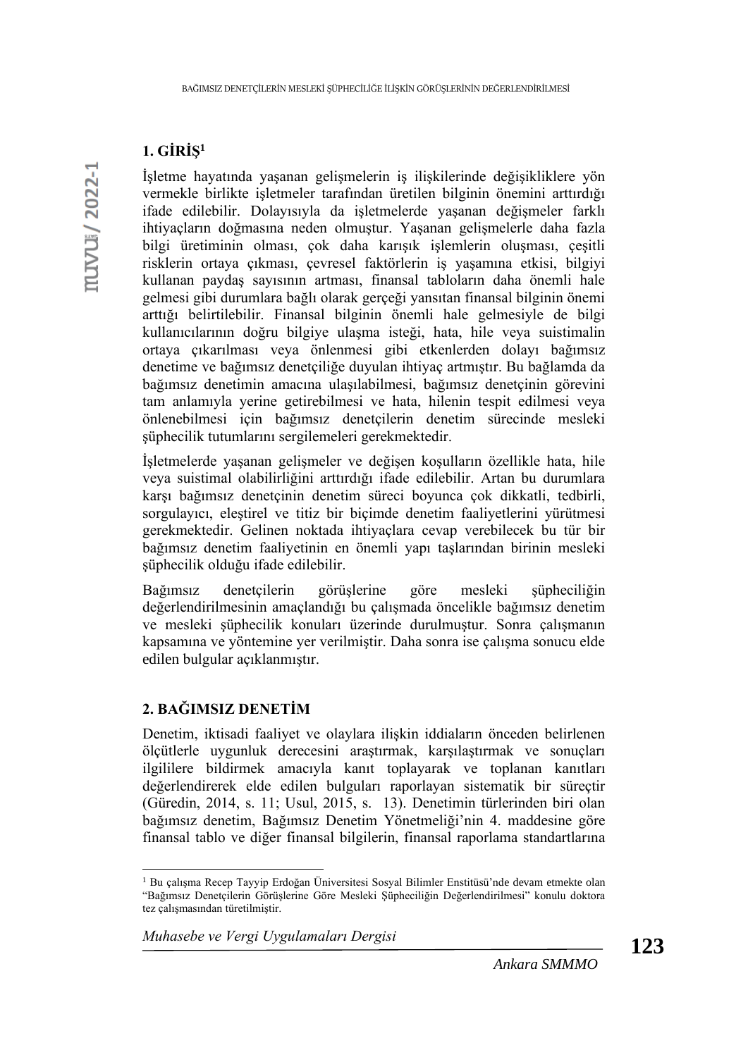## 1. GİRİŞ[1]

İşletme hayatında yaşanan gelişmelerin iş ilişkilerinde değişikliklere yön vermekle birlikte işletmeler tarafından üretilen bilginin önemini arttırdığı ifade edilebilir. Dolayısıyla da işletmelerde yaşanan değişmeler farklı ihtiyaçların doğmasına neden olmuştur. Yaşanan gelişmelerle daha fazla bilgi üretiminin olması, çok daha karışık işlemlerin oluşması, çeşitli risklerin ortaya çıkması, çevresel faktörlerin iş yaşamına etkisi, bilgiyi kullanan paydaş sayısının artması, finansal tabloların daha önemli hale gelmesi gibi durumlara bağlı olarak gerçeği yansıtan finansal bilginin önemi arttığı belirtilebilir. Finansal bilginin önemli hale gelmesiyle de bilgi kullanıcılarının doğru bilgiye ulaşma isteği, hata, hile veya suistimalin ortaya çıkarılması veya önlenmesi gibi etkenlerden dolayı bağımsız denetime ve bağımsız denetçiliğe duyulan ihtiyaç artmıştır. Bu bağlamda da bağımsız denetimin amacına ulaşılabilmesi, bağımsız denetçinin görevini tam anlamıyla yerine getirebilmesi ve hata, hilenin tespit edilmesi veya önlenebilmesi için bağımsız denetçilerin denetim sürecinde mesleki şüphecilik tutumlarını sergilemeleri gerekmektedir.

İşletmelerde yaşanan gelişmeler ve değişen koşulların özellikle hata, hile veya suistimal olabilirliğini arttırdığı ifade edilebilir. Artan bu durumlara karşı bağımsız denetçinin denetim süreci boyunca çok dikkatli, tedbirli, sorgulayıcı, eleştirel ve titiz bir biçimde denetim faaliyetlerini yürütmesi gerekmektedir. Gelinen noktada ihtiyaçlara cevap verebilecek bu tür bir bağımsız denetim faaliyetinin en önemli yapı taşlarından birinin mesleki şüphecilik olduğu ifade edilebilir.

Bağımsız denetçilerin görüşlerine göre mesleki şüpheciliğin değerlendirilmesinin amaçlandığı bu çalışmada öncelikle bağımsız denetim ve mesleki şüphecilik konuları üzerinde durulmuştur. Sonra çalışmanın kapsamına ve yöntemine yer verilmiştir. Daha sonra ise çalışma sonucu elde edilen bulgular açıklanmıştır.

## 2. BAĞIMSIZ DENETİM

Denetim, iktisadi faaliyet ve olaylara ilişkin iddiaların önceden belirlenen ölçütlerle uygunluk derecesini araştırmak, karşılaştırmak ve sonuçları ilgililere bildirmek amacıyla kanıt toplayarak ve toplanan kanıtları değerlendirerek elde edilen bulguları raporlayan sistematik bir süreçtir (Güredin, 2014, s. 11; Usul, 2015, s. 13). Denetimin türlerinden biri olan bağımsız denetim, Bağımsız Denetim Yönetmeliği'nin 4. maddesine göre finansal tablo ve diğer finansal bilgilerin, finansal raporlama standartlarına

---

[1] Bu çalışma Recep Tayyip Erdoğan Üniversitesi Sosyal Bilimler Enstitüsü'nde devam etmekte olan "Bağımsız Denetçilerin Görüşlerine Göre Mesleki Şüpheciliğin Değerlendirilmesi" konulu doktora tez çalışmasından türetilmiştir.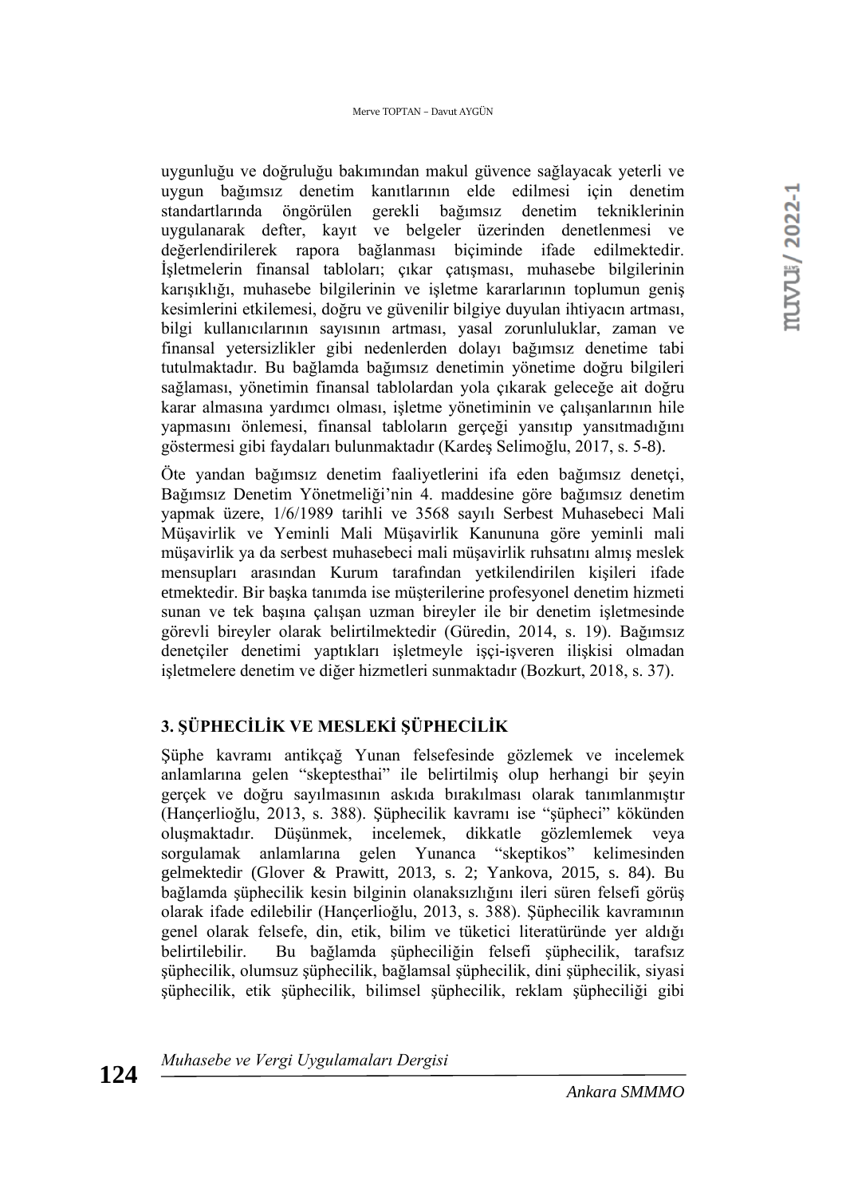uygunluğu ve doğruluğu bakımından makul güvence sağlayacak yeterli ve uygun bağımsız denetim kanıtlarının elde edilmesi için denetim standartlarında öngörülen gerekli bağımsız denetim tekniklerinin uygulanarak defter, kayıt ve belgeler üzerinden denetlenmesi ve değerlendirilerek rapora bağlanması biçiminde ifade edilmektedir. İşletmelerin finansal tabloları; çıkar çatışması, muhasebe bilgilerinin karışıklığı, muhasebe bilgilerinin ve işletme kararlarının toplumun geniş kesimlerini etkilemesi, doğru ve güvenilir bilgiye duyulan ihtiyacın artması, bilgi kullanıcılarının sayısının artması, yasal zorunluluklar, zaman ve finansal yetersizlikler gibi nedenlerden dolayı bağımsız denetime tabi tutulmaktadır. Bu bağlamda bağımsız denetimin yönetime doğru bilgileri sağlaması, yönetimin finansal tablolardan yola çıkarak geleceğe ait doğru karar almasına yardımcı olması, işletme yönetiminin ve çalışanlarının hile yapmasını önlemesi, finansal tabloların gerçeği yansıtıp yansıtmadığını göstermesi gibi faydaları bulunmaktadır (Kardeş Selimoğlu, 2017, s. 5-8).

Öte yandan bağımsız denetim faaliyetlerini ifa eden bağımsız denetçi, Bağımsız Denetim Yönetmeliği'nin 4. maddesine göre bağımsız denetim yapmak üzere, 1/6/1989 tarihli ve 3568 sayılı Serbest Muhasebeci Mali Müşavirlik ve Yeminli Mali Müşavirlik Kanununa göre yeminli mali müşavirlik ya da serbest muhasebeci mali müşavirlik ruhsatını almış meslek mensupları arasından Kurum tarafından yetkilendirilen kişileri ifade etmektedir. Bir başka tanımda ise müşterilerine profesyonel denetim hizmeti sunan ve tek başına çalışan uzman bireyler ile bir denetim işletmesinde görevli bireyler olarak belirtilmektedir (Güredin, 2014, s. 19). Bağımsız denetçiler denetimi yaptıkları işletmeyle işçi-işveren ilişkisi olmadan işletmelere denetim ve diğer hizmetleri sunmaktadır (Bozkurt, 2018, s. 37).

## 3. ŞÜPHECİLİK VE MESLEKİ ŞÜPHECİLİK

Şüphe kavramı antikçağ Yunan felsefesinde gözlemek ve incelemek anlamlarına gelen "skeptesthai" ile belirtilmiş olup herhangi bir şeyin gerçek ve doğru sayılmasının askıda bırakılması olarak tanımlanmıştır (Hançerlioğlu, 2013, s. 388). Şüphecilik kavramı ise "şüpheci" kökünden oluşmaktadır. Düşünmek, incelemek, dikkatle gözlemlemek veya sorgulamak anlamlarına gelen Yunanca "skeptikos" kelimesinden gelmektedir (Glover & Prawitt, 2013, s. 2; Yankova, 2015, s. 84). Bu bağlamda şüphecilik kesin bilginin olanaksızlığını ileri süren felsefi görüş olarak ifade edilebilir (Hançerlioğlu, 2013, s. 388). Şüphecilik kavramının genel olarak felsefe, din, etik, bilim ve tüketici literatüründe yer aldığı belirtilebilir. Bu bağlamda şüpheciliğin felsefi şüphecilik, tarafsız şüphecilik, olumsuz şüphecilik, bağlamsal şüphecilik, dini şüphecilik, siyasi şüphecilik, etik şüphecilik, bilimsel şüphecilik, reklam şüpheciliği gibi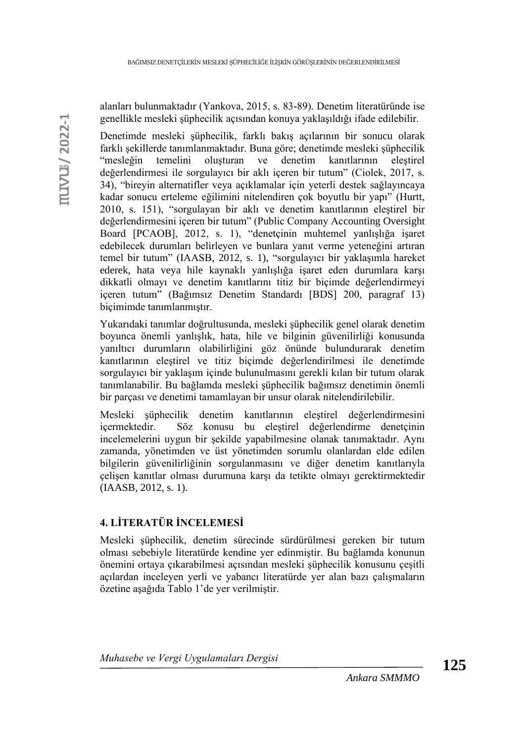alanları bulunmaktadır (Yankova, 2015, s. 83-89). Denetim literatüründe ise genellikle mesleki şüphecilik açısından konuya yaklaşıldığı ifade edilebilir.

Denetimde mesleki şüphecilik, farklı bakış açılarının bir sonucu olarak farklı şekillerde tanımlanmaktadır. Buna göre; denetimde mesleki şüphecilik "mesleğin temelini oluşturan ve denetim kanıtlarının eleştirel değerlendirmesi ile sorgulayıcı bir aklı içeren bir tutum" (Ciolek, 2017, s. 34), "bireyin alternatifler veya açıklamalar için yeterli destek sağlayıncaya kadar sonucu erteleme eğilimini nitelendiren çok boyutlu bir yapı" (Hurtt, 2010, s. 151), "sorgulayan bir aklı ve denetim kanıtlarının eleştirel bir değerlendirmesini içeren bir tutum" (Public Company Accounting Oversight Board [PCAOB], 2012, s. 1), "denetçinin muhtemel yanlışlığa işaret edebilecek durumları belirleyen ve bunlara yanıt verme yeteneğini artıran temel bir tutum" (IAASB, 2012, s. 1), "sorgulayıcı bir yaklaşımla hareket ederek, hata veya hile kaynaklı yanlışlığa işaret eden durumlara karşı dikkatli olmayı ve denetim kanıtlarını titiz bir biçimde değerlendirmeyi içeren tutum" (Bağımsız Denetim Standardı [BDS] 200, paragraf 13) biçimimde tanımlanmıştır.

Yukarıdaki tanımlar doğrultusunda, mesleki şüphecilik genel olarak denetim boyunca önemli yanlışlık, hata, hile ve bilginin güvenilirliği konusunda yanıltıcı durumların olabilirliğini göz önünde bulundurarak denetim kanıtlarının eleştirel ve titiz biçimde değerlendirilmesi ile denetimde sorgulayıcı bir yaklaşım içinde bulunulmasını gerekli kılan bir tutum olarak tanımlanabilir. Bu bağlamda mesleki şüphecilik bağımsız denetimin önemli bir parçası ve denetimi tamamlayan bir unsur olarak nitelendirilebilir.

Mesleki şüphecilik denetim kanıtlarının eleştirel değerlendirmesini içermektedir. Söz konusu bu eleştirel değerlendirme denetçinin incelemelerini uygun bir şekilde yapabilmesine olanak tanımaktadır. Aynı zamanda, yönetimden ve üst yönetimden sorumlu olanlardan elde edilen bilgilerin güvenilirliğinin sorgulanmasını ve diğer denetim kanıtlarıyla çelişen kanıtlar olması durumuna karşı da tetikte olmayı gerektirmektedir (IAASB, 2012, s. 1).

## 4. LİTERATÜR İNCELEMESİ

Mesleki şüphecilik, denetim sürecinde sürdürülmesi gereken bir tutum olması sebebiyle literatürde kendine yer edinmiştir. Bu bağlamda konunun önemini ortaya çıkarabilmesi açısından mesleki şüphecilik konusunu çeşitli açılardan inceleyen yerli ve yabancı literatürde yer alan bazı çalışmaların özetine aşağıda Tablo 1'de yer verilmiştir.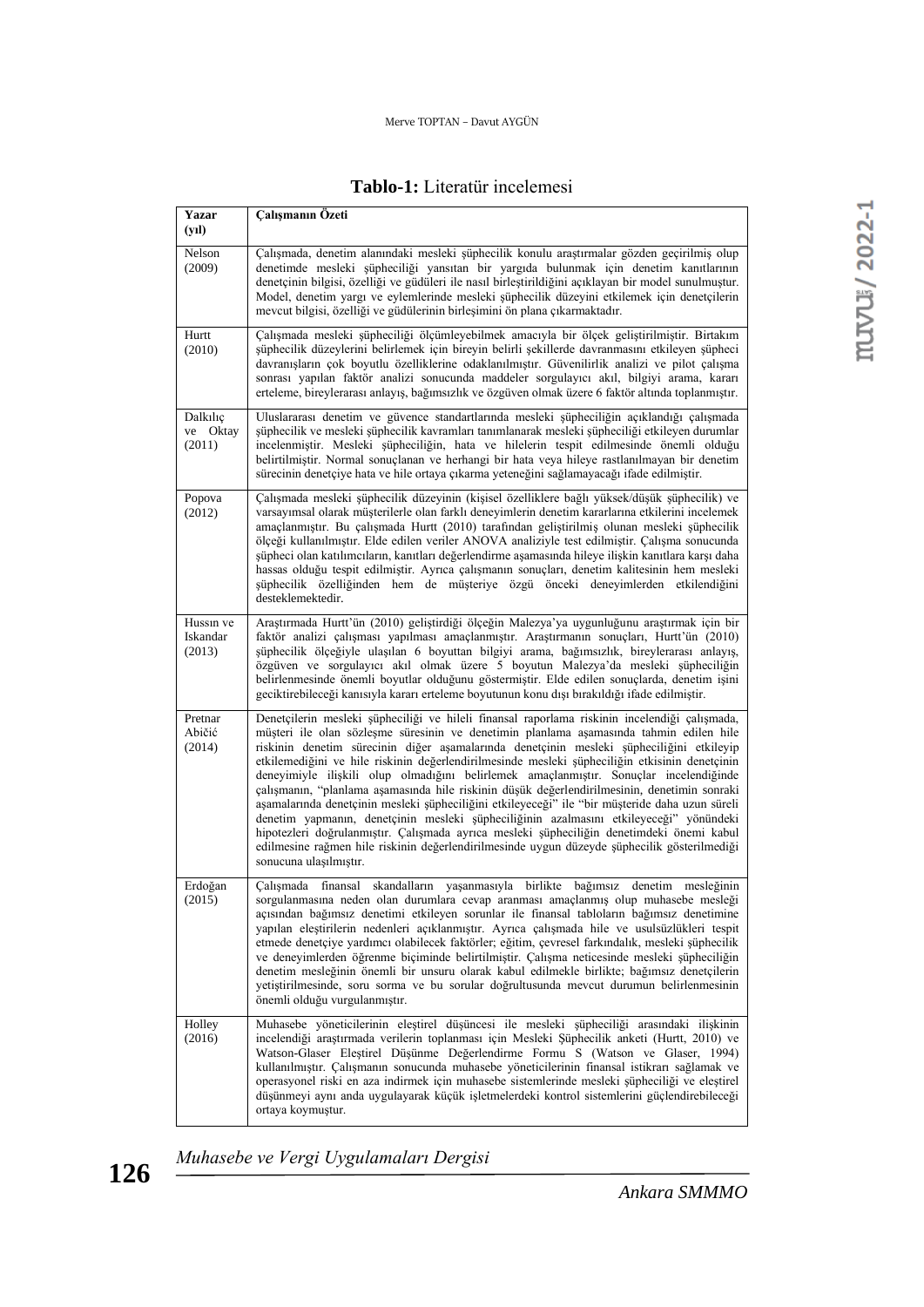**Tablo-1:** Literatür incelemesi

| Yazar (yıl) | Çalışmanın Özeti |
|---|---|
| Nelson (2009) | Çalışmada, denetim alanındaki mesleki şüphecilik konulu araştırmalar gözden geçirilmiş olup denetimde mesleki şüpheciliği yansıtan bir yargıda bulunmak için denetim kanıtlarının denetçinin bilgisi, özelliği ve güdüleri ile nasıl birleştirildiğini açıklayan bir model sunulmuştur. Model, denetim yargı ve eylemlerinde mesleki şüphecilik düzeyini etkilemek için denetçilerin mevcut bilgisi, özelliği ve güdülerinin birleşimini ön plana çıkarmaktadır. |
| Hurtt (2010) | Çalışmada mesleki şüpheciliği ölçümleyebilmek amacıyla bir ölçek geliştirilmiştir. Birtakım şüphecilik düzeylerini belirlemek için bireyin belirli şekillerde davranmasını etkileyen şüpheci davranışların çok boyutlu özelliklerine odaklanılmıştır. Güvenilirlik analizi ve pilot çalışma sonrası yapılan faktör analizi sonucunda maddeler sorgulayıcı akıl, bilgiyi arama, kararı erteleme, bireylerarası anlayış, bağımsızlık ve özgüven olmak üzere 6 faktör altında toplanmıştır. |
| Dalkılıç ve Oktay (2011) | Uluslararası denetim ve güvence standartlarında mesleki şüpheciliğin açıklandığı çalışmada şüphecilik ve mesleki şüphecilik kavramları tanımlanarak mesleki şüpheciliği etkileyen durumlar incelenmiştir. Mesleki şüpheciliğin, hata ve hilelerin tespit edilmesinde önemli olduğu belirtilmiştir. Normal sonuçlanan ve herhangi bir hata veya hileye rastlanılmayan bir denetim sürecinin denetçiye hata ve hile ortaya çıkarma yeteneğini sağlamayacağı ifade edilmiştir. |
| Popova (2012) | Çalışmada mesleki şüphecilik düzeyinin (kişisel özelliklere bağlı yüksek/düşük şüphecilik) ve varsayımsal olarak müşterilerle olan farklı deneyimlerin denetim kararlarına etkilerini incelemek amaçlanmıştır. Bu çalışmada Hurtt (2010) tarafından geliştirilmiş olunan mesleki şüphecilik ölçeği kullanılmıştır. Elde edilen veriler ANOVA analiziyle test edilmiştir. Çalışma sonucunda şüpheci olan katılımcıların, kanıtları değerlendirme aşamasında hileye ilişkin kanıtlara karşı daha hassas olduğu tespit edilmiştir. Ayrıca çalışmanın sonuçları, denetim kalitesinin hem mesleki şüphecilik özelliğinden hem de müşteriye özgü önceki deneyimlerden etkilendiğini desteklemektedir. |
| Hussın ve Iskandar (2013) | Araştırmada Hurtt'ün (2010) geliştirdiği ölçeğin Malezya'ya uygunluğunu araştırmak için bir faktör analizi çalışması yapılması amaçlanmıştır. Araştırmanın sonuçları, Hurtt'ün (2010) şüphecilik ölçeğiyle ulaşılan 6 boyuttan bilgiyi arama, bağımsızlık, bireylerarası anlayış, özgüven ve sorgulayıcı akıl olmak üzere 5 boyutun Malezya'da mesleki şüpheciliğin belirlenmesinde önemli boyutlar olduğunu göstermiştir. Elde edilen sonuçlarda, denetim işini geciktirebileceği kanısıyla kararı erteleme boyutunun konu dışı bırakıldığı ifade edilmiştir. |
| Pretnar Abičić (2014) | Denetçilerin mesleki şüpheciliği ve hileli finansal raporlama riskinin incelendiği çalışmada, müşteri ile olan sözleşme süresinin ve denetimin planlama aşamasında tahmin edilen hile riskinin denetim sürecinin diğer aşamalarında denetçinin mesleki şüpheciliğini etkileyip etkilemediğini ve hile riskinin değerlendirilmesinde mesleki şüpheciliğin etkisinin denetçinin deneyimiyle ilişkili olup olmadığını belirlemek amaçlanmıştır. Sonuçlar incelendiğinde çalışmanın, "planlama aşamasında hile riskinin düşük değerlendirilmesinin, denetimin sonraki aşamalarında denetçinin mesleki şüpheciliğini etkileyeceği" ile "bir müşteride daha uzun süreli denetim yapmanın, denetçinin mesleki şüpheciliğinin azalmasını etkileyeceği" yönündeki hipotezleri doğrulanmıştır. Çalışmada ayrıca mesleki şüpheciliğin denetimdeki önemi kabul edilmesine rağmen hile riskinin değerlendirilmesinde uygun düzeyde şüphecilik gösterilmediği sonucuna ulaşılmıştır. |
| Erdoğan (2015) | Çalışmada finansal skandalların yaşanmasıyla birlikte bağımsız denetim mesleğinin sorgulanmasına neden olan durumlara cevap aranması amaçlanmış olup muhasebe mesleği açısından bağımsız denetimi etkileyen sorunlar ile finansal tabloların bağımsız denetimine yapılan eleştirilerin nedenleri açıklanmıştır. Ayrıca çalışmada hile ve usulsüzlükleri tespit etmede denetçiye yardımcı olabilecek faktörler; eğitim, çevresel farkındalık, mesleki şüphecilik ve deneyimlerden öğrenme biçiminde belirtilmiştir. Çalışma neticesinde mesleki şüpheciliğin denetim mesleğinin önemli bir unsuru olarak kabul edilmekle birlikte; bağımsız denetçilerin yetiştirilmesinde, soru sorma ve bu sorular doğrultusunda mevcut durumun belirlenmesinin önemli olduğu vurgulanmıştır. |
| Holley (2016) | Muhasebe yöneticilerinin eleştirel düşüncesi ile mesleki şüpheciliği arasındaki ilişkinin incelendiği araştırmada verilerin toplanması için Mesleki Şüphecilik anketi (Hurtt, 2010) ve Watson-Glaser Eleştirel Düşünme Değerlendirme Formu S (Watson ve Glaser, 1994) kullanılmıştır. Çalışmanın sonucunda muhasebe yöneticilerinin finansal istikrarı sağlamak ve operasyonel riski en aza indirmek için muhasebe sistemlerinde mesleki şüpheciliği ve eleştirel düşünmeyi aynı anda uygulayarak küçük işletmelerdeki kontrol sistemlerini güçlendirebileceği ortaya koymuştur. |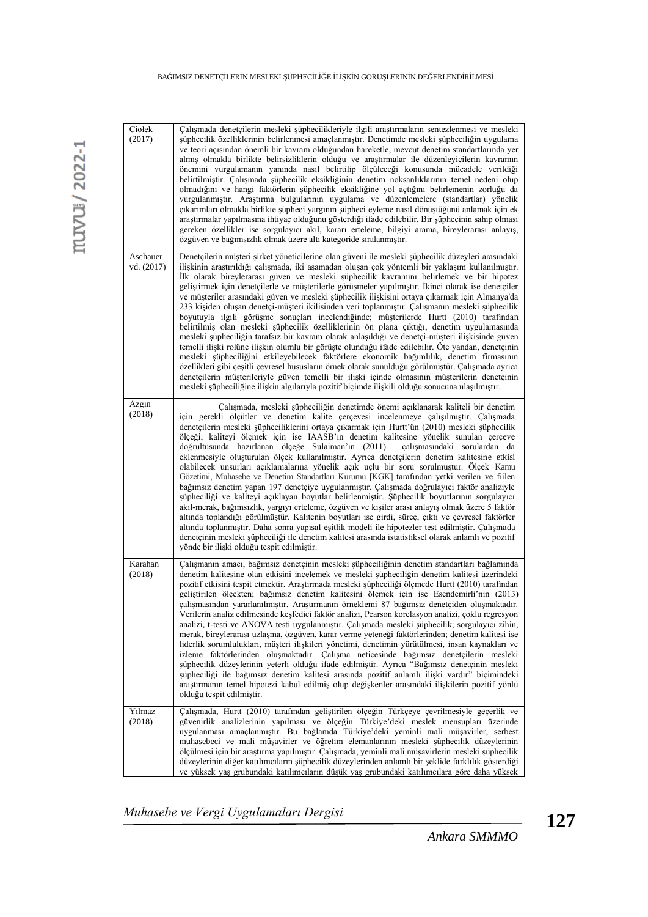| Ciołek (2017) | Çalışmada denetçilerin mesleki şüphecilikleriyle ilgili araştırmaların sentezlenmesi ve mesleki şüphecilik özelliklerinin belirlenmesi amaçlanmıştır. Denetimde mesleki şüpheciliğin uygulama ve teori açısından önemli bir kavram olduğundan hareketle, mevcut denetim standartlarında yer almış olmakla birlikte belirsizliklerin olduğu ve araştırmalar ile düzenleyicilerin kavramın önemini vurgulamanın yanında nasıl belirtilip ölçüleceği konusunda mücadele verildiği belirtilmiştir. Çalışmada şüphecilik eksikliğinin denetim noksanlıklarının temel nedeni olup olmadığını ve hangi faktörlerin şüphecilik eksikliğine yol açtığını belirlemenin zorluğu da vurgulanmıştır. Araştırma bulgularının uygulama ve düzenlemelere (standartlar) yönelik çıkarımları olmakla birlikte şüpheci yargının şüpheci eyleme nasıl dönüştüğünü anlamak için ek araştırmalar yapılmasına ihtiyaç olduğunu gösterdiği ifade edilebilir. Bir şüphecinin sahip olması gereken özellikler ise sorgulayıcı akıl, kararı erteleme, bilgiyi arama, bireylerarası anlayış, özgüven ve bağımsızlık olmak üzere altı kategoride sıralanmıştır. |
|---|---|
| Aschauer vd. (2017) | Denetçilerin müşteri şirket yöneticilerine olan güveni ile mesleki şüphecilik düzeyleri arasındaki ilişkinin araştırıldığı çalışmada, iki aşamadan oluşan çok yöntemli bir yaklaşım kullanılmıştır. İlk olarak bireylerarası güven ve mesleki şüphecilik kavramını belirlemek ve bir hipotez geliştirmek için denetçilerle ve müşterilerle görüşmeler yapılmıştır. İkinci olarak ise denetçiler ve müşteriler arasındaki güven ve mesleki şüphecilik ilişkisini ortaya çıkarmak için Almanya'da 233 kişiden oluşan denetçi-müşteri ikilisinden veri toplanmıştır. Çalışmanın mesleki şüphecilik boyutuyla ilgili görüşme sonuçları incelendiğinde; müşterilerde Hurtt (2010) tarafından belirtilmiş olan mesleki şüphecilik özelliklerinin ön plana çıktığı, denetim uygulamasında mesleki şüpheciliğin tarafsız bir kavram olarak anlaşıldığı ve denetçi-müşteri ilişkisinde güven temelli ilişki rolüne ilişkin olumlu bir görüşte olunduğu ifade edilebilir. Öte yandan, denetçinin mesleki şüpheciliğini etkileyebilecek faktörlere ekonomik bağımlılık, denetim firmasının özellikleri gibi çeşitli çevresel hususların örnek olarak sunulduğu görülmüştür. Çalışmada ayrıca denetçilerin müşterileriyle güven temelli bir ilişki içinde olmasının müşterilerin denetçinin mesleki şüpheciliğine ilişkin algılarıyla pozitif biçimde ilişkili olduğu sonucuna ulaşılmıştır. |
| Azgın (2018) | Çalışmada, mesleki şüpheciliğin denetimde önemi açıklanarak kaliteli bir denetim için gerekli ölçütler ve denetim kalite çerçevesi incelenmeye çalışılmıştır. Çalışmada denetçilerin mesleki şüpheciliklerini ortaya çıkarmak için Hurtt'ün (2010) mesleki şüphecilik ölçeği; kaliteyi ölçmek için ise IAASB'ın denetim kalitesine yönelik sunulan çerçeve doğrultusunda hazırlanan ölçeğe Sulaiman'ın (2011) çalışmasındaki sorulardan da eklenmesiyle oluşturulan ölçek kullanılmıştır. Ayrıca denetçilerin denetim kalitesine etkisi olabilecek unsurları açıklamalarına yönelik açık uçlu bir soru sorulmuştur. Ölçek Kamu Gözetimi, Muhasebe ve Denetim Standartları Kurumu [KGK] tarafından yetki verilen ve fiilen bağımsız denetim yapan 197 denetçiye uygulanmıştır. Çalışmada doğrulayıcı faktör analiziyle şüpheciliği ve kaliteyi açıklayan boyutlar belirlenmiştir. Şüphecilik boyutlarının sorgulayıcı akıl-merak, bağımsızlık, yargıyı erteleme, özgüven ve kişiler arası anlayış olmak üzere 5 faktör altında toplandığı görülmüştür. Kalitenin boyutları ise girdi, süreç, çıktı ve çevresel faktörler altında toplanmıştır. Daha sonra yapısal eşitlik modeli ile hipotezler test edilmiştir. Çalışmada denetçinin mesleki şüpheciliği ile denetim kalitesi arasında istatistiksel olarak anlamlı ve pozitif yönde bir ilişki olduğu tespit edilmiştir. |
| Karahan (2018) | Çalışmanın amacı, bağımsız denetçinin mesleki şüpheciliğinin denetim standartları bağlamında denetim kalitesine olan etkisini incelemek ve mesleki şüpheciliğin denetim kalitesi üzerindeki pozitif etkisini tespit etmektir. Araştırmada mesleki şüpheciliği ölçmede Hurtt (2010) tarafından geliştirilen ölçekten; bağımsız denetim kalitesini ölçmek için ise Esendemirli'nin (2013) çalışmasından yararlanılmıştır. Araştırmanın örneklemi 87 bağımsız denetçiden oluşmaktadır. Verilerin analiz edilmesinde keşfedici faktör analizi, Pearson korelasyon analizi, çoklu regresyon analizi, t-testi ve ANOVA testi uygulanmıştır. Çalışmada mesleki şüphecilik; sorgulayıcı zihin, merak, bireylerarası uzlaşma, özgüven, karar verme yeteneği faktörlerinden; denetim kalitesi ise liderlik sorumlulukları, müşteri ilişkileri yönetimi, denetimin yürütülmesi, insan kaynakları ve izleme faktörlerinden oluşmaktadır. Çalışma neticesinde bağımsız denetçilerin mesleki şüphecilik düzeylerinin yeterli olduğu ifade edilmiştir. Ayrıca "Bağımsız denetçinin mesleki şüpheciliği ile bağımsız denetim kalitesi arasında pozitif anlamlı ilişki vardır" biçimindeki araştırmanın temel hipotezi kabul edilmiş olup değişkenler arasındaki ilişkilerin pozitif yönlü olduğu tespit edilmiştir. |
| Yılmaz (2018) | Çalışmada, Hurtt (2010) tarafından geliştirilen ölçeğin Türkçeye çevrilmesiyle geçerlik ve güvenirlik analizlerinin yapılması ve ölçeğin Türkiye'deki meslek mensupları üzerinde uygulanması amaçlanmıştır. Bu bağlamda Türkiye'deki yeminli mali müşavirler, serbest muhasebeci ve mali müşavirler ve öğretim elemanlarının mesleki şüphecilik düzeylerinin ölçülmesi için bir araştırma yapılmıştır. Çalışmada, yeminli mali müşavirlerin mesleki şüphecilik düzeylerinin diğer katılımcıların şüphecilik düzeylerinden anlamlı bir şeklide farklılık gösterdiği ve yüksek yaş grubundaki katılımcıların düşük yaş grubundaki katılımcılara göre daha yüksek |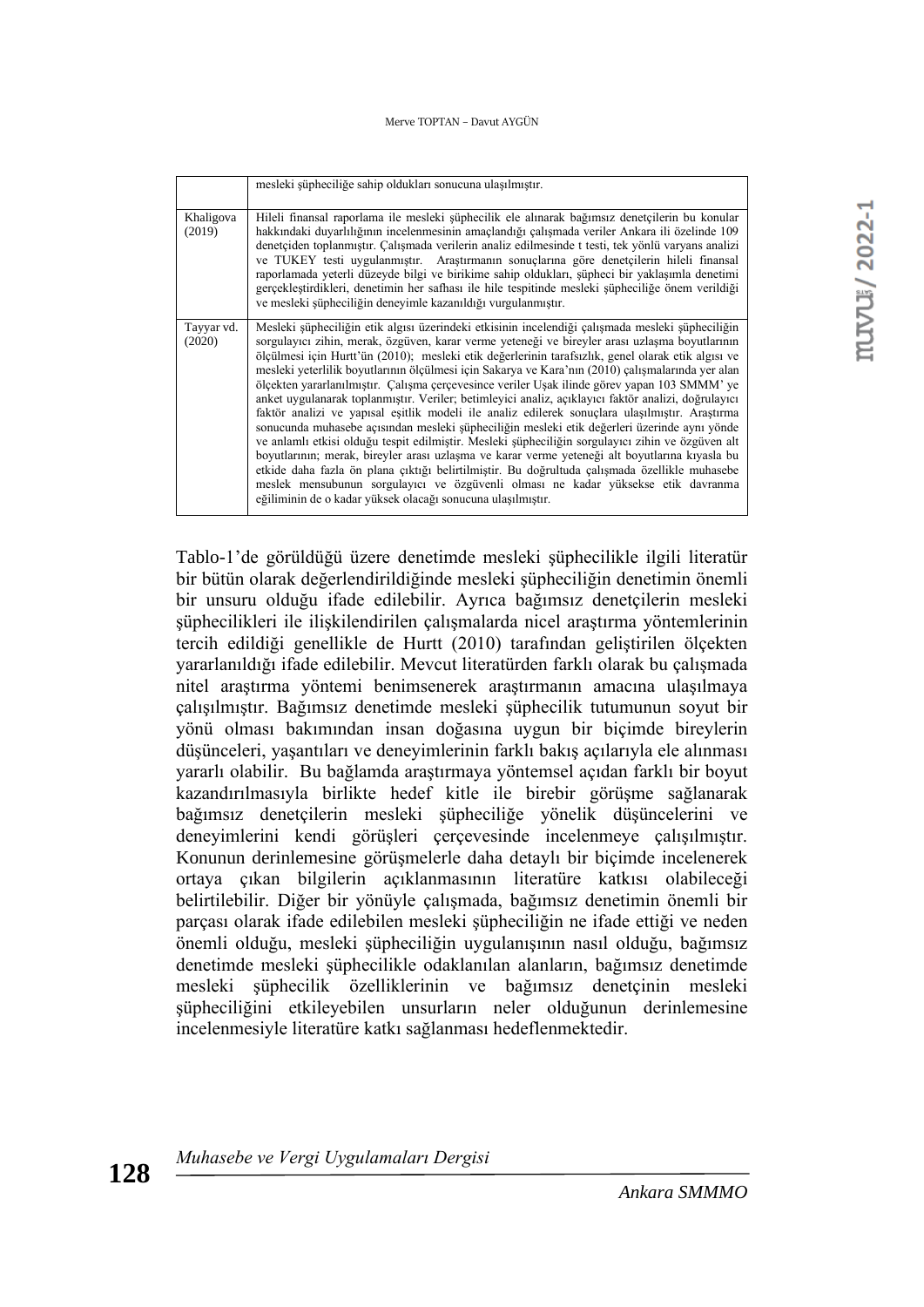| | |
|---|---|
| | mesleki şüpheciliğe sahip oldukları sonucuna ulaşılmıştır. |
| Khaligova (2019) | Hileli finansal raporlama ile mesleki şüphecilik ele alınarak bağımsız denetçilerin bu konular hakkındaki duyarlılığının incelenmesinin amaçlandığı çalışmada veriler Ankara ili özelinde 109 denetçiden toplanmıştır. Çalışmada verilerin analiz edilmesinde t testi, tek yönlü varyans analizi ve TUKEY testi uygulanmıştır. Araştırmanın sonuçlarına göre denetçilerin hileli finansal raporlamada yeterli düzeyde bilgi ve birikime sahip oldukları, şüpheci bir yaklaşımla denetimi gerçekleştirdikleri, denetimin her safhası ile hile tespitinde mesleki şüpheciliğe önem verildiği ve mesleki şüpheciliğin deneyimle kazanıldığı vurgulanmıştır. |
| Tayyar vd. (2020) | Mesleki şüpheciliğin etik algısı üzerindeki etkisinin incelendiği çalışmada mesleki şüpheciliğin sorgulayıcı zihin, merak, özgüven, karar verme yeteneği ve bireyler arası uzlaşma boyutlarının ölçülmesi için Hurtt'ün (2010); mesleki etik değerlerinin tarafsızlık, genel olarak etik algısı ve mesleki yeterlilik boyutlarının ölçülmesi için Sakarya ve Kara'nın (2010) çalışmalarında yer alan ölçekten yararlanılmıştır. Çalışma çerçevesince veriler Uşak ilinde görev yapan 103 SMMM' ye anket uygulanarak toplanmıştır. Veriler; betimleyici analiz, açıklayıcı faktör analizi, doğrulayıcı faktör analizi ve yapısal eşitlik modeli ile analiz edilerek sonuçlara ulaşılmıştır. Araştırma sonucunda muhasebe açısından mesleki şüpheciliğin mesleki etik değerleri üzerinde aynı yönde ve anlamlı etkisi olduğu tespit edilmiştir. Mesleki şüpheciliğin sorgulayıcı zihin ve özgüven alt boyutlarının; merak, bireyler arası uzlaşma ve karar verme yeteneği alt boyutlarına kıyasla bu etkide daha fazla ön plana çıktığı belirtilmiştir. Bu doğrultuda çalışmada özellikle muhasebe meslek mensubunun sorgulayıcı ve özgüvenli olması ne kadar yüksekse etik davranma eğiliminin de o kadar yüksek olacağı sonucuna ulaşılmıştır. |

Tablo-1'de görüldüğü üzere denetimde mesleki şüphecilikle ilgili literatür bir bütün olarak değerlendirildiğinde mesleki şüpheciliğin denetimin önemli bir unsuru olduğu ifade edilebilir. Ayrıca bağımsız denetçilerin mesleki şüphecilikleri ile ilişkilendirilen çalışmalarda nicel araştırma yöntemlerinin tercih edildiği genellikle de Hurtt (2010) tarafından geliştirilen ölçekten yararlanıldığı ifade edilebilir. Mevcut literatürden farklı olarak bu çalışmada nitel araştırma yöntemi benimsenerek araştırmanın amacına ulaşılmaya çalışılmıştır. Bağımsız denetimde mesleki şüphecilik tutumunun soyut bir yönü olması bakımından insan doğasına uygun bir biçimde bireylerin düşünceleri, yaşantıları ve deneyimlerinin farklı bakış açılarıyla ele alınması yararlı olabilir. Bu bağlamda araştırmaya yöntemsel açıdan farklı bir boyut kazandırılmasıyla birlikte hedef kitle ile birebir görüşme sağlanarak bağımsız denetçilerin mesleki şüpheciliğe yönelik düşüncelerini ve deneyimlerini kendi görüşleri çerçevesinde incelenmeye çalışılmıştır. Konunun derinlemesine görüşmelerle daha detaylı bir biçimde incelenerek ortaya çıkan bilgilerin açıklanmasının literatüre katkısı olabileceği belirtilebilir. Diğer bir yönüyle çalışmada, bağımsız denetimin önemli bir parçası olarak ifade edilebilen mesleki şüpheciliğin ne ifade ettiği ve neden önemli olduğu, mesleki şüpheciliğin uygulanışının nasıl olduğu, bağımsız denetimde mesleki şüphecilikle odaklanılan alanların, bağımsız denetimde mesleki şüphecilik özelliklerinin ve bağımsız denetçinin mesleki şüpheciliğini etkileyebilen unsurların neler olduğunun derinlemesine incelenmesiyle literatüre katkı sağlanması hedeflenmektedir.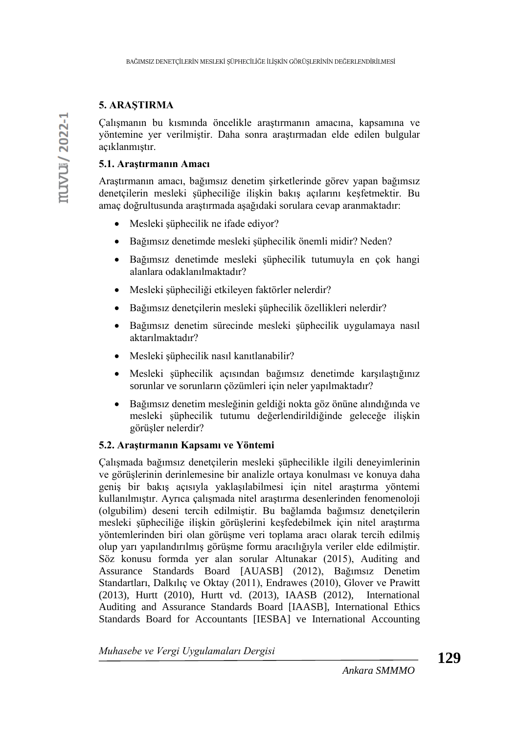## 5. ARAŞTIRMA

Çalışmanın bu kısmında öncelikle araştırmanın amacına, kapsamına ve yöntemine yer verilmiştir. Daha sonra araştırmadan elde edilen bulgular açıklanmıştır.

### 5.1. Araştırmanın Amacı

Araştırmanın amacı, bağımsız denetim şirketlerinde görev yapan bağımsız denetçilerin mesleki şüpheciliğe ilişkin bakış açılarını keşfetmektir. Bu amaç doğrultusunda araştırmada aşağıdaki sorulara cevap aranmaktadır:

- Mesleki şüphecilik ne ifade ediyor?
- Bağımsız denetimde mesleki şüphecilik önemli midir? Neden?
- Bağımsız denetimde mesleki şüphecilik tutumuyla en çok hangi alanlara odaklanılmaktadır?
- Mesleki şüpheciliği etkileyen faktörler nelerdir?
- Bağımsız denetçilerin mesleki şüphecilik özellikleri nelerdir?
- Bağımsız denetim sürecinde mesleki şüphecilik uygulamaya nasıl aktarılmaktadır?
- Mesleki şüphecilik nasıl kanıtlanabilir?
- Mesleki şüphecilik açısından bağımsız denetimde karşılaştığınız sorunlar ve sorunların çözümleri için neler yapılmaktadır?
- Bağımsız denetim mesleğinin geldiği nokta göz önüne alındığında ve mesleki şüphecilik tutumu değerlendirildiğinde geleceğe ilişkin görüşler nelerdir?

### 5.2. Araştırmanın Kapsamı ve Yöntemi

Çalışmada bağımsız denetçilerin mesleki şüphecilikle ilgili deneyimlerinin ve görüşlerinin derinlemesine bir analizle ortaya konulması ve konuya daha geniş bir bakış açısıyla yaklaşılabilmesi için nitel araştırma yöntemi kullanılmıştır. Ayrıca çalışmada nitel araştırma desenlerinden fenomenoloji (olgubilim) deseni tercih edilmiştir. Bu bağlamda bağımsız denetçilerin mesleki şüpheciliğe ilişkin görüşlerini keşfedebilmek için nitel araştırma yöntemlerinden biri olan görüşme veri toplama aracı olarak tercih edilmiş olup yarı yapılandırılmış görüşme formu aracılığıyla veriler elde edilmiştir. Söz konusu formda yer alan sorular Altunakar (2015), Auditing and Assurance Standards Board [AUASB] (2012), Bağımsız Denetim Standartları, Dalkılıç ve Oktay (2011), Endrawes (2010), Glover ve Prawitt (2013), Hurtt (2010), Hurtt vd. (2013), IAASB (2012), International Auditing and Assurance Standards Board [IAASB], International Ethics Standards Board for Accountants [IESBA] ve International Accounting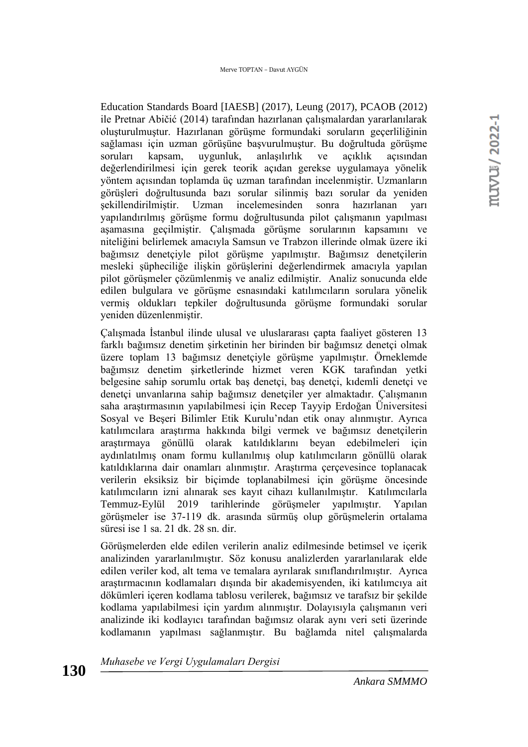Education Standards Board [IAESB] (2017), Leung (2017), PCAOB (2012) ile Pretnar Abičić (2014) tarafından hazırlanan çalışmalardan yararlanılarak oluşturulmuştur. Hazırlanan görüşme formundaki soruların geçerliliğinin sağlaması için uzman görüşüne başvurulmuştur. Bu doğrultuda görüşme soruları kapsam, uygunluk, anlaşılırlık ve açıklık açısından değerlendirilmesi için gerek teorik açıdan gerekse uygulamaya yönelik yöntem açısından toplamda üç uzman tarafından incelenmiştir. Uzmanların görüşleri doğrultusunda bazı sorular silinmiş bazı sorular da yeniden şekillendirilmiştir. Uzman incelemesinden sonra hazırlanan yarı yapılandırılmış görüşme formu doğrultusunda pilot çalışmanın yapılması aşamasına geçilmiştir. Çalışmada görüşme sorularının kapsamını ve niteliğini belirlemek amacıyla Samsun ve Trabzon illerinde olmak üzere iki bağımsız denetçiyle pilot görüşme yapılmıştır. Bağımsız denetçilerin mesleki şüpheciliğe ilişkin görüşlerini değerlendirmek amacıyla yapılan pilot görüşmeler çözümlenmiş ve analiz edilmiştir. Analiz sonucunda elde edilen bulgulara ve görüşme esnasındaki katılımcıların sorulara yönelik vermiş oldukları tepkiler doğrultusunda görüşme formundaki sorular yeniden düzenlenmiştir.

Çalışmada İstanbul ilinde ulusal ve uluslararası çapta faaliyet gösteren 13 farklı bağımsız denetim şirketinin her birinden bir bağımsız denetçi olmak üzere toplam 13 bağımsız denetçiyle görüşme yapılmıştır. Örneklemde bağımsız denetim şirketlerinde hizmet veren KGK tarafından yetki belgesine sahip sorumlu ortak baş denetçi, baş denetçi, kıdemli denetçi ve denetçi unvanlarına sahip bağımsız denetçiler yer almaktadır. Çalışmanın saha araştırmasının yapılabilmesi için Recep Tayyip Erdoğan Üniversitesi Sosyal ve Beşeri Bilimler Etik Kurulu'ndan etik onay alınmıştır. Ayrıca katılımcılara araştırma hakkında bilgi vermek ve bağımsız denetçilerin araştırmaya gönüllü olarak katıldıklarını beyan edebilmeleri için aydınlatılmış onam formu kullanılmış olup katılımcıların gönüllü olarak katıldıklarına dair onamları alınmıştır. Araştırma çerçevesince toplanacak verilerin eksiksiz bir biçimde toplanabilmesi için görüşme öncesinde katılımcıların izni alınarak ses kayıt cihazı kullanılmıştır. Katılımcılarla Temmuz-Eylül 2019 tarihlerinde görüşmeler yapılmıştır. Yapılan görüşmeler ise 37-119 dk. arasında sürmüş olup görüşmelerin ortalama süresi ise 1 sa. 21 dk. 28 sn. dir.

Görüşmelerden elde edilen verilerin analiz edilmesinde betimsel ve içerik analizinden yararlanılmıştır. Söz konusu analizlerden yararlanılarak elde edilen veriler kod, alt tema ve temalara ayrılarak sınıflandırılmıştır. Ayrıca araştırmacının kodlamaları dışında bir akademisyenden, iki katılımcıya ait dökümleri içeren kodlama tablosu verilerek, bağımsız ve tarafsız bir şekilde kodlama yapılabilmesi için yardım alınmıştır. Dolayısıyla çalışmanın veri analizinde iki kodlayıcı tarafından bağımsız olarak aynı veri seti üzerinde kodlamanın yapılması sağlanmıştır. Bu bağlamda nitel çalışmalarda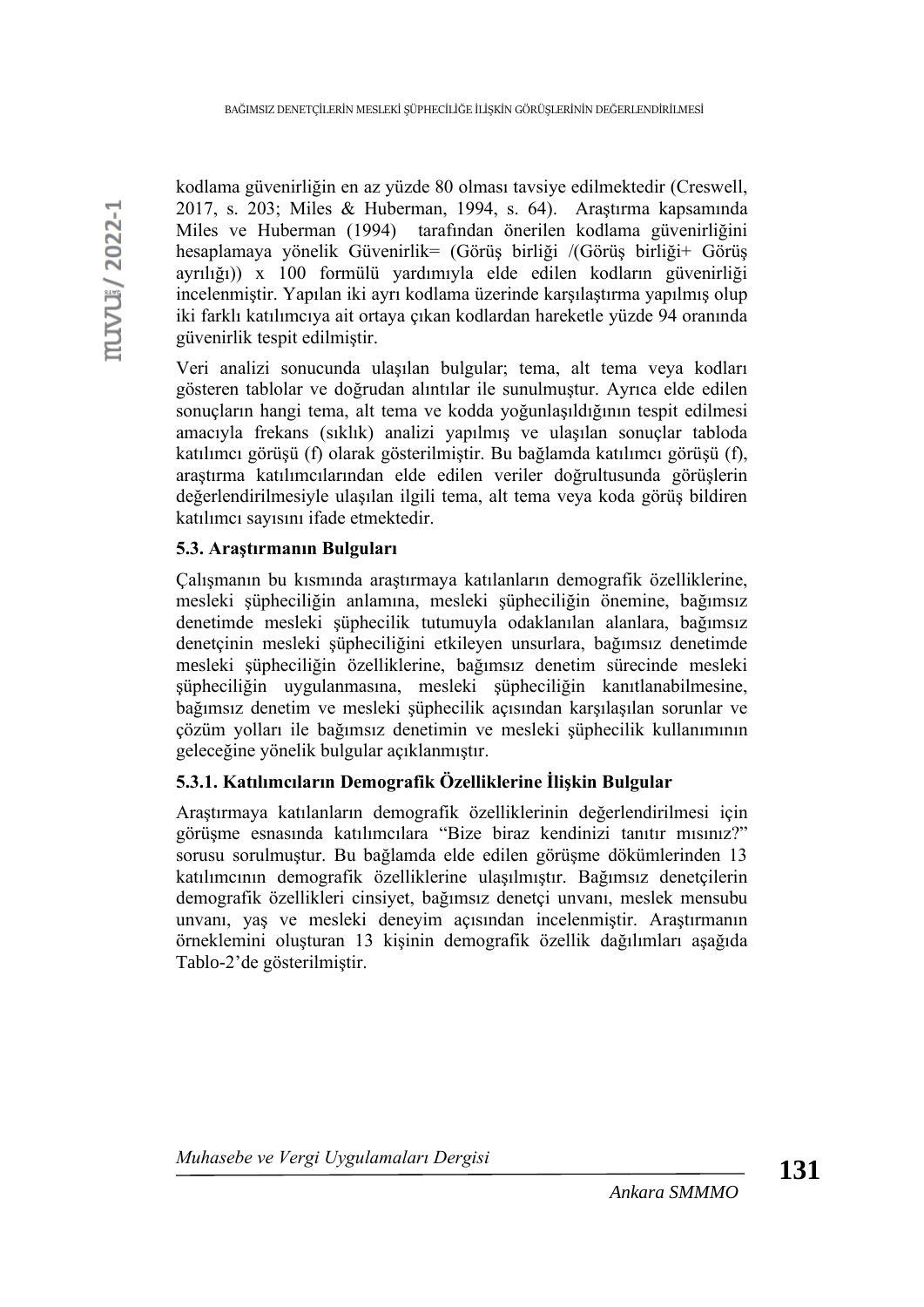kodlama güvenirliğin en az yüzde 80 olması tavsiye edilmektedir (Creswell, 2017, s. 203; Miles & Huberman, 1994, s. 64). Araştırma kapsamında Miles ve Huberman (1994) tarafından önerilen kodlama güvenirliğini hesaplamaya yönelik Güvenirlik= (Görüş birliği /(Görüş birliği+ Görüş ayrılığı)) x 100 formülü yardımıyla elde edilen kodların güvenirliği incelenmiştir. Yapılan iki ayrı kodlama üzerinde karşılaştırma yapılmış olup iki farklı katılımcıya ait ortaya çıkan kodlardan hareketle yüzde 94 oranında güvenirlik tespit edilmiştir.

Veri analizi sonucunda ulaşılan bulgular; tema, alt tema veya kodları gösteren tablolar ve doğrudan alıntılar ile sunulmuştur. Ayrıca elde edilen sonuçların hangi tema, alt tema ve kodda yoğunlaşıldığının tespit edilmesi amacıyla frekans (sıklık) analizi yapılmış ve ulaşılan sonuçlar tabloda katılımcı görüşü (f) olarak gösterilmiştir. Bu bağlamda katılımcı görüşü (f), araştırma katılımcılarından elde edilen veriler doğrultusunda görüşlerin değerlendirilmesiyle ulaşılan ilgili tema, alt tema veya koda görüş bildiren katılımcı sayısını ifade etmektedir.

### 5.3. Araştırmanın Bulguları

Çalışmanın bu kısmında araştırmaya katılanların demografik özelliklerine, mesleki şüpheciliğin anlamına, mesleki şüpheciliğin önemine, bağımsız denetimde mesleki şüphecilik tutumuyla odaklanılan alanlara, bağımsız denetçinin mesleki şüpheciliğini etkileyen unsurlara, bağımsız denetimde mesleki şüpheciliğin özelliklerine, bağımsız denetim sürecinde mesleki şüpheciliğin uygulanmasına, mesleki şüpheciliğin kanıtlanabilmesine, bağımsız denetim ve mesleki şüphecilik açısından karşılaşılan sorunlar ve çözüm yolları ile bağımsız denetimin ve mesleki şüphecilik kullanımının geleceğine yönelik bulgular açıklanmıştır.

#### 5.3.1. Katılımcıların Demografik Özelliklerine İlişkin Bulgular

Araştırmaya katılanların demografik özelliklerinin değerlendirilmesi için görüşme esnasında katılımcılara "Bize biraz kendinizi tanıtır mısınız?" sorusu sorulmuştur. Bu bağlamda elde edilen görüşme dökümlerinden 13 katılımcının demografik özelliklerine ulaşılmıştır. Bağımsız denetçilerin demografik özellikleri cinsiyet, bağımsız denetçi unvanı, meslek mensubu unvanı, yaş ve mesleki deneyim açısından incelenmiştir. Araştırmanın örneklemini oluşturan 13 kişinin demografik özellik dağılımları aşağıda Tablo-2'de gösterilmiştir.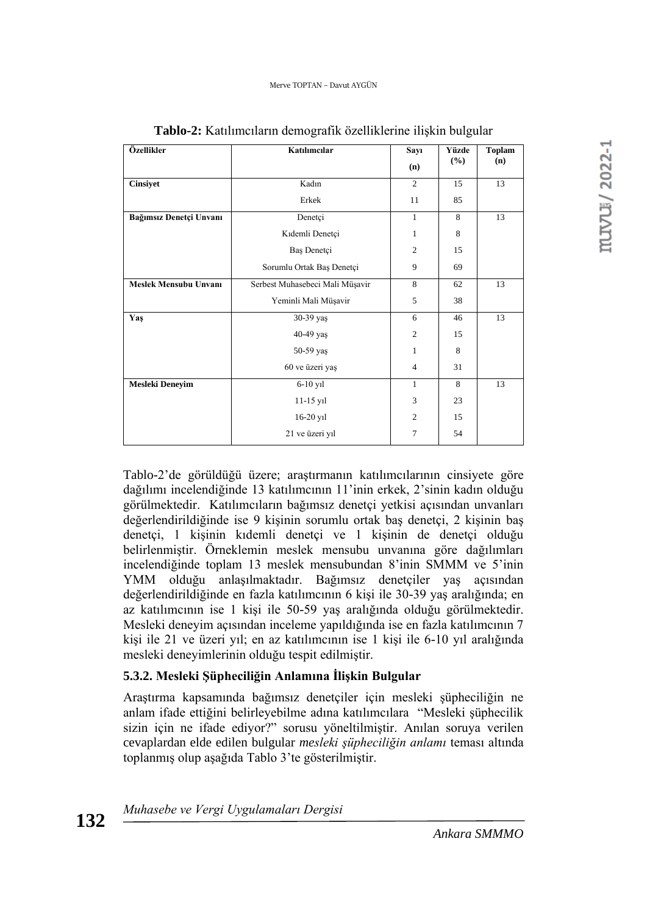**Tablo-2:** Katılımcıların demografik özelliklerine ilişkin bulgular

| Özellikler | Katılımcılar | Sayı (n) | Yüzde (%) | Toplam (n) |
|---|---|---|---|---|
| **Cinsiyet** | Kadın | 2 | 15 | 13 |
| | Erkek | 11 | 85 | |
| **Bağımsız Denetçi Unvanı** | Denetçi | 1 | 8 | 13 |
| | Kıdemli Denetçi | 1 | 8 | |
| | Baş Denetçi | 2 | 15 | |
| | Sorumlu Ortak Baş Denetçi | 9 | 69 | |
| **Meslek Mensubu Unvanı** | Serbest Muhasebeci Mali Müşavir | 8 | 62 | 13 |
| | Yeminli Mali Müşavir | 5 | 38 | |
| **Yaş** | 30-39 yaş | 6 | 46 | 13 |
| | 40-49 yaş | 2 | 15 | |
| | 50-59 yaş | 1 | 8 | |
| | 60 ve üzeri yaş | 4 | 31 | |
| **Mesleki Deneyim** | 6-10 yıl | 1 | 8 | 13 |
| | 11-15 yıl | 3 | 23 | |
| | 16-20 yıl | 2 | 15 | |
| | 21 ve üzeri yıl | 7 | 54 | |

Tablo-2'de görüldüğü üzere; araştırmanın katılımcılarının cinsiyete göre dağılımı incelendiğinde 13 katılımcının 11'inin erkek, 2'sinin kadın olduğu görülmektedir. Katılımcıların bağımsız denetçi yetkisi açısından unvanları değerlendirildiğinde ise 9 kişinin sorumlu ortak baş denetçi, 2 kişinin baş denetçi, 1 kişinin kıdemli denetçi ve 1 kişinin de denetçi olduğu belirlenmiştir. Örneklemin meslek mensubu unvanına göre dağılımları incelendiğinde toplam 13 meslek mensubundan 8'inin SMMM ve 5'inin YMM olduğu anlaşılmaktadır. Bağımsız denetçiler yaş açısından değerlendirildiğinde en fazla katılımcının 6 kişi ile 30-39 yaş aralığında; en az katılımcının ise 1 kişi ile 50-59 yaş aralığında olduğu görülmektedir. Mesleki deneyim açısından inceleme yapıldığında ise en fazla katılımcının 7 kişi ile 21 ve üzeri yıl; en az katılımcının ise 1 kişi ile 6-10 yıl aralığında mesleki deneyimlerinin olduğu tespit edilmiştir.

### 5.3.2. Mesleki Şüpheciliğin Anlamına İlişkin Bulgular

Araştırma kapsamında bağımsız denetçiler için mesleki şüpheciliğin ne anlam ifade ettiğini belirleyebilme adına katılımcılara "Mesleki şüphecilik sizin için ne ifade ediyor?" sorusu yöneltilmiştir. Anılan soruya verilen cevaplardan elde edilen bulgular *mesleki şüpheciliğin anlamı* teması altında toplanmış olup aşağıda Tablo 3'te gösterilmiştir.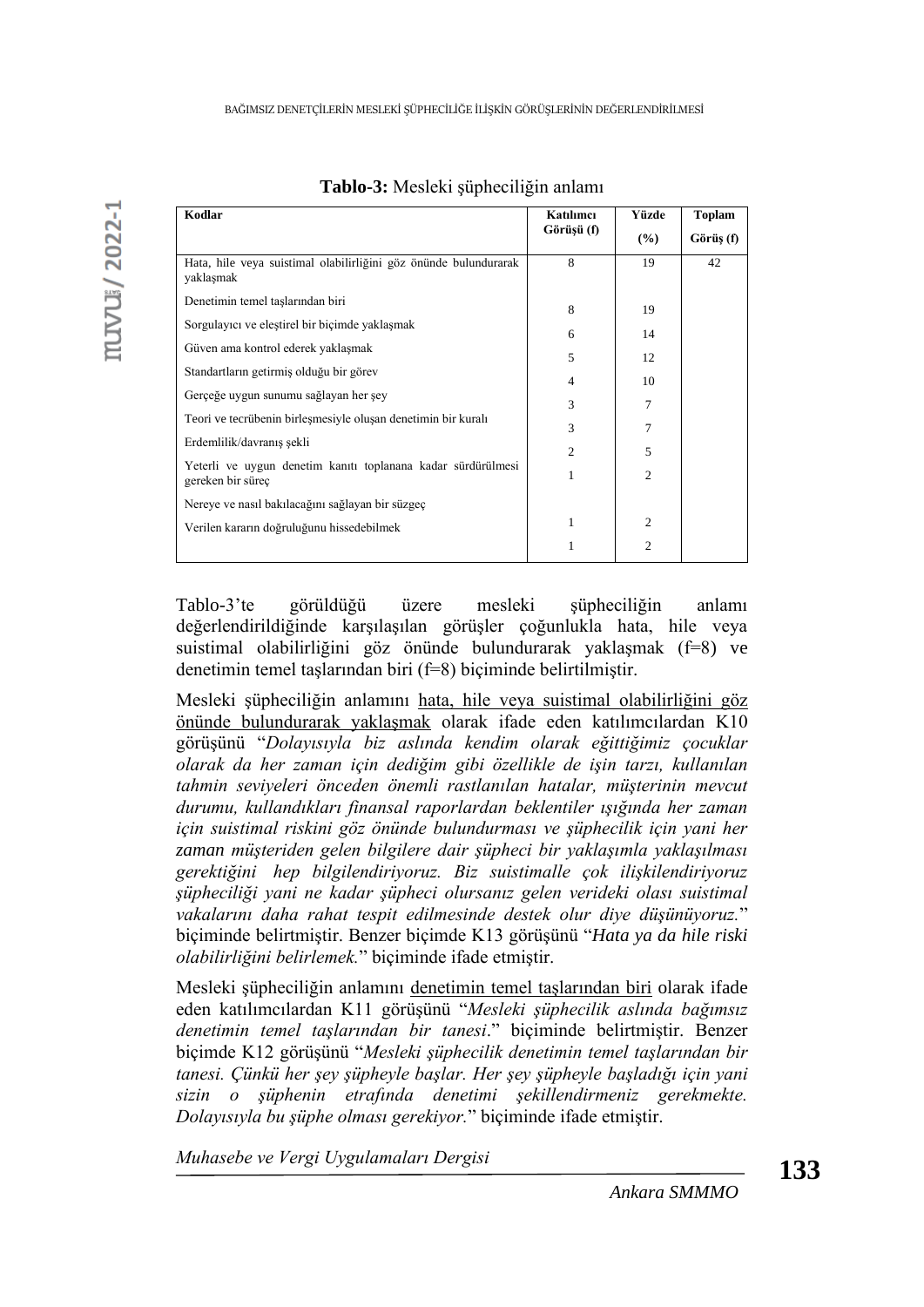**Tablo-3:** Mesleki şüpheciliğin anlamı

| Kodlar | Katılımcı Görüşü (f) | Yüzde (%) | Toplam Görüş (f) |
|---|---|---|---|
| Hata, hile veya suistimal olabilirliğini göz önünde bulundurarak yaklaşmak | 8 | 19 | 42 |
| Denetimin temel taşlarından biri | 8 | 19 | |
| Sorgulayıcı ve eleştirel bir biçimde yaklaşmak | 6 | 14 | |
| Güven ama kontrol ederek yaklaşmak | 5 | 12 | |
| Standartların getirmiş olduğu bir görev | 4 | 10 | |
| Gerçeğe uygun sunumu sağlayan her şey | 3 | 7 | |
| Teori ve tecrübenin birleşmesiyle oluşan denetimin bir kuralı | 3 | 7 | |
| Erdemlilik/davranış şekli | 2 | 5 | |
| Yeterli ve uygun denetim kanıtı toplanana kadar sürdürülmesi gereken bir süreç | 1 | 2 | |
| Nereye ve nasıl bakılacağını sağlayan bir süzgeç | 1 | 2 | |
| Verilen kararın doğruluğunu hissedebilmek | 1 | 2 | |

Tablo-3'te görüldüğü üzere mesleki şüpheciliğin anlamı değerlendirildiğinde karşılaşılan görüşler çoğunlukla hata, hile veya suistimal olabilirliğini göz önünde bulundurarak yaklaşmak (f=8) ve denetimin temel taşlarından biri (f=8) biçiminde belirtilmiştir.

Mesleki şüpheciliğin anlamını <u>hata, hile veya suistimal olabilirliğini göz önünde bulundurarak yaklaşmak</u> olarak ifade eden katılımcılardan K10 görüşünü "*Dolayısıyla biz aslında kendim olarak eğittiğimiz çocuklar olarak da her zaman için dediğim gibi özellikle de işin tarzı, kullanılan tahmin seviyeleri önceden önemli rastlanılan hatalar, müşterinin mevcut durumu, kullandıkları finansal raporlardan beklentiler ışığında her zaman için suistimal riskini göz önünde bulundurması ve şüphecilik için yani her zaman müşteriden gelen bilgilere dair şüpheci bir yaklaşımla yaklaşılması gerektiğini hep bilgilendiriyoruz. Biz suistimalle çok ilişkilendiriyoruz şüpheciliği yani ne kadar şüpheci olursanız gelen verideki olası suistimal vakalarını daha rahat tespit edilmesinde destek olur diye düşünüyoruz.*" biçiminde belirtmiştir. Benzer biçimde K13 görüşünü "*Hata ya da hile riski olabilirliğini belirlemek.*" biçiminde ifade etmiştir.

Mesleki şüpheciliğin anlamını <u>denetimin temel taşlarından biri</u> olarak ifade eden katılımcılardan K11 görüşünü "*Mesleki şüphecilik aslında bağımsız denetimin temel taşlarından bir tanesi.*" biçiminde belirtmiştir. Benzer biçimde K12 görüşünü "*Mesleki şüphecilik denetimin temel taşlarından bir tanesi. Çünkü her şey şüpheyle başlar. Her şey şüpheyle başladığı için yani sizin o şüphenin etrafında denetimi şekillendirmeniz gerekmekte. Dolayısıyla bu şüphe olması gerekiyor.*" biçiminde ifade etmiştir.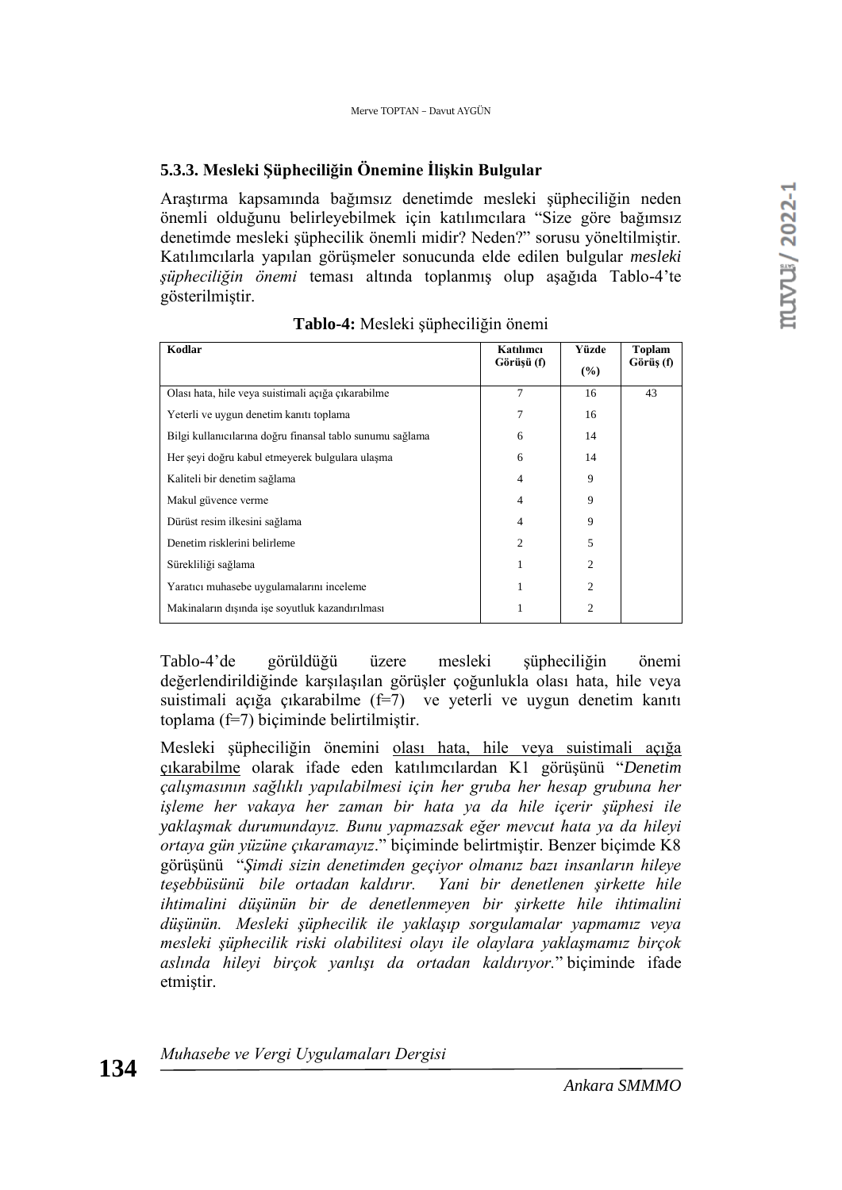### 5.3.3. Mesleki Şüpheciliğin Önemine İlişkin Bulgular

Araştırma kapsamında bağımsız denetimde mesleki şüpheciliğin neden önemli olduğunu belirleyebilmek için katılımcılara "Size göre bağımsız denetimde mesleki şüphecilik önemli midir? Neden?" sorusu yöneltilmiştir. Katılımcılarla yapılan görüşmeler sonucunda elde edilen bulgular *mesleki şüpheciliğin önemi* teması altında toplanmış olup aşağıda Tablo-4'te gösterilmiştir.

**Tablo-4:** Mesleki şüpheciliğin önemi

| Kodlar | Katılımcı Görüşü (f) | Yüzde (%) | Toplam Görüş (f) |
|---|---|---|---|
| Olası hata, hile veya suistimali açığa çıkarabilme | 7 | 16 | 43 |
| Yeterli ve uygun denetim kanıtı toplama | 7 | 16 | |
| Bilgi kullanıcılarına doğru finansal tablo sunumu sağlama | 6 | 14 | |
| Her şeyi doğru kabul etmeyerek bulgulara ulaşma | 6 | 14 | |
| Kaliteli bir denetim sağlama | 4 | 9 | |
| Makul güvence verme | 4 | 9 | |
| Dürüst resim ilkesini sağlama | 4 | 9 | |
| Denetim risklerini belirleme | 2 | 5 | |
| Sürekliliği sağlama | 1 | 2 | |
| Yaratıcı muhasebe uygulamalarını inceleme | 1 | 2 | |
| Makinaların dışında işe soyutluk kazandırılması | 1 | 2 | |

Tablo-4'de görüldüğü üzere mesleki şüpheciliğin önemi değerlendirildiğinde karşılaşılan görüşler çoğunlukla olası hata, hile veya suistimali açığa çıkarabilme (f=7) ve yeterli ve uygun denetim kanıtı toplama (f=7) biçiminde belirtilmiştir.

Mesleki şüpheciliğin önemini olası hata, hile veya suistimali açığa çıkarabilme olarak ifade eden katılımcılardan K1 görüşünü "*Denetim çalışmasının sağlıklı yapılabilmesi için her gruba her hesap grubuna her işleme her vakaya her zaman bir hata ya da hile içerir şüphesi ile yaklaşmak durumundayız. Bunu yapmazsak eğer mevcut hata ya da hileyi ortaya gün yüzüne çıkaramayız*." biçiminde belirtmiştir. Benzer biçimde K8 görüşünü "*Şimdi sizin denetimden geçiyor olmanız bazı insanların hileye teşebbüsünü bile ortadan kaldırır. Yani bir denetlenen şirkette hile ihtimalini düşünün bir de denetlenmeyen bir şirkette hile ihtimalini düşünün. Mesleki şüphecilik ile yaklaşıp sorgulamalar yapmamız veya mesleki şüphecilik riski olabilitesi olayı ile olaylara yaklaşmamız birçok aslında hileyi birçok yanlışı da ortadan kaldırıyor.*" biçiminde ifade etmiştir.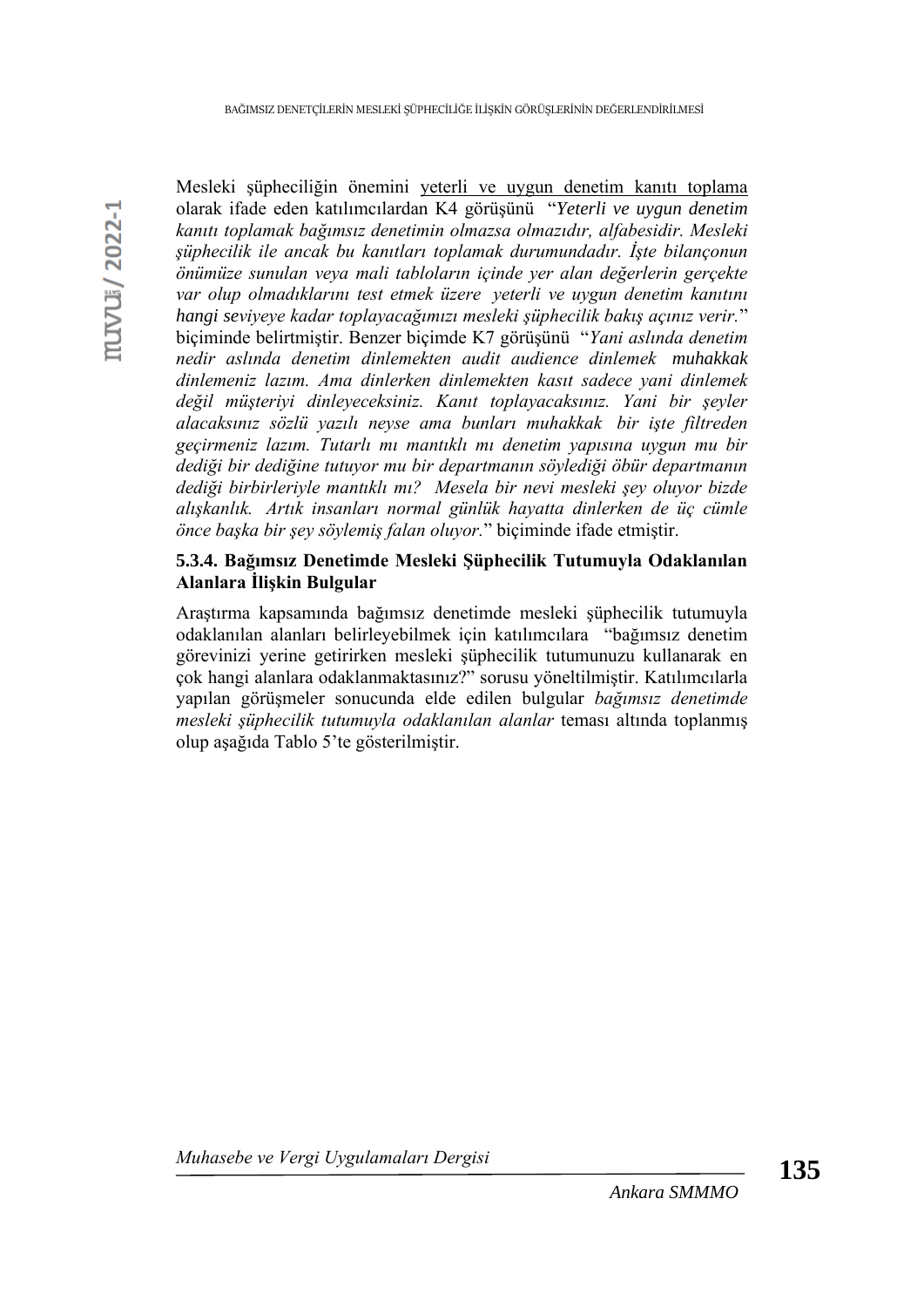Mesleki şüpheciliğin önemini yeterli ve uygun denetim kanıtı toplama olarak ifade eden katılımcılardan K4 görüşünü "*Yeterli ve uygun denetim kanıtı toplamak bağımsız denetimin olmazsa olmazıdır, alfabesidir. Mesleki şüphecilik ile ancak bu kanıtları toplamak durumundadır. İşte bilançonun önümüze sunulan veya mali tabloların içinde yer alan değerlerin gerçekte var olup olmadıklarını test etmek üzere yeterli ve uygun denetim kanıtını hangi seviyeye kadar toplayacağımızı mesleki şüphecilik bakış açınız verir.*" biçiminde belirtmiştir. Benzer biçimde K7 görüşünü "*Yani aslında denetim nedir aslında denetim dinlemekten audit audience dinlemek muhakkak dinlemeniz lazım. Ama dinlerken dinlemekten kasıt sadece yani dinlemek değil müşteriyi dinleyeceksiniz. Kanıt toplayacaksınız. Yani bir şeyler alacaksınız sözlü yazılı neyse ama bunları muhakkak bir işte filtreden geçirmeniz lazım. Tutarlı mı mantıklı mı denetim yapısına uygun mu bir dediği bir dediğine tutuyor mu bir departmanın söylediği öbür departmanın dediği birbirleriyle mantıklı mı? Mesela bir nevi mesleki şey oluyor bizde alışkanlık. Artık insanları normal günlük hayatta dinlerken de üç cümle önce başka bir şey söylemiş falan oluyor.*" biçiminde ifade etmiştir.

### 5.3.4. Bağımsız Denetimde Mesleki Şüphecilik Tutumuyla Odaklanılan Alanlara İlişkin Bulgular

Araştırma kapsamında bağımsız denetimde mesleki şüphecilik tutumuyla odaklanılan alanları belirleyebilmek için katılımcılara "bağımsız denetim görevinizi yerine getirirken mesleki şüphecilik tutumunuzu kullanarak en çok hangi alanlara odaklanmaktasınız?" sorusu yöneltilmiştir. Katılımcılarla yapılan görüşmeler sonucunda elde edilen bulgular *bağımsız denetimde mesleki şüphecilik tutumuyla odaklanılan alanlar* teması altında toplanmış olup aşağıda Tablo 5'te gösterilmiştir.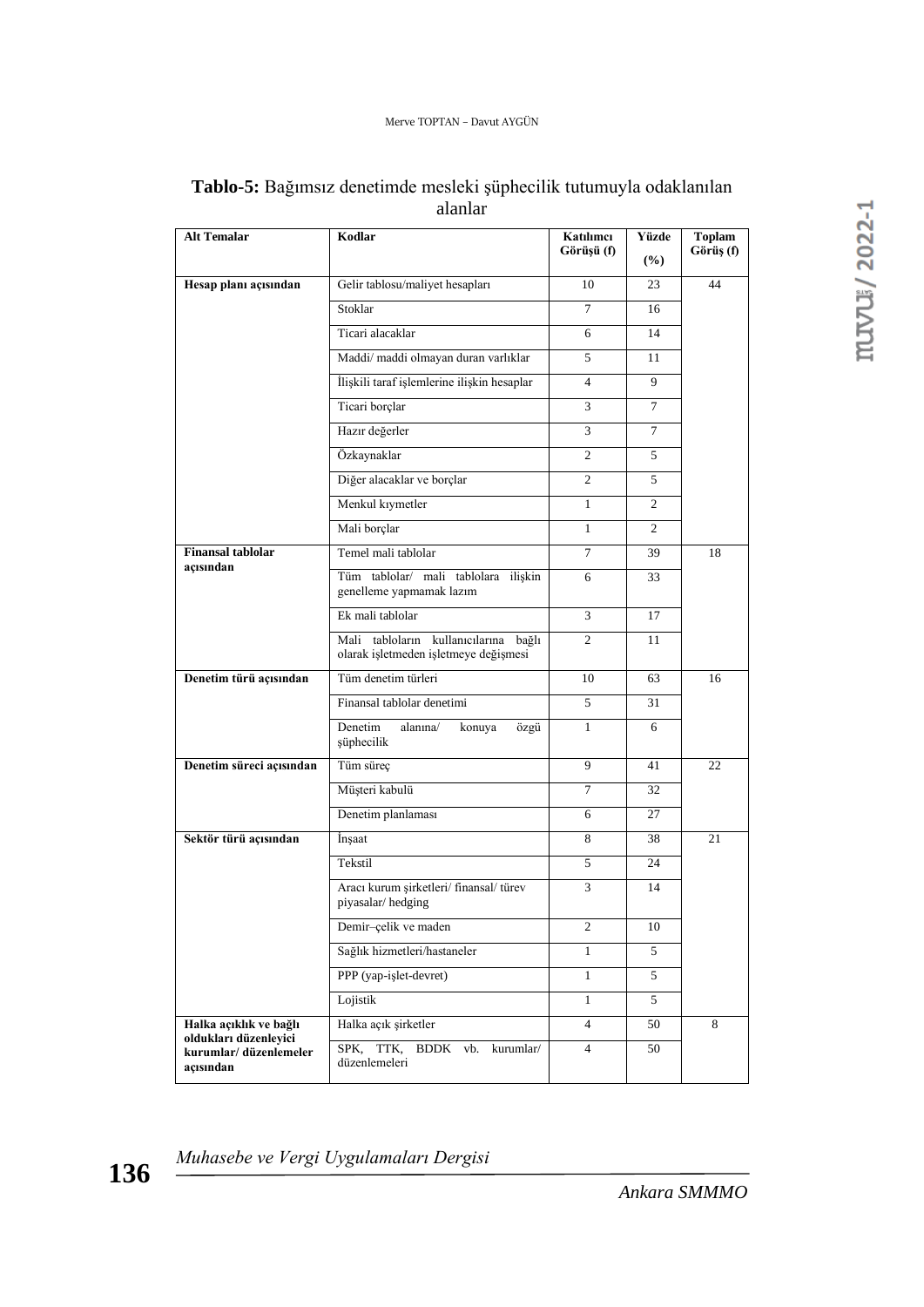**Tablo-5:** Bağımsız denetimde mesleki şüphecilik tutumuyla odaklanılan alanlar

| Alt Temalar | Kodlar | Katılımcı Görüşü (f) | Yüzde (%) | Toplam Görüş (f) |
|---|---|---|---|---|
| **Hesap planı açısından** | Gelir tablosu/maliyet hesapları | 10 | 23 | 44 |
| | Stoklar | 7 | 16 | |
| | Ticari alacaklar | 6 | 14 | |
| | Maddi/ maddi olmayan duran varlıklar | 5 | 11 | |
| | İlişkili taraf işlemlerine ilişkin hesaplar | 4 | 9 | |
| | Ticari borçlar | 3 | 7 | |
| | Hazır değerler | 3 | 7 | |
| | Özkaynaklar | 2 | 5 | |
| | Diğer alacaklar ve borçlar | 2 | 5 | |
| | Menkul kıymetler | 1 | 2 | |
| | Mali borçlar | 1 | 2 | |
| **Finansal tablolar açısından** | Temel mali tablolar | 7 | 39 | 18 |
| | Tüm tablolar/ mali tablolara ilişkin genelleme yapmamak lazım | 6 | 33 | |
| | Ek mali tablolar | 3 | 17 | |
| | Mali tabloların kullanıcılarına bağlı olarak işletmeden işletmeye değişmesi | 2 | 11 | |
| **Denetim türü açısından** | Tüm denetim türleri | 10 | 63 | 16 |
| | Finansal tablolar denetimi | 5 | 31 | |
| | Denetim alanına/ konuya özgü şüphecilik | 1 | 6 | |
| **Denetim süreci açısından** | Tüm süreç | 9 | 41 | 22 |
| | Müşteri kabulü | 7 | 32 | |
| | Denetim planlaması | 6 | 27 | |
| **Sektör türü açısından** | İnşaat | 8 | 38 | 21 |
| | Tekstil | 5 | 24 | |
| | Aracı kurum şirketleri/ finansal/ türev piyasalar/ hedging | 3 | 14 | |
| | Demir–çelik ve maden | 2 | 10 | |
| | Sağlık hizmetleri/hastaneler | 1 | 5 | |
| | PPP (yap-işlet-devret) | 1 | 5 | |
| | Lojistik | 1 | 5 | |
| **Halka açıklık ve bağlı oldukları düzenleyici kurumlar/ düzenlemeler açısından** | Halka açık şirketler | 4 | 50 | 8 |
| | SPK, TTK, BDDK vb. kurumlar/ düzenlemeleri | 4 | 50 | |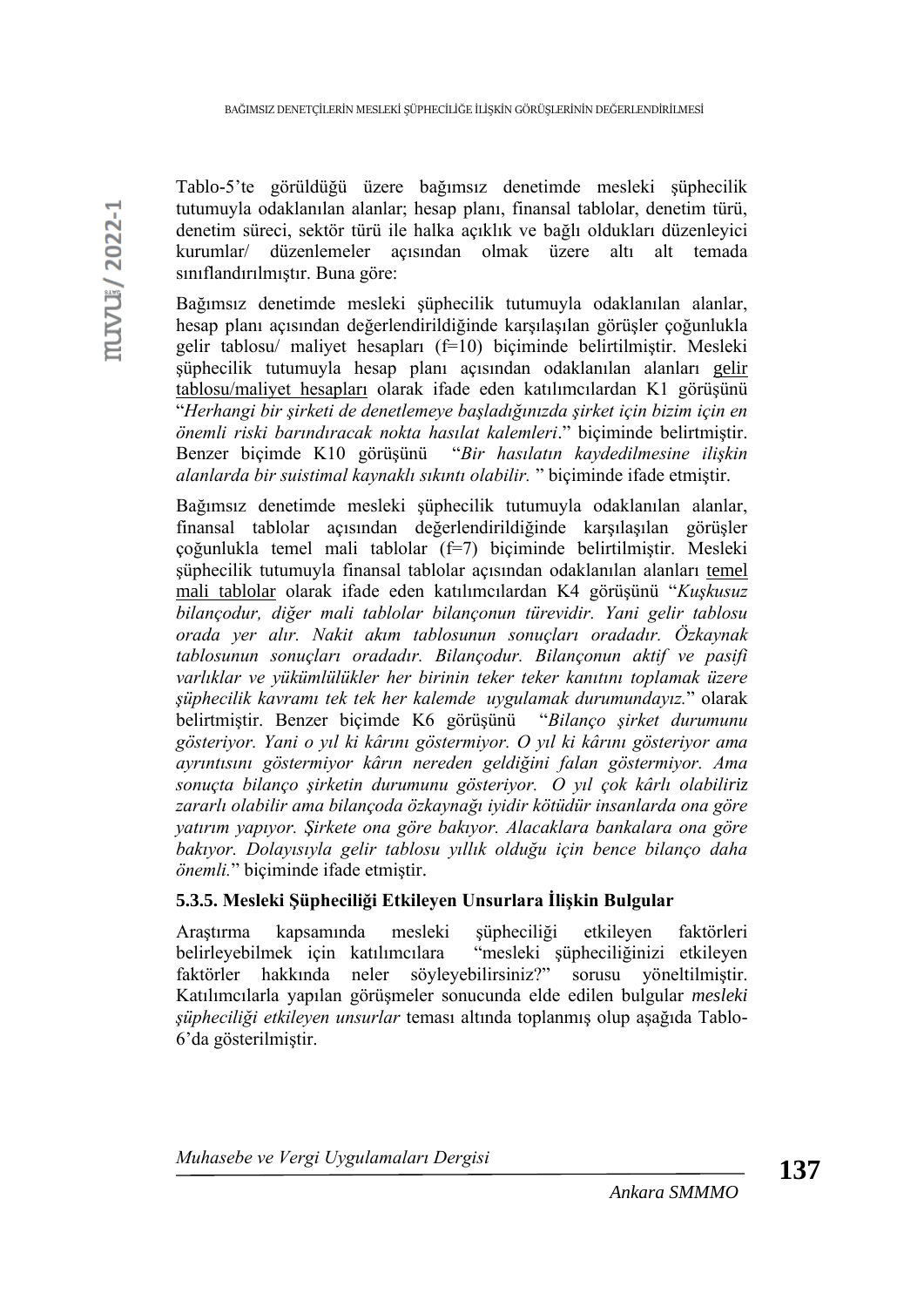Tablo-5'te görüldüğü üzere bağımsız denetimde mesleki şüphecilik tutumuyla odaklanılan alanlar; hesap planı, finansal tablolar, denetim türü, denetim süreci, sektör türü ile halka açıklık ve bağlı oldukları düzenleyici kurumlar/ düzenlemeler açısından olmak üzere altı alt temada sınıflandırılmıştır. Buna göre:

Bağımsız denetimde mesleki şüphecilik tutumuyla odaklanılan alanlar, hesap planı açısından değerlendirildiğinde karşılaşılan görüşler çoğunlukla gelir tablosu/ maliyet hesapları (f=10) biçiminde belirtilmiştir. Mesleki şüphecilik tutumuyla hesap planı açısından odaklanılan alanları <u>gelir tablosu/maliyet hesapları</u> olarak ifade eden katılımcılardan K1 görüşünü "*Herhangi bir şirketi de denetlemeye başladığınızda şirket için bizim için en önemli riski barındıracak nokta hasılat kalemleri*." biçiminde belirtmiştir. Benzer biçimde K10 görüşünü "*Bir hasılatın kaydedilmesine ilişkin alanlarda bir suistimal kaynaklı sıkıntı olabilir.* " biçiminde ifade etmiştir.

Bağımsız denetimde mesleki şüphecilik tutumuyla odaklanılan alanlar, finansal tablolar açısından değerlendirildiğinde karşılaşılan görüşler çoğunlukla temel mali tablolar (f=7) biçiminde belirtilmiştir. Mesleki şüphecilik tutumuyla finansal tablolar açısından odaklanılan alanları <u>temel mali tablolar</u> olarak ifade eden katılımcılardan K4 görüşünü "*Kuşkusuz bilançodur, diğer mali tablolar bilançonun türevidir. Yani gelir tablosu orada yer alır. Nakit akım tablosunun sonuçları oradadır. Özkaynak tablosunun sonuçları oradadır. Bilançodur. Bilançonun aktif ve pasifi varlıklar ve yükümlülükler her birinin teker teker kanıtını toplamak üzere şüphecilik kavramı tek tek her kalemde uygulamak durumundayız.*" olarak belirtmiştir. Benzer biçimde K6 görüşünü "*Bilanço şirket durumunu gösteriyor. Yani o yıl ki kârını göstermiyor. O yıl ki kârını gösteriyor ama ayrıntısını göstermiyor kârın nereden geldiğini falan göstermiyor. Ama sonuçta bilanço şirketin durumunu gösteriyor. O yıl çok kârlı olabiliriz zararlı olabilir ama bilançoda özkaynağı iyidir kötüdür insanlarda ona göre yatırım yapıyor. Şirkete ona göre bakıyor. Alacaklara bankalara ona göre bakıyor. Dolayısıyla gelir tablosu yıllık olduğu için bence bilanço daha önemli.*" biçiminde ifade etmiştir.

#### 5.3.5. Mesleki Şüpheciliği Etkileyen Unsurlara İlişkin Bulgular

Araştırma kapsamında mesleki şüpheciliği etkileyen faktörleri belirleyebilmek için katılımcılara "mesleki şüpheciliğinizi etkileyen faktörler hakkında neler söyleyebilirsiniz?" sorusu yöneltilmiştir. Katılımcılarla yapılan görüşmeler sonucunda elde edilen bulgular *mesleki şüpheciliği etkileyen unsurlar* teması altında toplanmış olup aşağıda Tablo-6'da gösterilmiştir.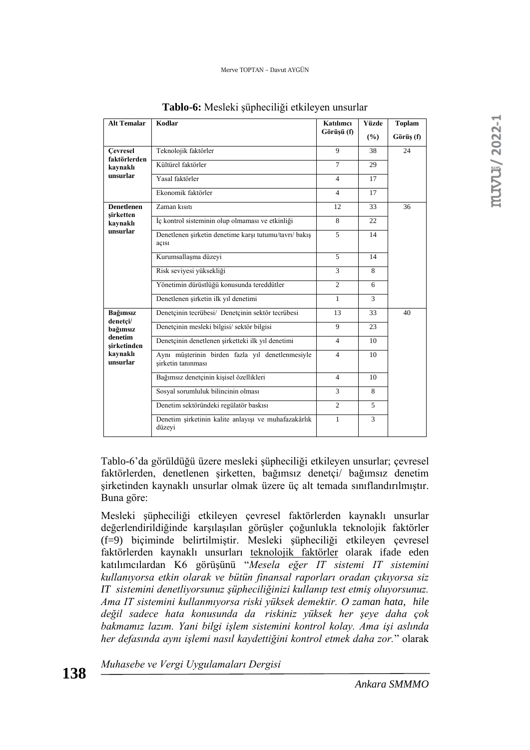**Tablo-6:** Mesleki şüpheciliği etkileyen unsurlar

| Alt Temalar | Kodlar | Katılımcı Görüşü (f) | Yüzde (%) | Toplam Görüş (f) |
|---|---|---|---|---|
| **Çevresel faktörlerden kaynaklı unsurlar** | Teknolojik faktörler | 9 | 38 | 24 |
| | Kültürel faktörler | 7 | 29 | |
| | Yasal faktörler | 4 | 17 | |
| | Ekonomik faktörler | 4 | 17 | |
| **Denetlenen şirketten kaynaklı unsurlar** | Zaman kısıtı | 12 | 33 | 36 |
| | İç kontrol sisteminin olup olmaması ve etkinliği | 8 | 22 | |
| | Denetlenen şirketin denetime karşı tutumu/tavrı/ bakış açısı | 5 | 14 | |
| | Kurumsallaşma düzeyi | 5 | 14 | |
| | Risk seviyesi yüksekliği | 3 | 8 | |
| | Yönetimin dürüstlüğü konusunda tereddütler | 2 | 6 | |
| | Denetlenen şirketin ilk yıl denetimi | 1 | 3 | |
| **Bağımsız denetçi/ bağımsız denetim şirketinden kaynaklı unsurlar** | Denetçinin tecrübesi/ Denetçinin sektör tecrübesi | 13 | 33 | 40 |
| | Denetçinin mesleki bilgisi/ sektör bilgisi | 9 | 23 | |
| | Denetçinin denetlenen şirketteki ilk yıl denetimi | 4 | 10 | |
| | Aynı müşterinin birden fazla yıl denetlenmesiyle şirketin tanınması | 4 | 10 | |
| | Bağımsız denetçinin kişisel özellikleri | 4 | 10 | |
| | Sosyal sorumluluk bilincinin olması | 3 | 8 | |
| | Denetim sektöründeki regülatör baskısı | 2 | 5 | |
| | Denetim şirketinin kalite anlayışı ve muhafazakârlık düzeyi | 1 | 3 | |

Tablo-6'da görüldüğü üzere mesleki şüpheciliği etkileyen unsurlar; çevresel faktörlerden, denetlenen şirketten, bağımsız denetçi/ bağımsız denetim şirketinden kaynaklı unsurlar olmak üzere üç alt temada sınıflandırılmıştır. Buna göre:

Mesleki şüpheciliği etkileyen çevresel faktörlerden kaynaklı unsurlar değerlendirildiğinde karşılaşılan görüşler çoğunlukla teknolojik faktörler (f=9) biçiminde belirtilmiştir. Mesleki şüpheciliği etkileyen çevresel faktörlerden kaynaklı unsurları teknolojik faktörler olarak ifade eden katılımcılardan K6 görüşünü "*Mesela eğer IT sistemi IT sistemini kullanıyorsa etkin olarak ve bütün finansal raporları oradan çıkıyorsa siz IT sistemini denetliyorsunuz şüpheciliğinizi kullanıp test etmiş oluyorsunuz. Ama IT sistemini kullanmıyorsa riski yüksek demektir. O zaman hata, hile değil sadece hata konusunda da riskiniz yüksek her şeye daha çok bakmamız lazım. Yani bilgi işlem sistemini kontrol kolay. Ama işi aslında her defasında aynı işlemi nasıl kaydettiğini kontrol etmek daha zor.*" olarak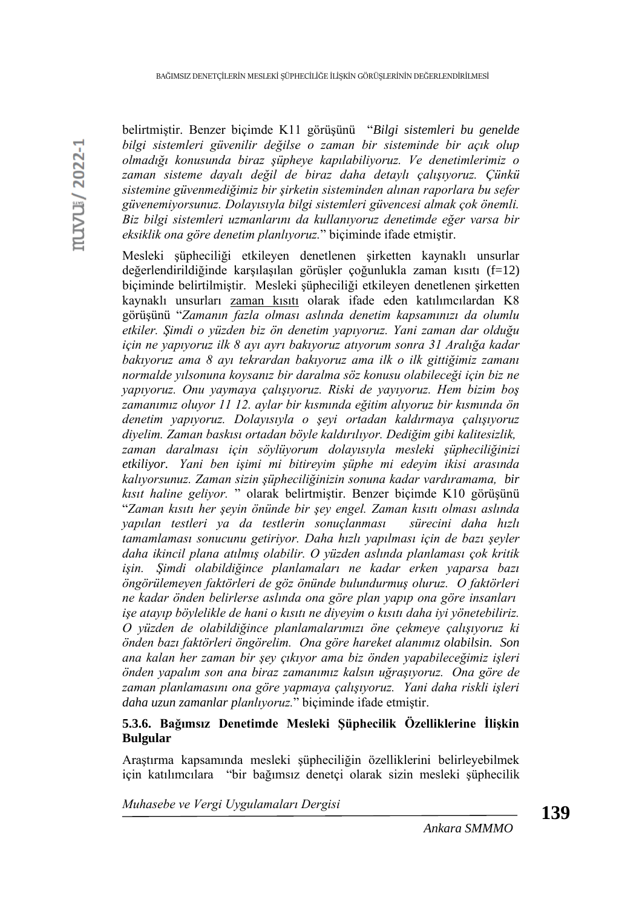belirtmiştir. Benzer biçimde K11 görüşünü "*Bilgi sistemleri bu genelde bilgi sistemleri güvenilir değilse o zaman bir sisteminde bir açık olup olmadığı konusunda biraz şüpheye kapılabiliyoruz. Ve denetimlerimiz o zaman sisteme dayalı değil de biraz daha detaylı çalışıyoruz. Çünkü sistemine güvenmediğimiz bir şirketin sisteminden alınan raporlara bu sefer güvenemiyorsunuz. Dolayısıyla bilgi sistemleri güvencesi almak çok önemli. Biz bilgi sistemleri uzmanlarını da kullanıyoruz denetimde eğer varsa bir eksiklik ona göre denetim planlıyoruz.*" biçiminde ifade etmiştir.

Mesleki şüpheciliği etkileyen denetlenen şirketten kaynaklı unsurlar değerlendirildiğinde karşılaşılan görüşler çoğunlukla zaman kısıtı (f=12) biçiminde belirtilmiştir. Mesleki şüpheciliği etkileyen denetlenen şirketten kaynaklı unsurları zaman kısıtı olarak ifade eden katılımcılardan K8 görüşünü "*Zamanın fazla olması aslında denetim kapsamınızı da olumlu etkiler. Şimdi o yüzden biz ön denetim yapıyoruz. Yani zaman dar olduğu için ne yapıyoruz ilk 8 ayı ayrı bakıyoruz atıyorum sonra 31 Aralığa kadar bakıyoruz ama 8 ayı tekrardan bakıyoruz ama ilk o ilk gittiğimiz zamanı normalde yılsonuna koysanız bir daralma söz konusu olabileceği için biz ne yapıyoruz. Onu yaymaya çalışıyoruz. Riski de yayıyoruz. Hem bizim boş zamanımız oluyor 11 12. aylar bir kısmında eğitim alıyoruz bir kısmında ön denetim yapıyoruz. Dolayısıyla o şeyi ortadan kaldırmaya çalışıyoruz diyelim. Zaman baskısı ortadan böyle kaldırılıyor. Dediğim gibi kalitesizlik, zaman daralması için söylüyorum dolayısıyla mesleki şüpheciliğinizi etkiliyor. Yani ben işimi mi bitireyim şüphe mi edeyim ikisi arasında kalıyorsunuz. Zaman sizin şüpheciliğinizin sonuna kadar vardıramama, bir kısıt haline geliyor.* " olarak belirtmiştir. Benzer biçimde K10 görüşünü "*Zaman kısıtı her şeyin önünde bir şey engel. Zaman kısıtı olması aslında yapılan testleri ya da testlerin sonuçlanması sürecini daha hızlı tamamlaması sonucunu getiriyor. Daha hızlı yapılması için de bazı şeyler daha ikincil plana atılmış olabilir. O yüzden aslında planlaması çok kritik işin. Şimdi olabildiğince planlamaları ne kadar erken yaparsa bazı öngörülemeyen faktörleri de göz önünde bulundurmuş oluruz. O faktörleri ne kadar önden belirlerse aslında ona göre plan yapıp ona göre insanları işe atayıp böylelikle de hani o kısıtı ne diyeyim o kısıtı daha iyi yönetebiliriz. O yüzden de olabildiğince planlamalarımızı öne çekmeye çalışıyoruz ki önden bazı faktörleri öngörelim. Ona göre hareket alanımız olabilsin. Son ana kalan her zaman bir şey çıkıyor ama biz önden yapabileceğimiz işleri önden yapalım son ana biraz zamanımız kalsın uğraşıyoruz. Ona göre de zaman planlamasını ona göre yapmaya çalışıyoruz. Yani daha riskli işleri daha uzun zamanlar planlıyoruz.*" biçiminde ifade etmiştir.

#### 5.3.6. Bağımsız Denetimde Mesleki Şüphecilik Özelliklerine İlişkin Bulgular

Araştırma kapsamında mesleki şüpheciliğin özelliklerini belirleyebilmek için katılımcılara "bir bağımsız denetçi olarak sizin mesleki şüphecilik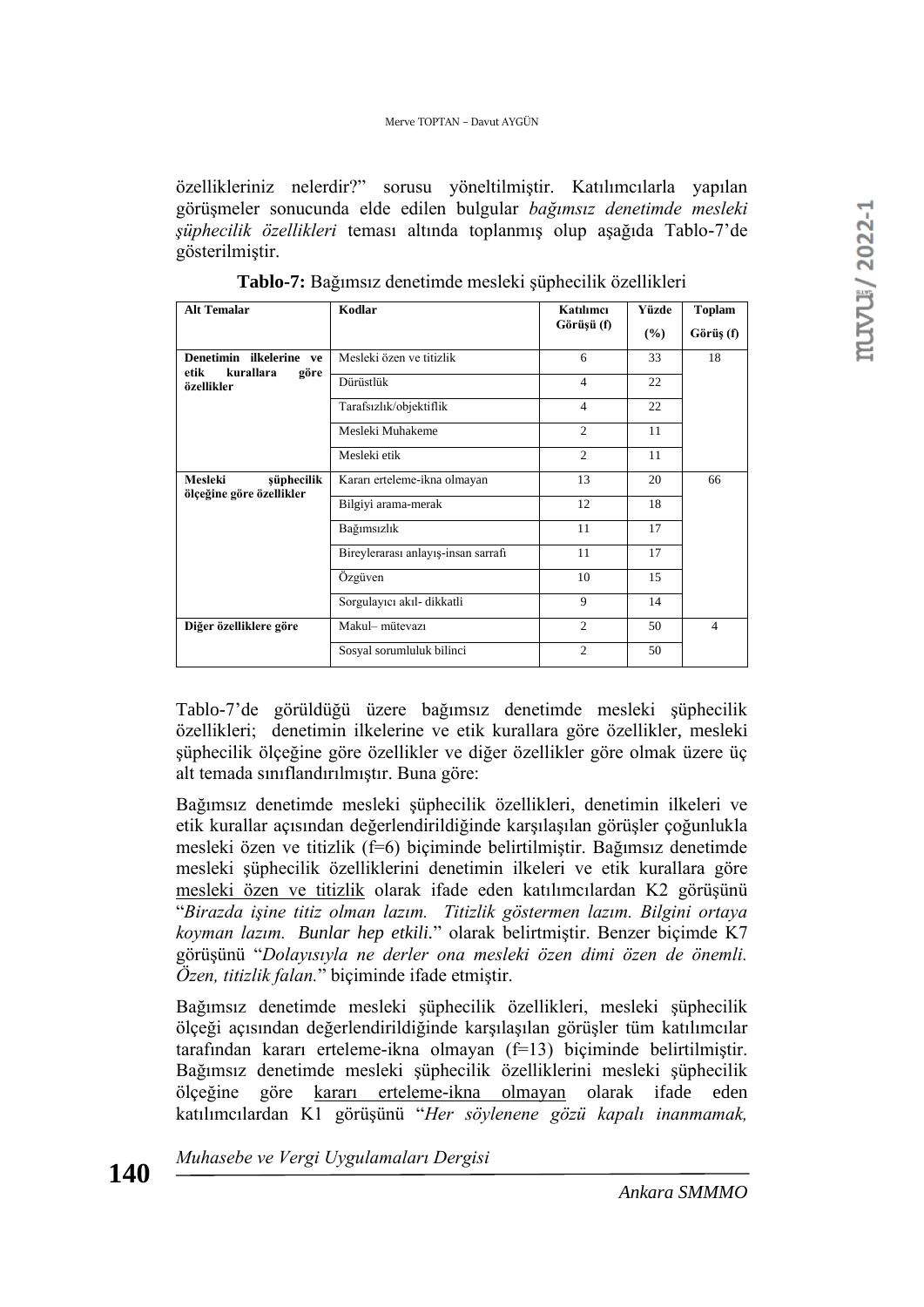özellikleriniz nelerdir?" sorusu yöneltilmiştir. Katılımcılarla yapılan görüşmeler sonucunda elde edilen bulgular *bağımsız denetimde mesleki şüphecilik özellikleri* teması altında toplanmış olup aşağıda Tablo-7'de gösterilmiştir.

**Tablo-7:** Bağımsız denetimde mesleki şüphecilik özellikleri

| Alt Temalar | Kodlar | Katılımcı Görüşü (f) | Yüzde (%) | Toplam Görüş (f) |
|---|---|---|---|---|
| **Denetimin ilkelerine ve etik kurallara göre özellikler** | Mesleki özen ve titizlik | 6 | 33 | 18 |
| | Dürüstlük | 4 | 22 | |
| | Tarafsızlık/objektiflik | 4 | 22 | |
| | Mesleki Muhakeme | 2 | 11 | |
| | Mesleki etik | 2 | 11 | |
| **Mesleki şüphecilik ölçeğine göre özellikler** | Kararı erteleme-ikna olmayan | 13 | 20 | 66 |
| | Bilgiyi arama-merak | 12 | 18 | |
| | Bağımsızlık | 11 | 17 | |
| | Bireylerarası anlayış-insan sarrafı | 11 | 17 | |
| | Özgüven | 10 | 15 | |
| | Sorgulayıcı akıl- dikkatli | 9 | 14 | |
| **Diğer özelliklere göre** | Makul– mütevazı | 2 | 50 | 4 |
| | Sosyal sorumluluk bilinci | 2 | 50 | |

Tablo-7'de görüldüğü üzere bağımsız denetimde mesleki şüphecilik özellikleri; denetimin ilkelerine ve etik kurallara göre özellikler, mesleki şüphecilik ölçeğine göre özellikler ve diğer özellikler göre olmak üzere üç alt temada sınıflandırılmıştır. Buna göre:

Bağımsız denetimde mesleki şüphecilik özellikleri, denetimin ilkeleri ve etik kurallar açısından değerlendirildiğinde karşılaşılan görüşler çoğunlukla mesleki özen ve titizlik (f=6) biçiminde belirtilmiştir. Bağımsız denetimde mesleki şüphecilik özelliklerini denetimin ilkeleri ve etik kurallara göre mesleki özen ve titizlik olarak ifade eden katılımcılardan K2 görüşünü "*Birazda işine titiz olman lazım. Titizlik göstermen lazım. Bilgini ortaya koyman lazım. Bunlar hep etkili.*" olarak belirtmiştir. Benzer biçimde K7 görüşünü "*Dolayısıyla ne derler ona mesleki özen dimi özen de önemli. Özen, titizlik falan.*" biçiminde ifade etmiştir.

Bağımsız denetimde mesleki şüphecilik özellikleri, mesleki şüphecilik ölçeği açısından değerlendirildiğinde karşılaşılan görüşler tüm katılımcılar tarafından kararı erteleme-ikna olmayan (f=13) biçiminde belirtilmiştir. Bağımsız denetimde mesleki şüphecilik özelliklerini mesleki şüphecilik ölçeğine göre kararı erteleme-ikna olmayan olarak ifade eden katılımcılardan K1 görüşünü "*Her söylenene gözü kapalı inanmamak,*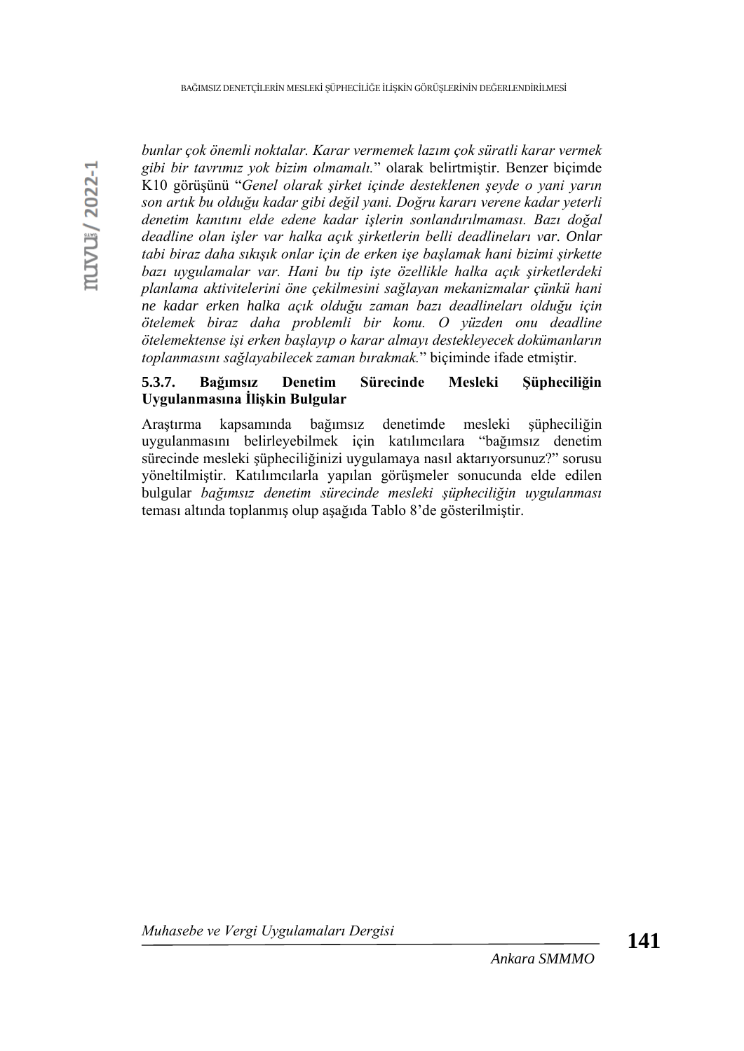*bunlar çok önemli noktalar. Karar vermemek lazım çok süratli karar vermek gibi bir tavrımız yok bizim olmamalı.*" olarak belirtmiştir. Benzer biçimde K10 görüşünü "*Genel olarak şirket içinde desteklenen şeyde o yani yarın son artık bu olduğu kadar gibi değil yani. Doğru kararı verene kadar yeterli denetim kanıtını elde edene kadar işlerin sonlandırılmaması. Bazı doğal deadline olan işler var halka açık şirketlerin belli deadlineları var. Onlar tabi biraz daha sıkışık onlar için de erken işe başlamak hani bizimi şirkette bazı uygulamalar var. Hani bu tip işte özellikle halka açık şirketlerdeki planlama aktivitelerini öne çekilmesini sağlayan mekanizmalar çünkü hani ne kadar erken halka açık olduğu zaman bazı deadlineları olduğu için ötelemek biraz daha problemli bir konu. O yüzden onu deadline ötelemektense işi erken başlayıp o karar almayı destekleyecek dokümanların toplanmasını sağlayabilecek zaman bırakmak.*" biçiminde ifade etmiştir.

### 5.3.7. Bağımsız Denetim Sürecinde Mesleki Şüpheciliğin Uygulanmasına İlişkin Bulgular

Araştırma kapsamında bağımsız denetimde mesleki şüpheciliğin uygulanmasını belirleyebilmek için katılımcılara "bağımsız denetim sürecinde mesleki şüpheciliğinizi uygulamaya nasıl aktarıyorsunuz?" sorusu yöneltilmiştir. Katılımcılarla yapılan görüşmeler sonucunda elde edilen bulgular *bağımsız denetim sürecinde mesleki şüpheciliğin uygulanması* teması altında toplanmış olup aşağıda Tablo 8'de gösterilmiştir.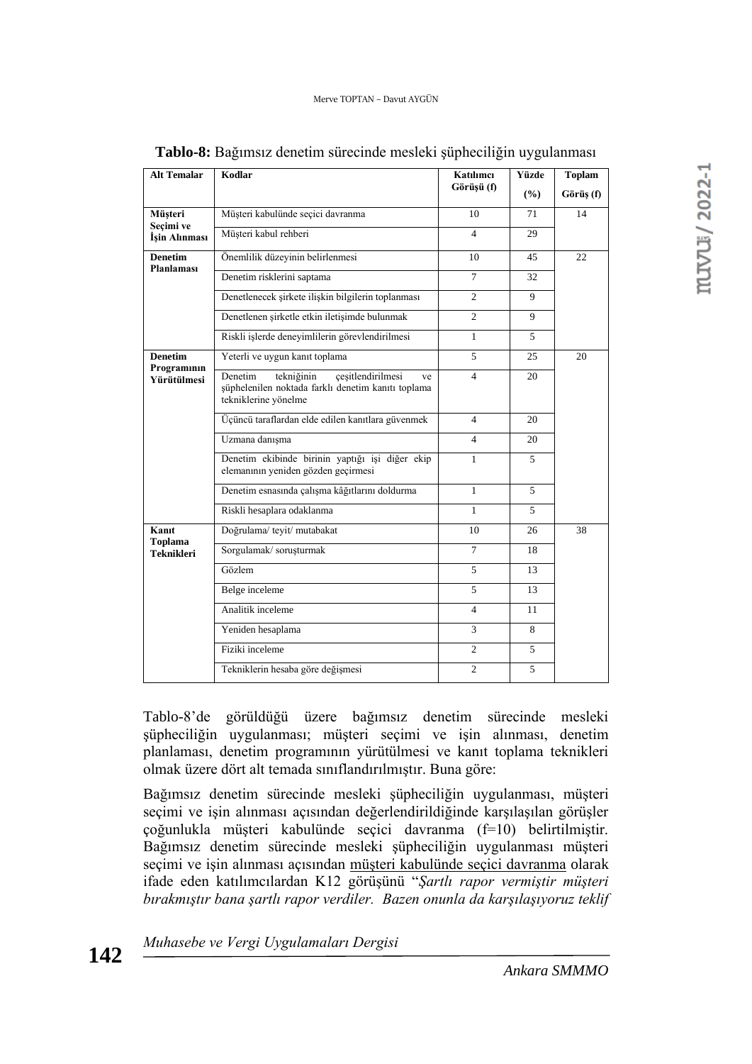**Tablo-8:** Bağımsız denetim sürecinde mesleki şüpheciliğin uygulanması

| Alt Temalar | Kodlar | Katılımcı Görüşü (f) | Yüzde (%) | Toplam Görüş (f) |
|---|---|---|---|---|
| **Müşteri Seçimi ve İşin Alınması** | Müşteri kabulünde seçici davranma | 10 | 71 | 14 |
| | Müşteri kabul rehberi | 4 | 29 | |
| **Denetim Planlaması** | Önemlilik düzeyinin belirlenmesi | 10 | 45 | 22 |
| | Denetim risklerini saptama | 7 | 32 | |
| | Denetlenecek şirkete ilişkin bilgilerin toplanması | 2 | 9 | |
| | Denetlenen şirketle etkin iletişimde bulunmak | 2 | 9 | |
| | Riskli işlerde deneyimlilerin görevlendirilmesi | 1 | 5 | |
| **Denetim Programının Yürütülmesi** | Yeterli ve uygun kanıt toplama | 5 | 25 | 20 |
| | Denetim tekniğinin çeşitlendirilmesi ve şüphelenilen noktada farklı denetim kanıtı toplama tekniklerine yönelme | 4 | 20 | |
| | Üçüncü taraflardan elde edilen kanıtlara güvenmek | 4 | 20 | |
| | Uzmana danışma | 4 | 20 | |
| | Denetim ekibinde birinin yaptığı işi diğer ekip elemanının yeniden gözden geçirmesi | 1 | 5 | |
| | Denetim esnasında çalışma kâğıtlarını doldurma | 1 | 5 | |
| | Riskli hesaplara odaklanma | 1 | 5 | |
| **Kanıt Toplama Teknikleri** | Doğrulama/ teyit/ mutabakat | 10 | 26 | 38 |
| | Sorgulamak/ soruşturmak | 7 | 18 | |
| | Gözlem | 5 | 13 | |
| | Belge inceleme | 5 | 13 | |
| | Analitik inceleme | 4 | 11 | |
| | Yeniden hesaplama | 3 | 8 | |
| | Fiziki inceleme | 2 | 5 | |
| | Tekniklerin hesaba göre değişmesi | 2 | 5 | |

Tablo-8'de görüldüğü üzere bağımsız denetim sürecinde mesleki şüpheciliğin uygulanması; müşteri seçimi ve işin alınması, denetim planlaması, denetim programının yürütülmesi ve kanıt toplama teknikleri olmak üzere dört alt temada sınıflandırılmıştır. Buna göre:

Bağımsız denetim sürecinde mesleki şüpheciliğin uygulanması, müşteri seçimi ve işin alınması açısından değerlendirildiğinde karşılaşılan görüşler çoğunlukla müşteri kabulünde seçici davranma (f=10) belirtilmiştir. Bağımsız denetim sürecinde mesleki şüpheciliğin uygulanması müşteri seçimi ve işin alınması açısından müşteri kabulünde seçici davranma olarak ifade eden katılımcılardan K12 görüşünü "*Şartlı rapor vermiştir müşteri bırakmıştır bana şartlı rapor verdiler. Bazen onunla da karşılaşıyoruz teklif*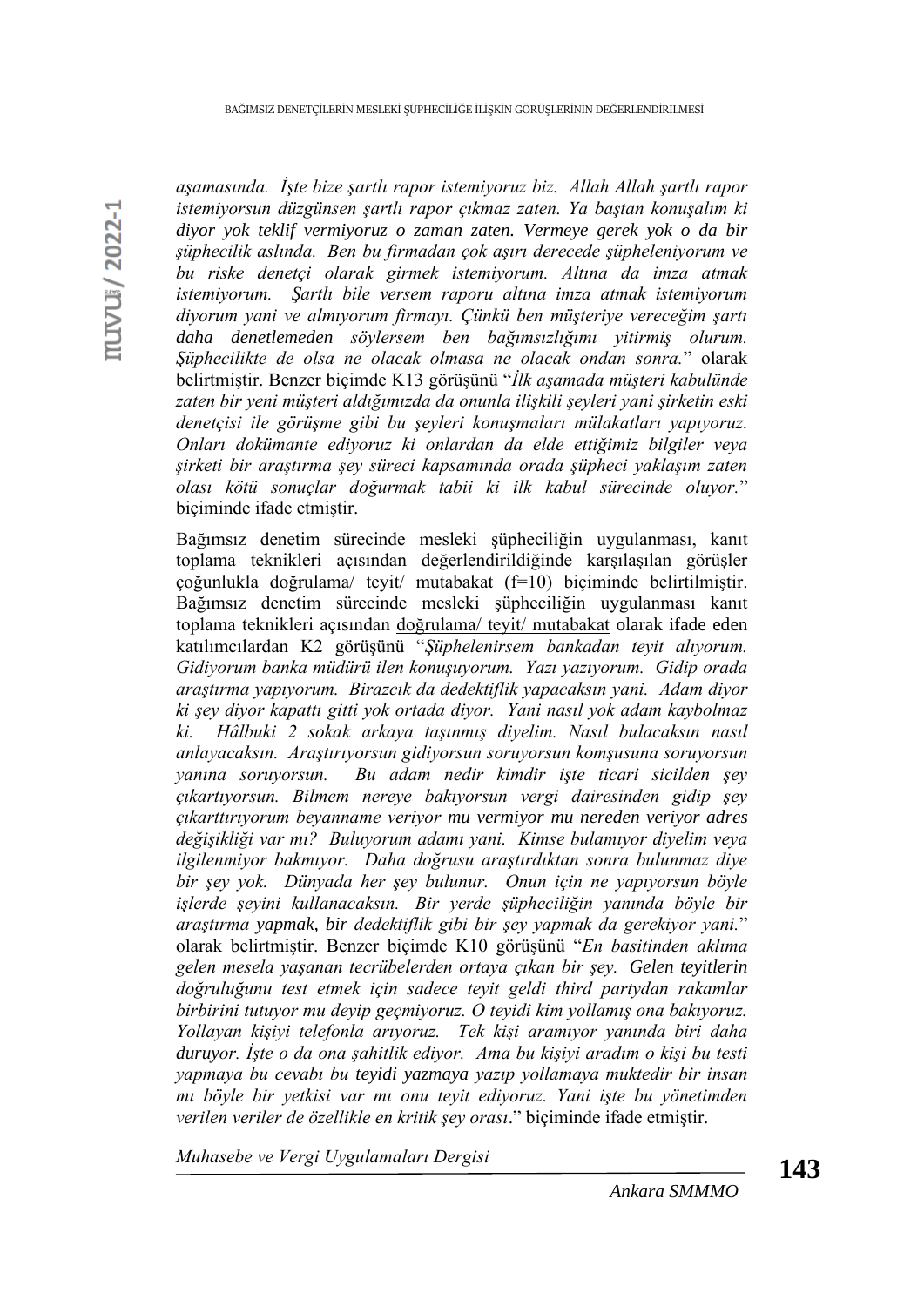*aşamasında. İşte bize şartlı rapor istemiyoruz biz. Allah Allah şartlı rapor istemiyorsun düzgünsen şartlı rapor çıkmaz zaten. Ya baştan konuşalım ki diyor yok teklif vermiyoruz o zaman zaten. Vermeye gerek yok o da bir şüphecilik aslında. Ben bu firmadan çok aşırı derecede şüpheleniyorum ve bu riske denetçi olarak girmek istemiyorum. Altına da imza atmak istemiyorum. Şartlı bile versem raporu altına imza atmak istemiyorum diyorum yani ve almıyorum firmayı. Çünkü ben müşteriye vereceğim şartı daha denetlemeden söylersem ben bağımsızlığımı yitirmiş olurum. Şüphecilikte de olsa ne olacak olmasa ne olacak ondan sonra.*" olarak belirtmiştir. Benzer biçimde K13 görüşünü "*İlk aşamada müşteri kabulünde zaten bir yeni müşteri aldığımızda da onunla ilişkili şeyleri yani şirketin eski denetçisi ile görüşme gibi bu şeyleri konuşmaları mülakatları yapıyoruz. Onları dokümante ediyoruz ki onlardan da elde ettiğimiz bilgiler veya şirketi bir araştırma şey süreci kapsamında orada şüpheci yaklaşım zaten olası kötü sonuçlar doğurmak tabii ki ilk kabul sürecinde oluyor.*" biçiminde ifade etmiştir.

Bağımsız denetim sürecinde mesleki şüpheciliğin uygulanması, kanıt toplama teknikleri açısından değerlendirildiğinde karşılaşılan görüşler çoğunlukla doğrulama/ teyit/ mutabakat (f=10) biçiminde belirtilmiştir. Bağımsız denetim sürecinde mesleki şüpheciliğin uygulanması kanıt toplama teknikleri açısından doğrulama/ teyit/ mutabakat olarak ifade eden katılımcılardan K2 görüşünü "*Şüphelenirsem bankadan teyit alıyorum. Gidiyorum banka müdürü ilen konuşuyorum. Yazı yazıyorum. Gidip orada araştırma yapıyorum. Birazcık da dedektiflik yapacaksın yani. Adam diyor ki şey diyor kapattı gitti yok ortada diyor. Yani nasıl yok adam kaybolmaz ki. Hâlbuki 2 sokak arkaya taşınmış diyelim. Nasıl bulacaksın nasıl anlayacaksın. Araştırıyorsun gidiyorsun soruyorsun komşusuna soruyorsun yanına soruyorsun. Bu adam nedir kimdir işte ticari sicilden şey çıkartıyorsun. Bilmem nereye bakıyorsun vergi dairesinden gidip şey çıkarttırıyorum beyanname veriyor mu vermiyor mu nereden veriyor adres değişikliği var mı? Buluyorum adamı yani. Kimse bulamıyor diyelim veya ilgilenmiyor bakmıyor. Daha doğrusu araştırdıktan sonra bulunmaz diye bir şey yok. Dünyada her şey bulunur. Onun için ne yapıyorsun böyle işlerde şeyini kullanacaksın. Bir yerde şüpheciliğin yanında böyle bir araştırma yapmak, bir dedektiflik gibi bir şey yapmak da gerekiyor yani.*" olarak belirtmiştir. Benzer biçimde K10 görüşünü "*En basitinden aklıma gelen mesela yaşanan tecrübelerden ortaya çıkan bir şey. Gelen teyitlerin doğruluğunu test etmek için sadece teyit geldi third partydan rakamlar birbirini tutuyor mu deyip geçmiyoruz. O teyidi kim yollamış ona bakıyoruz. Yollayan kişiyi telefonla arıyoruz. Tek kişi aramıyor yanında biri daha duruyor. İşte o da ona şahitlik ediyor. Ama bu kişiyi aradım o kişi bu testi yapmaya bu cevabı bu teyidi yazmaya yazıp yollamaya muktedir bir insan mı böyle bir yetkisi var mı onu teyit ediyoruz. Yani işte bu yönetimden verilen veriler de özellikle en kritik şey orası.*" biçiminde ifade etmiştir.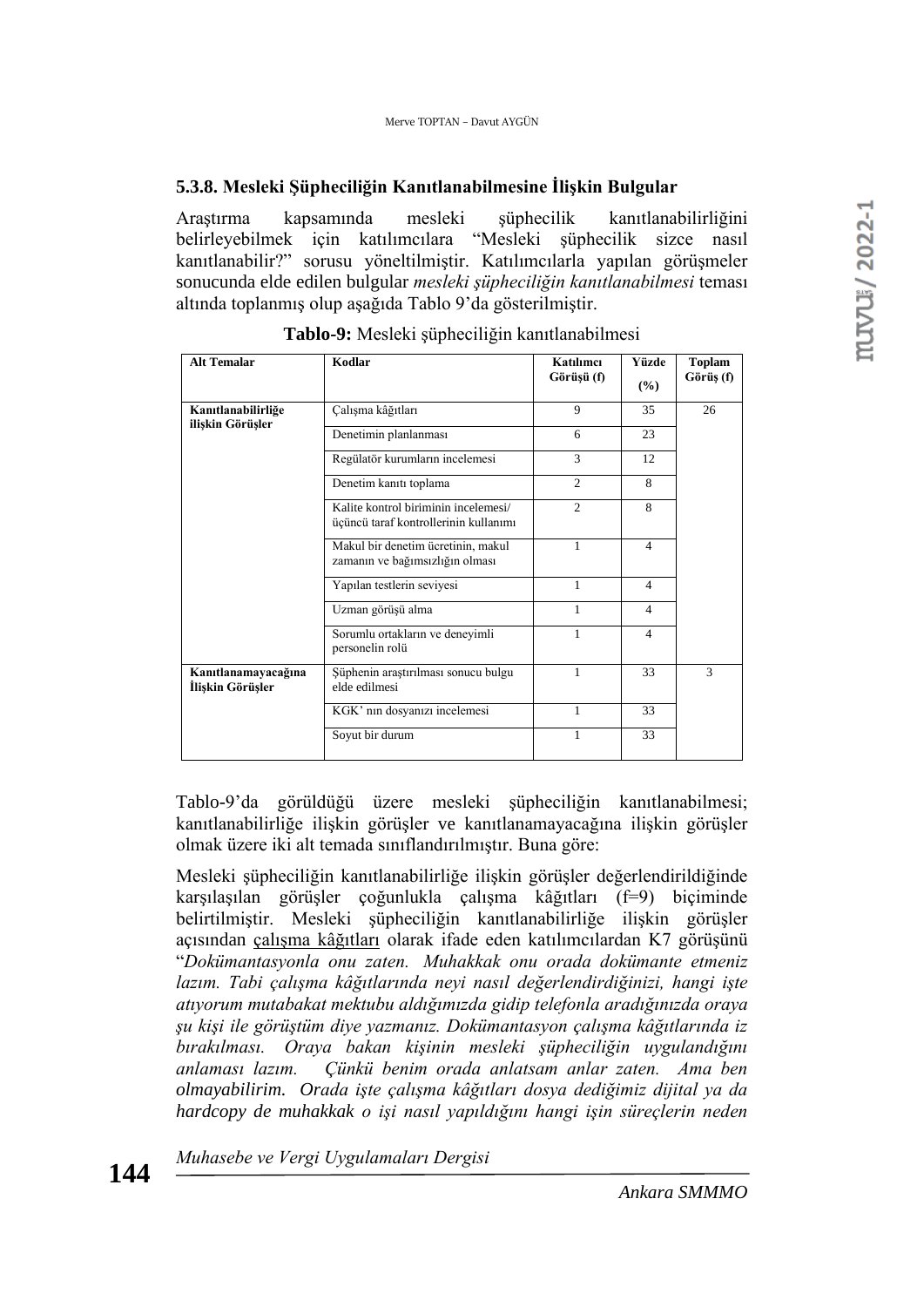### 5.3.8. Mesleki Şüpheciliğin Kanıtlanabilmesine İlişkin Bulgular

Araştırma kapsamında mesleki şüphecilik kanıtlanabilirliğini belirleyebilmek için katılımcılara "Mesleki şüphecilik sizce nasıl kanıtlanabilir?" sorusu yöneltilmiştir. Katılımcılarla yapılan görüşmeler sonucunda elde edilen bulgular *mesleki şüpheciliğin kanıtlanabilmesi* teması altında toplanmış olup aşağıda Tablo 9'da gösterilmiştir.

**Tablo-9:** Mesleki şüpheciliğin kanıtlanabilmesi

| Alt Temalar | Kodlar | Katılımcı Görüşü (f) | Yüzde (%) | Toplam Görüş (f) |
|---|---|---|---|---|
| Kanıtlanabilirliğe ilişkin Görüşler | Çalışma kâğıtları | 9 | 35 | 26 |
| | Denetimin planlanması | 6 | 23 | |
| | Regülatör kurumların incelemesi | 3 | 12 | |
| | Denetim kanıtı toplama | 2 | 8 | |
| | Kalite kontrol biriminin incelemesi/ üçüncü taraf kontrollerinin kullanımı | 2 | 8 | |
| | Makul bir denetim ücretinin, makul zamanın ve bağımsızlığın olması | 1 | 4 | |
| | Yapılan testlerin seviyesi | 1 | 4 | |
| | Uzman görüşü alma | 1 | 4 | |
| | Sorumlu ortakların ve deneyimli personelin rolü | 1 | 4 | |
| Kanıtlanamayacağına İlişkin Görüşler | Şüphenin araştırılması sonucu bulgu elde edilmesi | 1 | 33 | 3 |
| | KGK' nın dosyanızı incelemesi | 1 | 33 | |
| | Soyut bir durum | 1 | 33 | |

Tablo-9'da görüldüğü üzere mesleki şüpheciliğin kanıtlanabilmesi; kanıtlanabilirliğe ilişkin görüşler ve kanıtlanamayacağına ilişkin görüşler olmak üzere iki alt temada sınıflandırılmıştır. Buna göre:

Mesleki şüpheciliğin kanıtlanabilirliğe ilişkin görüşler değerlendirildiğinde karşılaşılan görüşler çoğunlukla çalışma kâğıtları (f=9) biçiminde belirtilmiştir. Mesleki şüpheciliğin kanıtlanabilirliğe ilişkin görüşler açısından <u>çalışma kâğıtları</u> olarak ifade eden katılımcılardan K7 görüşünü "*Dokümantasyonla onu zaten. Muhakkak onu orada dokümante etmeniz lazım. Tabi çalışma kâğıtlarında neyi nasıl değerlendirdiğinizi, hangi işte atıyorum mutabakat mektubu aldığımızda gidip telefonla aradığınızda oraya şu kişi ile görüştüm diye yazmanız. Dokümantasyon çalışma kâğıtlarında iz bırakılması. Oraya bakan kişinin mesleki şüpheciliğin uygulandığını anlaması lazım. Çünkü benim orada anlatsam anlar zaten. Ama ben olmayabilirim. Orada işte çalışma kâğıtları dosya dediğimiz dijital ya da hardcopy de muhakkak o işi nasıl yapıldığını hangi işin süreçlerin neden*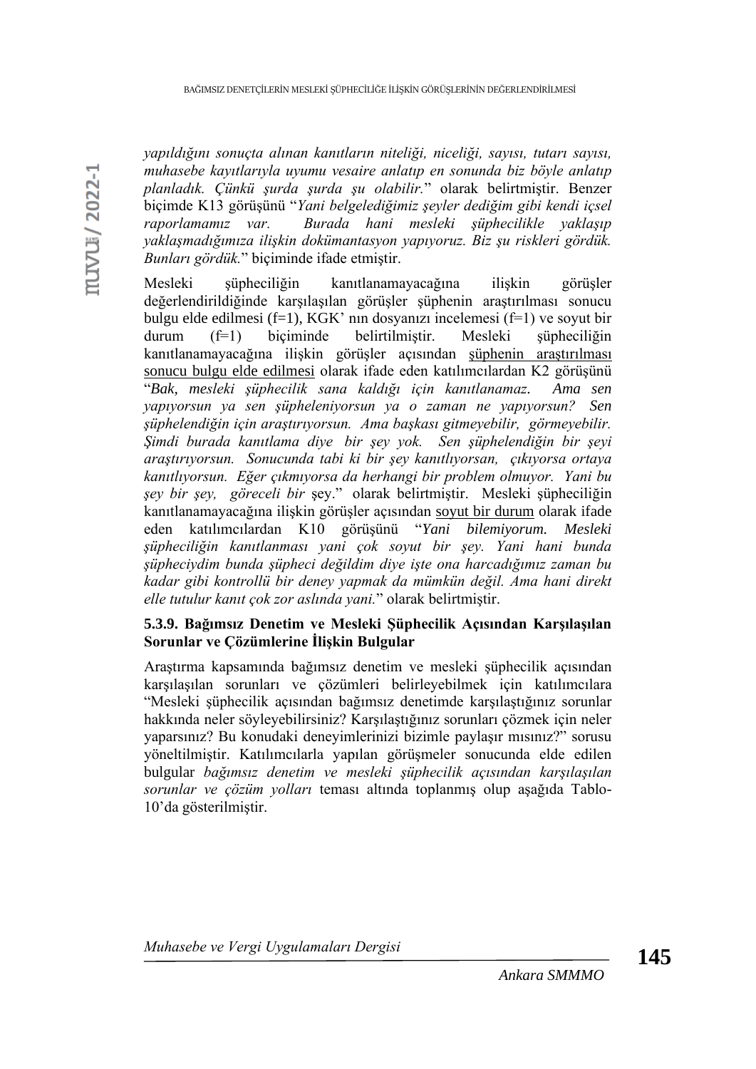*yapıldığını sonuçta alınan kanıtların niteliği, niceliği, sayısı, tutarı sayısı, muhasebe kayıtlarıyla uyumu vesaire anlatıp en sonunda biz böyle anlatıp planladık. Çünkü şurda şurda şu olabilir.*" olarak belirtmiştir. Benzer biçimde K13 görüşünü "*Yani belgelediğimiz şeyler dediğim gibi kendi içsel raporlamamız var. Burada hani mesleki şüphecilikle yaklaşıp yaklaşmadığımıza ilişkin dokümantasyon yapıyoruz. Biz şu riskleri gördük. Bunları gördük.*" biçiminde ifade etmiştir.

Mesleki şüpheciliğin kanıtlanamayacağına ilişkin görüşler değerlendirildiğinde karşılaşılan görüşler şüphenin araştırılması sonucu bulgu elde edilmesi (f=1), KGK' nın dosyanızı incelemesi (f=1) ve soyut bir durum (f=1) biçiminde belirtilmiştir. Mesleki şüpheciliğin kanıtlanamayacağına ilişkin görüşler açısından şüphenin araştırılması sonucu bulgu elde edilmesi olarak ifade eden katılımcılardan K2 görüşünü "*Bak, mesleki şüphecilik sana kaldığı için kanıtlanamaz. Ama sen yapıyorsun ya sen şüpheleniyorsun ya o zaman ne yapıyorsun? Sen şüphelendiğin için araştırıyorsun. Ama başkası gitmeyebilir, görmeyebilir. Şimdi burada kanıtlama diye bir şey yok. Sen şüphelendiğin bir şeyi araştırıyorsun. Sonucunda tabi ki bir şey kanıtlıyorsan, çıkıyorsa ortaya kanıtlıyorsun. Eğer çıkmıyorsa da herhangi bir problem olmuyor. Yani bu şey bir şey, göreceli bir* şey." olarak belirtmiştir. Mesleki şüpheciliğin kanıtlanamayacağına ilişkin görüşler açısından soyut bir durum olarak ifade eden katılımcılardan K10 görüşünü "*Yani bilemiyorum. Mesleki şüpheciliğin kanıtlanması yani çok soyut bir şey. Yani hani bunda şüpheciydim bunda şüpheci değildim diye işte ona harcadığımız zaman bu kadar gibi kontrollü bir deney yapmak da mümkün değil. Ama hani direkt elle tutulur kanıt çok zor aslında yani.*" olarak belirtmiştir.

#### 5.3.9. Bağımsız Denetim ve Mesleki Şüphecilik Açısından Karşılaşılan Sorunlar ve Çözümlerine İlişkin Bulgular

Araştırma kapsamında bağımsız denetim ve mesleki şüphecilik açısından karşılaşılan sorunları ve çözümleri belirleyebilmek için katılımcılara "Mesleki şüphecilik açısından bağımsız denetimde karşılaştığınız sorunlar hakkında neler söyleyebilirsiniz? Karşılaştığınız sorunları çözmek için neler yaparsınız? Bu konudaki deneyimlerinizi bizimle paylaşır mısınız?" sorusu yöneltilmiştir. Katılımcılarla yapılan görüşmeler sonucunda elde edilen bulgular *bağımsız denetim ve mesleki şüphecilik açısından karşılaşılan sorunlar ve çözüm yolları* teması altında toplanmış olup aşağıda Tablo-10'da gösterilmiştir.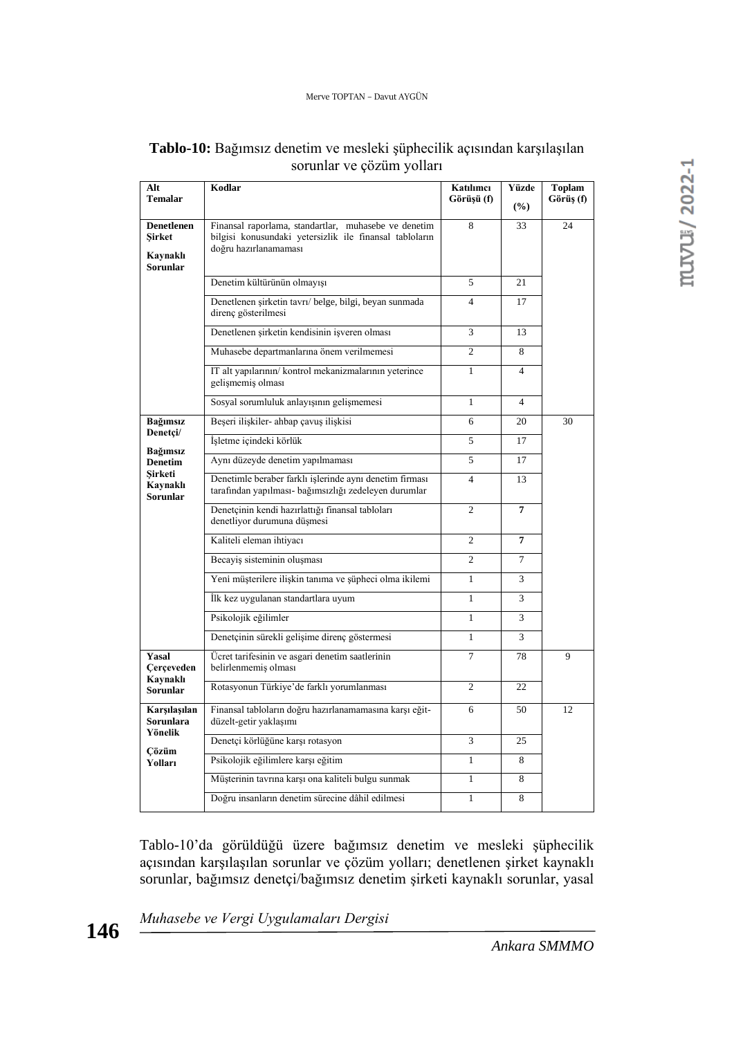**Tablo-10:** Bağımsız denetim ve mesleki şüphecilik açısından karşılaşılan sorunlar ve çözüm yolları

| Alt Temalar | Kodlar | Katılımcı Görüşü (f) | Yüzde (%) | Toplam Görüş (f) |
|---|---|---|---|---|
| **Denetlenen Şirket Kaynaklı Sorunlar** | Finansal raporlama, standartlar, muhasebe ve denetim bilgisi konusundaki yetersizlik ile finansal tabloların doğru hazırlanamaması | 8 | 33 | 24 |
| | Denetim kültürünün olmayışı | 5 | 21 | |
| | Denetlenen şirketin tavrı/ belge, bilgi, beyan sunmada direnç gösterilmesi | 4 | 17 | |
| | Denetlenen şirketin kendisinin işveren olması | 3 | 13 | |
| | Muhasebe departmanlarına önem verilmemesi | 2 | 8 | |
| | IT alt yapılarının/ kontrol mekanizmalarının yeterince gelişmemiş olması | 1 | 4 | |
| | Sosyal sorumluluk anlayışının gelişmemesi | 1 | 4 | |
| **Bağımsız Denetçi/ Bağımsız Denetim Şirketi Kaynaklı Sorunlar** | Beşeri ilişkiler- ahbap çavuş ilişkisi | 6 | 20 | 30 |
| | İşletme içindeki körlük | 5 | 17 | |
| | Aynı düzeyde denetim yapılmaması | 5 | 17 | |
| | Denetimle beraber farklı işlerinde aynı denetim firması tarafından yapılması- bağımsızlığı zedeleyen durumlar | 4 | 13 | |
| | Denetçinin kendi hazırlattığı finansal tabloları denetliyor durumuna düşmesi | 2 | **7** | |
| | Kaliteli eleman ihtiyacı | 2 | **7** | |
| | Becayiş sisteminin oluşması | 2 | 7 | |
| | Yeni müşterilere ilişkin tanıma ve şüpheci olma ikilemi | 1 | 3 | |
| | İlk kez uygulanan standartlara uyum | 1 | 3 | |
| | Psikolojik eğilimler | 1 | 3 | |
| | Denetçinin sürekli gelişime direnç göstermesi | 1 | 3 | |
| **Yasal Çerçeveden Kaynaklı Sorunlar** | Ücret tarifesinin ve asgari denetim saatlerinin belirlenmemiş olması | 7 | 78 | 9 |
| | Rotasyonun Türkiye'de farklı yorumlanması | 2 | 22 | |
| **Karşılaşılan Sorunlara Yönelik Çözüm Yolları** | Finansal tabloların doğru hazırlanamamasına karşı eğit-düzelt-getir yaklaşımı | 6 | 50 | 12 |
| | Denetçi körlüğüne karşı rotasyon | 3 | 25 | |
| | Psikolojik eğilimlere karşı eğitim | 1 | 8 | |
| | Müşterinin tavrına karşı ona kaliteli bulgu sunmak | 1 | 8 | |
| | Doğru insanların denetim sürecine dâhil edilmesi | 1 | 8 | |

Tablo-10'da görüldüğü üzere bağımsız denetim ve mesleki şüphecilik açısından karşılaşılan sorunlar ve çözüm yolları; denetlenen şirket kaynaklı sorunlar, bağımsız denetçi/bağımsız denetim şirketi kaynaklı sorunlar, yasal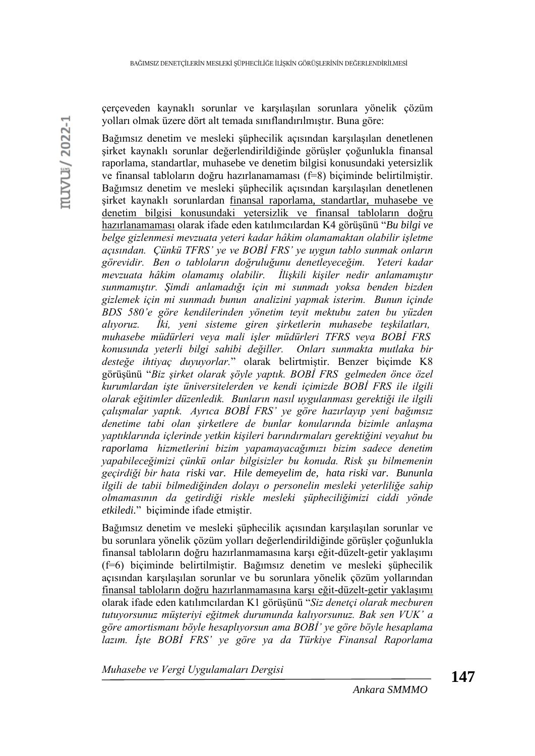çerçeveden kaynaklı sorunlar ve karşılaşılan sorunlara yönelik çözüm yolları olmak üzere dört alt temada sınıflandırılmıştır. Buna göre:

Bağımsız denetim ve mesleki şüphecilik açısından karşılaşılan denetlenen şirket kaynaklı sorunlar değerlendirildiğinde görüşler çoğunlukla finansal raporlama, standartlar, muhasebe ve denetim bilgisi konusundaki yetersizlik ve finansal tabloların doğru hazırlanamaması (f=8) biçiminde belirtilmiştir. Bağımsız denetim ve mesleki şüphecilik açısından karşılaşılan denetlenen şirket kaynaklı sorunlardan finansal raporlama, standartlar, muhasebe ve denetim bilgisi konusundaki yetersizlik ve finansal tabloların doğru hazırlanamaması olarak ifade eden katılımcılardan K4 görüşünü "*Bu bilgi ve belge gizlenmesi mevzuata yeteri kadar hâkim olamamaktan olabilir işletme açısından. Çünkü TFRS' ye ve BOBİ FRS' ye uygun tablo sunmak onların görevidir. Ben o tabloların doğruluğunu denetleyeceğim. Yeteri kadar mevzuata hâkim olamamış olabilir. İlişkili kişiler nedir anlamamıştır sunmamıştır. Şimdi anlamadığı için mi sunmadı yoksa benden bizden gizlemek için mi sunmadı bunun analizini yapmak isterim. Bunun içinde BDS 580'e göre kendilerinden yönetim teyit mektubu zaten bu yüzden alıyoruz. İki, yeni sisteme giren şirketlerin muhasebe teşkilatları, muhasebe müdürleri veya mali işler müdürleri TFRS veya BOBİ FRS konusunda yeterli bilgi sahibi değiller. Onları sunmakta mutlaka bir desteğe ihtiyaç duyuyorlar.*" olarak belirtmiştir. Benzer biçimde K8 görüşünü "*Biz şirket olarak şöyle yaptık. BOBİ FRS gelmeden önce özel kurumlardan işte üniversitelerden ve kendi içimizde BOBİ FRS ile ilgili olarak eğitimler düzenledik. Bunların nasıl uygulanması gerektiği ile ilgili çalışmalar yaptık. Ayrıca BOBİ FRS' ye göre hazırlayıp yeni bağımsız denetime tabi olan şirketlere de bunlar konularında bizimle anlaşma yaptıklarında içlerinde yetkin kişileri barındırmaları gerektiğini veyahut bu raporlama hizmetlerini bizim yapamayacağımızı bizim sadece denetim yapabileceğimizi çünkü onlar bilgisizler bu konuda. Risk şu bilmemenin geçirdiği bir hata riski var. Hile demeyelim de, hata riski var. Bununla ilgili de tabii bilmediğinden dolayı o personelin mesleki yeterliliğe sahip olmamasının da getirdiği riskle mesleki şüpheciliğimizi ciddi yönde etkiledi.*" biçiminde ifade etmiştir.

Bağımsız denetim ve mesleki şüphecilik açısından karşılaşılan sorunlar ve bu sorunlara yönelik çözüm yolları değerlendirildiğinde görüşler çoğunlukla finansal tabloların doğru hazırlanmamasına karşı eğit-düzelt-getir yaklaşımı (f=6) biçiminde belirtilmiştir. Bağımsız denetim ve mesleki şüphecilik açısından karşılaşılan sorunlar ve bu sorunlara yönelik çözüm yollarından finansal tabloların doğru hazırlanmamasına karşı eğit-düzelt-getir yaklaşımı olarak ifade eden katılımcılardan K1 görüşünü "*Siz denetçi olarak mecburen tutuyorsunuz müşteriyi eğitmek durumunda kalıyorsunuz. Bak sen VUK' a göre amortismanı böyle hesaplıyorsun ama BOBİ' ye göre böyle hesaplama lazım. İşte BOBİ FRS' ye göre ya da Türkiye Finansal Raporlama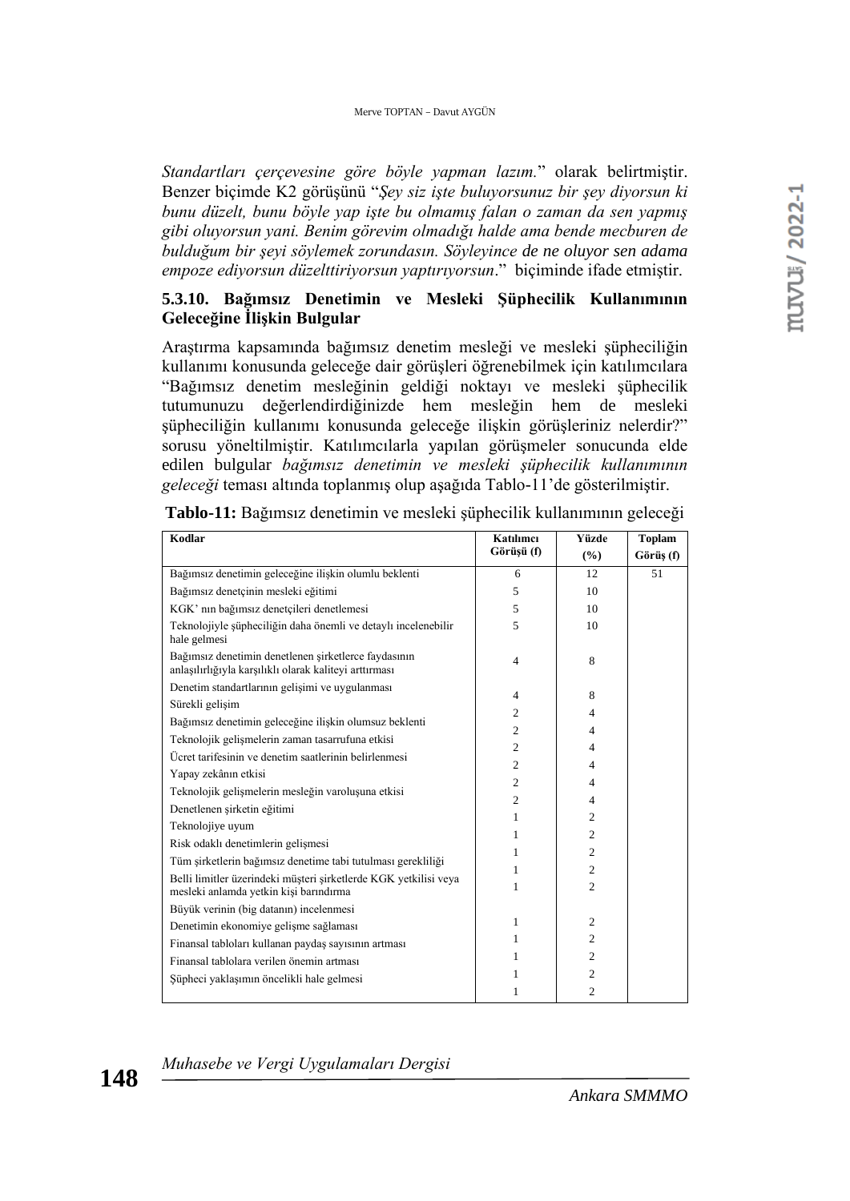*Standartları çerçevesine göre böyle yapman lazım.*" olarak belirtmiştir. Benzer biçimde K2 görüşünü "*Şey siz işte buluyorsunuz bir şey diyorsun ki bunu düzelt, bunu böyle yap işte bu olmamış falan o zaman da sen yapmış gibi oluyorsun yani. Benim görevim olmadığı halde ama bende mecburen de bulduğum bir şeyi söylemek zorundasın. Söyleyince de ne oluyor sen adama empoze ediyorsun düzelttiriyorsun yaptırıyorsun*." biçiminde ifade etmiştir.

### 5.3.10. Bağımsız Denetimin ve Mesleki Şüphecilik Kullanımının Geleceğine İlişkin Bulgular

Araştırma kapsamında bağımsız denetim mesleği ve mesleki şüpheciliğin kullanımı konusunda geleceğe dair görüşleri öğrenebilmek için katılımcılara "Bağımsız denetim mesleğinin geldiği noktayı ve mesleki şüphecilik tutumunuzu değerlendirdiğinizde hem mesleğin hem de mesleki şüpheciliğin kullanımı konusunda geleceğe ilişkin görüşleriniz nelerdir?" sorusu yöneltilmiştir. Katılımcılarla yapılan görüşmeler sonucunda elde edilen bulgular *bağımsız denetimin ve mesleki şüphecilik kullanımının geleceği* teması altında toplanmış olup aşağıda Tablo-11'de gösterilmiştir.

**Tablo-11:** Bağımsız denetimin ve mesleki şüphecilik kullanımının geleceği

| Kodlar | Katılımcı Görüşü (f) | Yüzde (%) | Toplam Görüş (f) |
|---|---|---|---|
| Bağımsız denetimin geleceğine ilişkin olumlu beklenti | 6 | 12 | 51 |
| Bağımsız denetçinin mesleki eğitimi | 5 | 10 | |
| KGK' nın bağımsız denetçileri denetlemesi | 5 | 10 | |
| Teknolojiyle şüpheciliğin daha önemli ve detaylı incelenebilir hale gelmesi | 5 | 10 | |
| Bağımsız denetimin denetlenen şirketlerce faydasının anlaşılırlığıyla karşılıklı olarak kaliteyi arttırması | 4 | 8 | |
| Denetim standartlarının gelişimi ve uygulanması | 4 | 8 | |
| Sürekli gelişim | 2 | 4 | |
| Bağımsız denetimin geleceğine ilişkin olumsuz beklenti | 2 | 4 | |
| Teknolojik gelişmelerin zaman tasarrufuna etkisi | 2 | 4 | |
| Ücret tarifesinin ve denetim saatlerinin belirlenmesi | 2 | 4 | |
| Yapay zekânın etkisi | 2 | 4 | |
| Teknolojik gelişmelerin mesleğin varoluşuna etkisi | 2 | 4 | |
| Denetlenen şirketin eğitimi | 1 | 2 | |
| Teknolojiye uyum | 1 | 2 | |
| Risk odaklı denetimlerin gelişmesi | 1 | 2 | |
| Tüm şirketlerin bağımsız denetime tabi tutulması gerekliliği | 1 | 2 | |
| Belli limitler üzerindeki müşteri şirketlerde KGK yetkilisi veya mesleki anlamda yetkin kişi barındırma | 1 | 2 | |
| Büyük verinin (big datanın) incelenmesi | 1 | 2 | |
| Denetimin ekonomiye gelişme sağlaması | 1 | 2 | |
| Finansal tabloları kullanan paydaş sayısının artması | 1 | 2 | |
| Finansal tablolara verilen önemin artması | 1 | 2 | |
| Şüpheci yaklaşımın öncelikli hale gelmesi | 1 | 2 | |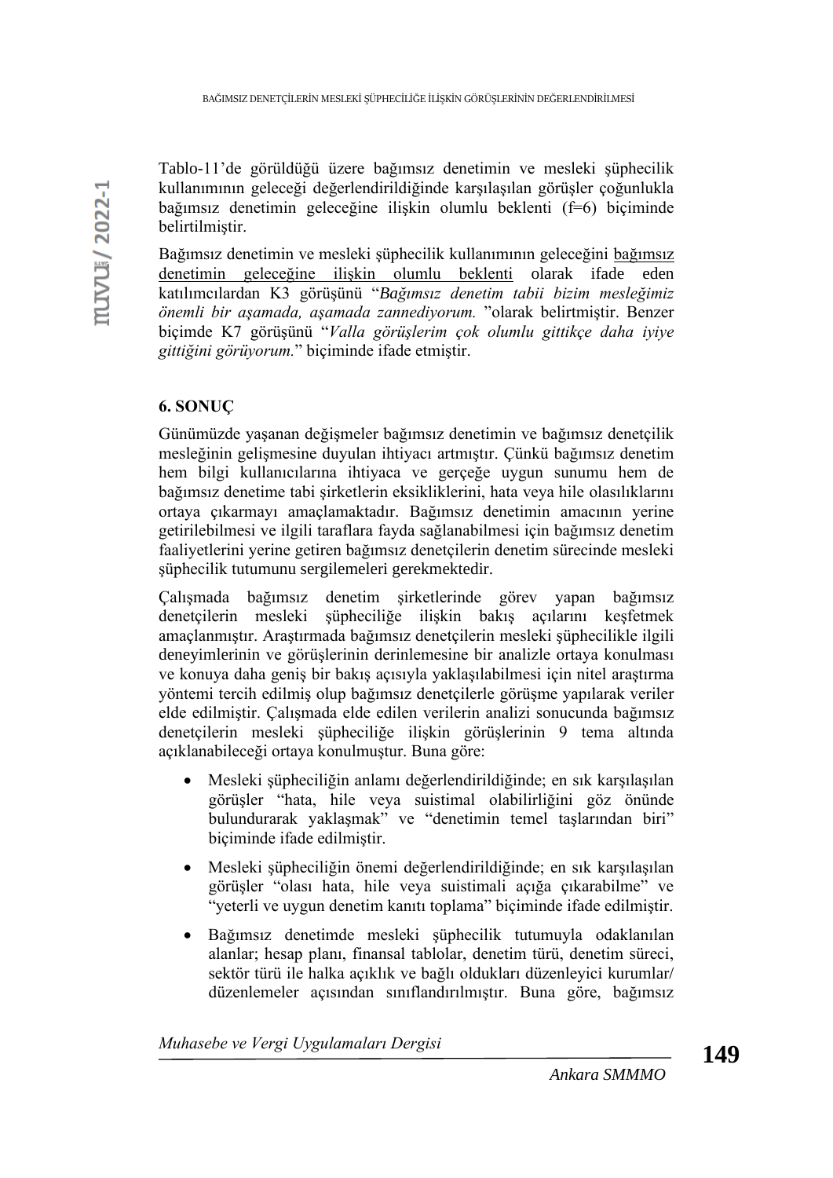Tablo-11'de görüldüğü üzere bağımsız denetimin ve mesleki şüphecilik kullanımının geleceği değerlendirildiğinde karşılaşılan görüşler çoğunlukla bağımsız denetimin geleceğine ilişkin olumlu beklenti (f=6) biçiminde belirtilmiştir.

Bağımsız denetimin ve mesleki şüphecilik kullanımının geleceğini bağımsız denetimin geleceğine ilişkin olumlu beklenti olarak ifade eden katılımcılardan K3 görüşünü "*Bağımsız denetim tabii bizim mesleğimiz önemli bir aşamada, aşamada zannediyorum.* "olarak belirtmiştir. Benzer biçimde K7 görüşünü "*Valla görüşlerim çok olumlu gittikçe daha iyiye gittiğini görüyorum.*" biçiminde ifade etmiştir.

## 6. SONUÇ

Günümüzde yaşanan değişmeler bağımsız denetimin ve bağımsız denetçilik mesleğinin gelişmesine duyulan ihtiyacı artmıştır. Çünkü bağımsız denetim hem bilgi kullanıcılarına ihtiyaca ve gerçeğe uygun sunumu hem de bağımsız denetime tabi şirketlerin eksikliklerini, hata veya hile olasılıklarını ortaya çıkarmayı amaçlamaktadır. Bağımsız denetimin amacının yerine getirilebilmesi ve ilgili taraflara fayda sağlanabilmesi için bağımsız denetim faaliyetlerini yerine getiren bağımsız denetçilerin denetim sürecinde mesleki şüphecilik tutumunu sergilemeleri gerekmektedir.

Çalışmada bağımsız denetim şirketlerinde görev yapan bağımsız denetçilerin mesleki şüpheciliğe ilişkin bakış açılarını keşfetmek amaçlanmıştır. Araştırmada bağımsız denetçilerin mesleki şüphecilikle ilgili deneyimlerinin ve görüşlerinin derinlemesine bir analizle ortaya konulması ve konuya daha geniş bir bakış açısıyla yaklaşılabilmesi için nitel araştırma yöntemi tercih edilmiş olup bağımsız denetçilerle görüşme yapılarak veriler elde edilmiştir. Çalışmada elde edilen verilerin analizi sonucunda bağımsız denetçilerin mesleki şüpheciliğe ilişkin görüşlerinin 9 tema altında açıklanabileceği ortaya konulmuştur. Buna göre:

- Mesleki şüpheciliğin anlamı değerlendirildiğinde; en sık karşılaşılan görüşler "hata, hile veya suistimal olabilirliğini göz önünde bulundurarak yaklaşmak" ve "denetimin temel taşlarından biri" biçiminde ifade edilmiştir.
- Mesleki şüpheciliğin önemi değerlendirildiğinde; en sık karşılaşılan görüşler "olası hata, hile veya suistimali açığa çıkarabilme" ve "yeterli ve uygun denetim kanıtı toplama" biçiminde ifade edilmiştir.
- Bağımsız denetimde mesleki şüphecilik tutumuyla odaklanılan alanlar; hesap planı, finansal tablolar, denetim türü, denetim süreci, sektör türü ile halka açıklık ve bağlı oldukları düzenleyici kurumlar/ düzenlemeler açısından sınıflandırılmıştır. Buna göre, bağımsız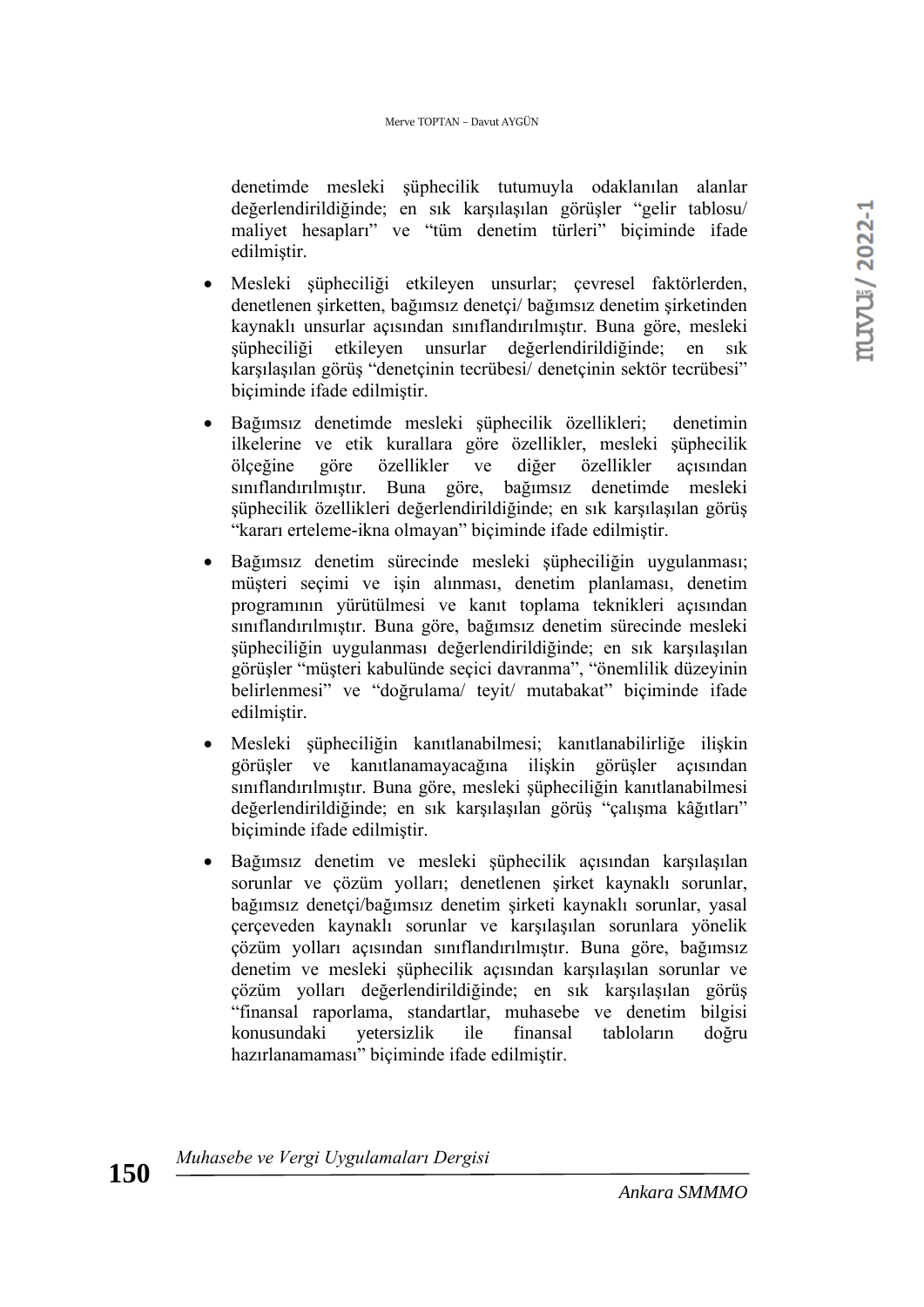denetimde mesleki şüphecilik tutumuyla odaklanılan alanlar değerlendirildiğinde; en sık karşılaşılan görüşler “gelir tablosu/ maliyet hesapları” ve “tüm denetim türleri” biçiminde ifade edilmiştir.

- Mesleki şüpheciliği etkileyen unsurlar; çevresel faktörlerden, denetlenen şirketten, bağımsız denetçi/ bağımsız denetim şirketinden kaynaklı unsurlar açısından sınıflandırılmıştır. Buna göre, mesleki şüpheciliği etkileyen unsurlar değerlendirildiğinde; en sık karşılaşılan görüş “denetçinin tecrübesi/ denetçinin sektör tecrübesi” biçiminde ifade edilmiştir.
- Bağımsız denetimde mesleki şüphecilik özellikleri; denetimin ilkelerine ve etik kurallara göre özellikler, mesleki şüphecilik ölçeğine göre özellikler ve diğer özellikler açısından sınıflandırılmıştır. Buna göre, bağımsız denetimde mesleki şüphecilik özellikleri değerlendirildiğinde; en sık karşılaşılan görüş “kararı erteleme-ikna olmayan” biçiminde ifade edilmiştir.
- Bağımsız denetim sürecinde mesleki şüpheciliğin uygulanması; müşteri seçimi ve işin alınması, denetim planlaması, denetim programının yürütülmesi ve kanıt toplama teknikleri açısından sınıflandırılmıştır. Buna göre, bağımsız denetim sürecinde mesleki şüpheciliğin uygulanması değerlendirildiğinde; en sık karşılaşılan görüşler “müşteri kabulünde seçici davranma”, “önemlilik düzeyinin belirlenmesi” ve “doğrulama/ teyit/ mutabakat” biçiminde ifade edilmiştir.
- Mesleki şüpheciliğin kanıtlanabilmesi; kanıtlanabilirliğe ilişkin görüşler ve kanıtlanamayacağına ilişkin görüşler açısından sınıflandırılmıştır. Buna göre, mesleki şüpheciliğin kanıtlanabilmesi değerlendirildiğinde; en sık karşılaşılan görüş “çalışma kâğıtları” biçiminde ifade edilmiştir.
- Bağımsız denetim ve mesleki şüphecilik açısından karşılaşılan sorunlar ve çözüm yolları; denetlenen şirket kaynaklı sorunlar, bağımsız denetçi/bağımsız denetim şirketi kaynaklı sorunlar, yasal çerçeveden kaynaklı sorunlar ve karşılaşılan sorunlara yönelik çözüm yolları açısından sınıflandırılmıştır. Buna göre, bağımsız denetim ve mesleki şüphecilik açısından karşılaşılan sorunlar ve çözüm yolları değerlendirildiğinde; en sık karşılaşılan görüş “finansal raporlama, standartlar, muhasebe ve denetim bilgisi konusundaki yetersizlik ile finansal tabloların doğru hazırlanamaması” biçiminde ifade edilmiştir.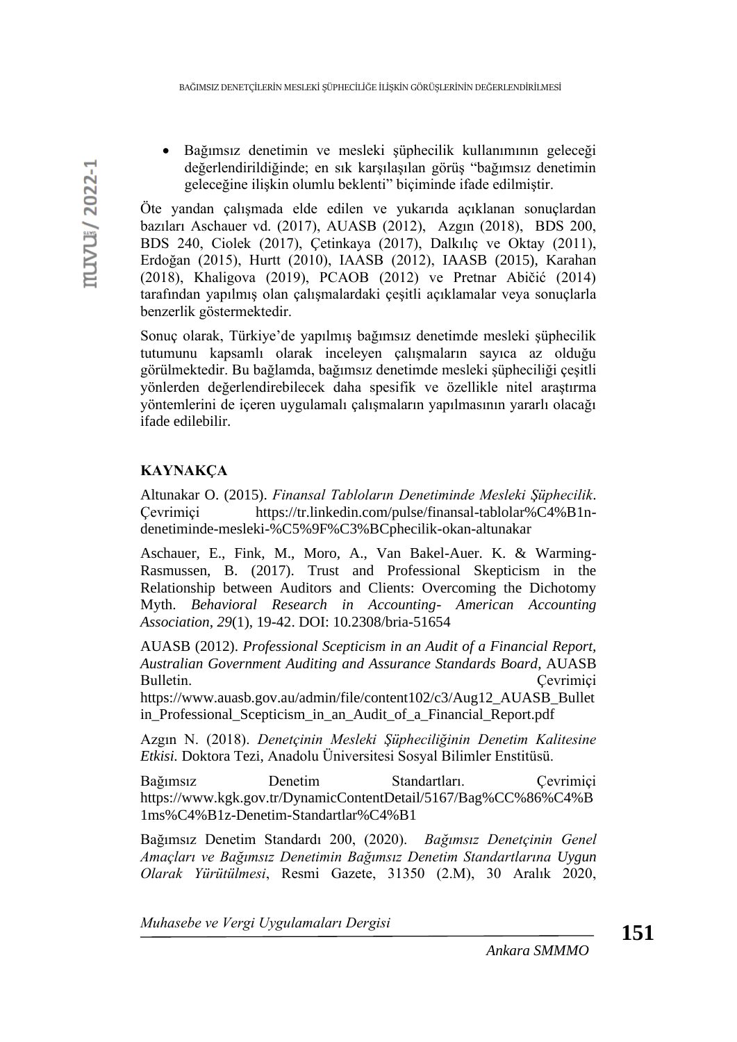- Bağımsız denetimin ve mesleki şüphecilik kullanımının geleceği değerlendirildiğinde; en sık karşılaşılan görüş "bağımsız denetimin geleceğine ilişkin olumlu beklenti" biçiminde ifade edilmiştir.

Öte yandan çalışmada elde edilen ve yukarıda açıklanan sonuçlardan bazıları Aschauer vd. (2017), AUASB (2012), Azgın (2018), BDS 200, BDS 240, Ciolek (2017), Çetinkaya (2017), Dalkılıç ve Oktay (2011), Erdoğan (2015), Hurtt (2010), IAASB (2012), IAASB (2015), Karahan (2018), Khaligova (2019), PCAOB (2012) ve Pretnar Abičić (2014) tarafından yapılmış olan çalışmalardaki çeşitli açıklamalar veya sonuçlarla benzerlik göstermektedir.

Sonuç olarak, Türkiye'de yapılmış bağımsız denetimde mesleki şüphecilik tutumunu kapsamlı olarak inceleyen çalışmaların sayıca az olduğu görülmektedir. Bu bağlamda, bağımsız denetimde mesleki şüpheciliği çeşitli yönlerden değerlendirebilecek daha spesifik ve özellikle nitel araştırma yöntemlerini de içeren uygulamalı çalışmaların yapılmasının yararlı olacağı ifade edilebilir.

## KAYNAKÇA

Altunakar O. (2015). *Finansal Tabloların Denetiminde Mesleki Şüphecilik*. Çevrimiçi https://tr.linkedin.com/pulse/finansal-tablolar%C4%B1n-denetiminde-mesleki-%C5%9F%C3%BCphecilik-okan-altunakar

Aschauer, E., Fink, M., Moro, A., Van Bakel-Auer. K. & Warming-Rasmussen, B. (2017). Trust and Professional Skepticism in the Relationship between Auditors and Clients: Overcoming the Dichotomy Myth. *Behavioral Research in Accounting- American Accounting Association*, *29*(1), 19-42. DOI: 10.2308/bria-51654

AUASB (2012). *Professional Scepticism in an Audit of a Financial Report, Australian Government Auditing and Assurance Standards Board*, AUASB Bulletin. Çevrimiçi https://www.auasb.gov.au/admin/file/content102/c3/Aug12_AUASB_Bulletin_Professional_Scepticism_in_an_Audit_of_a_Financial_Report.pdf

Azgın N. (2018). *Denetçinin Mesleki Şüpheciliğinin Denetim Kalitesine Etkisi.* Doktora Tezi, Anadolu Üniversitesi Sosyal Bilimler Enstitüsü.

Bağımsız Denetim Standartları. Çevrimiçi https://www.kgk.gov.tr/DynamicContentDetail/5167/Bag%CC%86%C4%B1ms%C4%B1z-Denetim-Standartlar%C4%B1

Bağımsız Denetim Standardı 200, (2020). *Bağımsız Denetçinin Genel Amaçları ve Bağımsız Denetimin Bağımsız Denetim Standartlarına Uygun Olarak Yürütülmesi*, Resmi Gazete, 31350 (2.M), 30 Aralık 2020,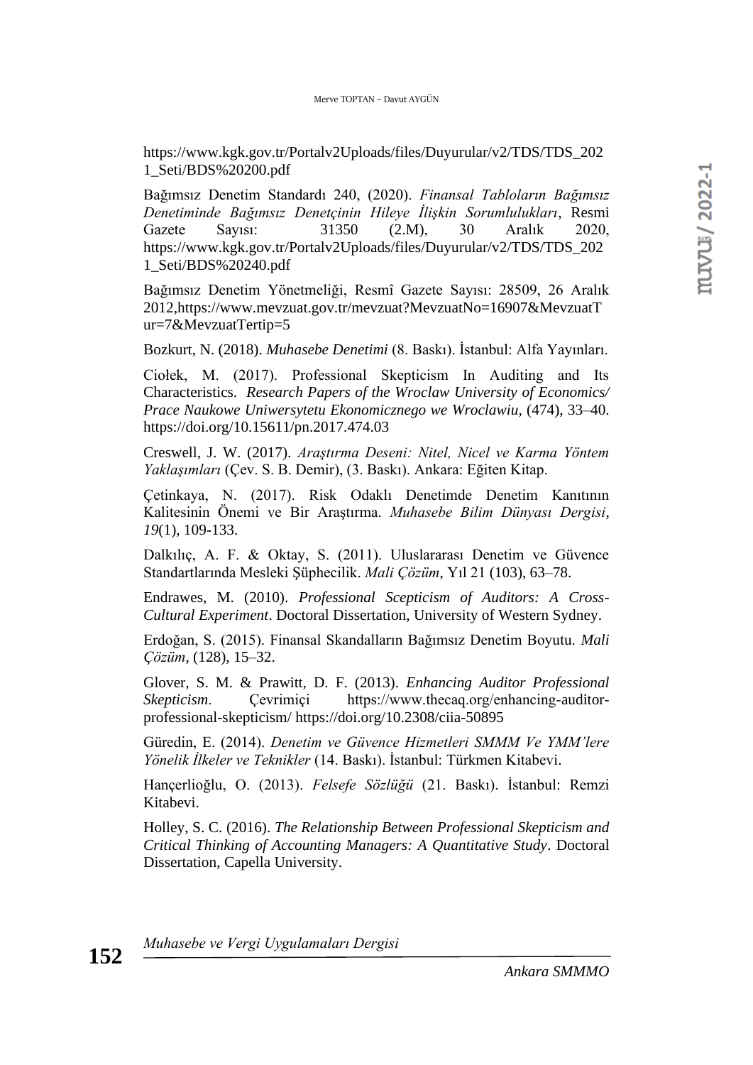https://www.kgk.gov.tr/Portalv2Uploads/files/Duyurular/v2/TDS/TDS_2021_Seti/BDS%20200.pdf

Bağımsız Denetim Standardı 240, (2020). *Finansal Tabloların Bağımsız Denetiminde Bağımsız Denetçinin Hileye İlişkin Sorumlulukları*, Resmi Gazete Sayısı: 31350 (2.M), 30 Aralık 2020, https://www.kgk.gov.tr/Portalv2Uploads/files/Duyurular/v2/TDS/TDS_2021_Seti/BDS%20240.pdf

Bağımsız Denetim Yönetmeliği, Resmî Gazete Sayısı: 28509, 26 Aralık 2012,https://www.mevzuat.gov.tr/mevzuat?MevzuatNo=16907&MevzuatTur=7&MevzuatTertip=5

Bozkurt, N. (2018). *Muhasebe Denetimi* (8. Baskı). İstanbul: Alfa Yayınları.

Ciołek, M. (2017). Professional Skepticism In Auditing and Its Characteristics. *Research Papers of the Wroclaw University of Economics/ Prace Naukowe Uniwersytetu Ekonomicznego we Wroclawiu*, (474), 33–40. https://doi.org/10.15611/pn.2017.474.03

Creswell, J. W. (2017). *Araştırma Deseni: Nitel, Nicel ve Karma Yöntem Yaklaşımları* (Çev. S. B. Demir), (3. Baskı). Ankara: Eğiten Kitap.

Çetinkaya, N. (2017). Risk Odaklı Denetimde Denetim Kanıtının Kalitesinin Önemi ve Bir Araştırma. *Muhasebe Bilim Dünyası Dergisi*, *19*(1), 109-133.

Dalkılıç, A. F. & Oktay, S. (2011). Uluslararası Denetim ve Güvence Standartlarında Mesleki Şüphecilik. *Mali Çözüm*, Yıl 21 (103), 63–78.

Endrawes, M. (2010). *Professional Scepticism of Auditors: A Cross-Cultural Experiment*. Doctoral Dissertation, University of Western Sydney.

Erdoğan, S. (2015). Finansal Skandalların Bağımsız Denetim Boyutu. *Mali Çözüm*, (128), 15–32.

Glover, S. M. & Prawitt, D. F. (2013). *Enhancing Auditor Professional Skepticism*. Çevrimiçi https://www.thecaq.org/enhancing-auditor-professional-skepticism/ https://doi.org/10.2308/ciia-50895

Güredin, E. (2014). *Denetim ve Güvence Hizmetleri SMMM Ve YMM'lere Yönelik İlkeler ve Teknikler* (14. Baskı). İstanbul: Türkmen Kitabevi.

Hançerlioğlu, O. (2013). *Felsefe Sözlüğü* (21. Baskı). İstanbul: Remzi Kitabevi.

Holley, S. C. (2016). *The Relationship Between Professional Skepticism and Critical Thinking of Accounting Managers: A Quantitative Study*. Doctoral Dissertation, Capella University.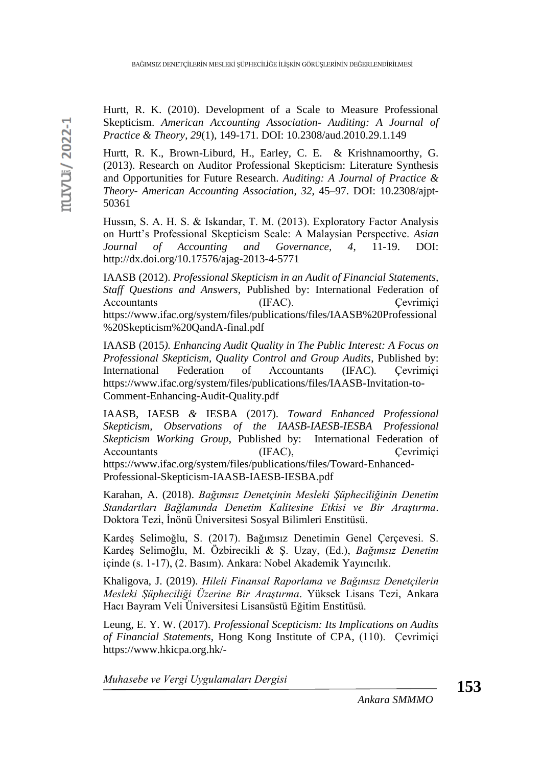Hurtt, R. K. (2010). Development of a Scale to Measure Professional Skepticism. *American Accounting Association- Auditing: A Journal of Practice & Theory*, *29*(1), 149-171. DOI: 10.2308/aud.2010.29.1.149

Hurtt, R. K., Brown-Liburd, H., Earley, C. E. & Krishnamoorthy, G. (2013). Research on Auditor Professional Skepticism: Literature Synthesis and Opportunities for Future Research. *Auditing: A Journal of Practice & Theory- American Accounting Association*, *32*, 45–97. DOI: 10.2308/ajpt-50361

Hussın, S. A. H. S. & Iskandar, T. M. (2013). Exploratory Factor Analysis on Hurtt's Professional Skepticism Scale: A Malaysian Perspective. *Asian Journal of Accounting and Governance*, *4*, 11-19. DOI: http://dx.doi.org/10.17576/ajag-2013-4-5771

IAASB (2012). *Professional Skepticism in an Audit of Financial Statements, Staff Questions and Answers*, Published by: International Federation of Accountants (IFAC). Çevrimiçi https://www.ifac.org/system/files/publications/files/IAASB%20Professional%20Skepticism%20QandA-final.pdf

IAASB (2015*). Enhancing Audit Quality in The Public Interest: A Focus on Professional Skepticism, Quality Control and Group Audits*, Published by: International Federation of Accountants (IFAC)*.* Çevrimiçi https://www.ifac.org/system/files/publications/files/IAASB-Invitation-to-Comment-Enhancing-Audit-Quality.pdf

IAASB, IAESB *&* IESBA (2017). *Toward Enhanced Professional Skepticism, Observations of the IAASB-IAESB-IESBA Professional Skepticism Working Group*, Published by: International Federation of Accountants (IFAC), Çevrimiçi https://www.ifac.org/system/files/publications/files/Toward-Enhanced-Professional-Skepticism-IAASB-IAESB-IESBA.pdf

Karahan, A. (2018). *Bağımsız Denetçinin Mesleki Şüpheciliğinin Denetim Standartları Bağlamında Denetim Kalitesine Etkisi ve Bir Araştırma*. Doktora Tezi, İnönü Üniversitesi Sosyal Bilimleri Enstitüsü.

Kardeş Selimoğlu, S. (2017). Bağımsız Denetimin Genel Çerçevesi. S. Kardeş Selimoğlu, M. Özbirecikli & Ş. Uzay, (Ed.), *Bağımsız Denetim* içinde (s. 1-17), (2. Basım). Ankara: Nobel Akademik Yayıncılık.

Khaligova, J. (2019). *Hileli Finansal Raporlama ve Bağımsız Denetçilerin Mesleki Şüpheciliği Üzerine Bir Araştırma*. Yüksek Lisans Tezi, Ankara Hacı Bayram Veli Üniversitesi Lisansüstü Eğitim Enstitüsü.

Leung, E. Y. W. (2017). *Professional Scepticism: Its Implications on Audits of Financial Statements*, Hong Kong Institute of CPA, (110). Çevrimiçi https://www.hkicpa.org.hk/-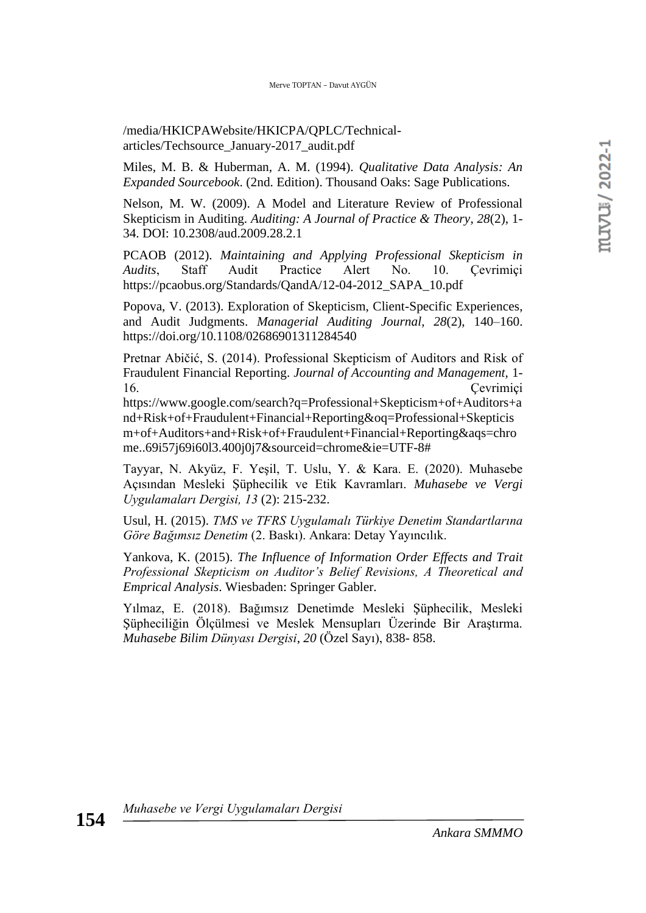/media/HKICPAWebsite/HKICPA/QPLC/Technical-articles/Techsource_January-2017_audit.pdf

Miles, M. B. & Huberman, A. M. (1994). *Qualitative Data Analysis: An Expanded Sourcebook*. (2nd. Edition). Thousand Oaks: Sage Publications.

Nelson, M. W. (2009). A Model and Literature Review of Professional Skepticism in Auditing. *Auditing: A Journal of Practice & Theory*, *28*(2), 1-34. DOI: 10.2308/aud.2009.28.2.1

PCAOB (2012). *Maintaining and Applying Professional Skepticism in Audits*, Staff Audit Practice Alert No. 10. Çevrimiçi https://pcaobus.org/Standards/QandA/12-04-2012_SAPA_10.pdf

Popova, V. (2013). Exploration of Skepticism, Client-Specific Experiences, and Audit Judgments. *Managerial Auditing Journal*, *28*(2), 140–160. https://doi.org/10.1108/02686901311284540

Pretnar Abičić, S. (2014). Professional Skepticism of Auditors and Risk of Fraudulent Financial Reporting. *Journal of Accounting and Management,* 1-16. Çevrimiçi https://www.google.com/search?q=Professional+Skepticism+of+Auditors+and+Risk+of+Fraudulent+Financial+Reporting&oq=Professional+Skepticism+of+Auditors+and+Risk+of+Fraudulent+Financial+Reporting&aqs=chrome..69i57j69i60l3.400j0j7&sourceid=chrome&ie=UTF-8#

Tayyar, N. Akyüz, F. Yeşil, T. Uslu, Y. & Kara. E. (2020). Muhasebe Açısından Mesleki Şüphecilik ve Etik Kavramları. *Muhasebe ve Vergi Uygulamaları Dergisi, 13* (2): 215-232.

Usul, H. (2015). *TMS ve TFRS Uygulamalı Türkiye Denetim Standartlarına Göre Bağımsız Denetim* (2. Baskı). Ankara: Detay Yayıncılık.

Yankova, K. (2015). *The Influence of Information Order Effects and Trait Professional Skepticism on Auditor's Belief Revisions, A Theoretical and Emprical Analysis*. Wiesbaden: Springer Gabler.

Yılmaz, E. (2018). Bağımsız Denetimde Mesleki Şüphecilik, Mesleki Şüpheciliğin Ölçülmesi ve Meslek Mensupları Üzerinde Bir Araştırma. *Muhasebe Bilim Dünyası Dergisi*, *20* (Özel Sayı), 838- 858.